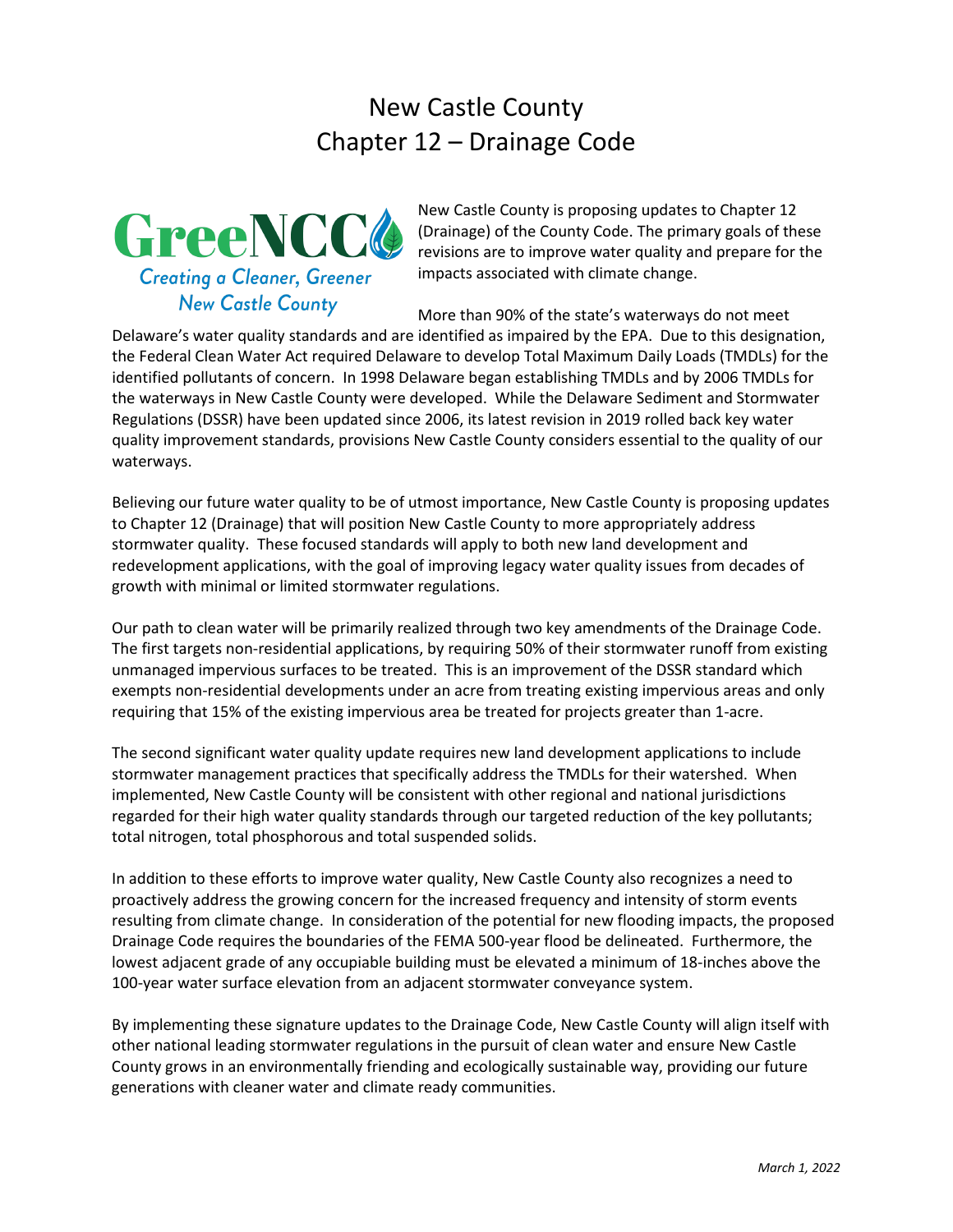# New Castle County
# Chapter 12 – Drainage Code

GreeNCC
*Creating a Cleaner, Greener New Castle County*

New Castle County is proposing updates to Chapter 12 (Drainage) of the County Code. The primary goals of these revisions are to improve water quality and prepare for the impacts associated with climate change.

More than 90% of the state's waterways do not meet Delaware's water quality standards and are identified as impaired by the EPA. Due to this designation, the Federal Clean Water Act required Delaware to develop Total Maximum Daily Loads (TMDLs) for the identified pollutants of concern. In 1998 Delaware began establishing TMDLs and by 2006 TMDLs for the waterways in New Castle County were developed. While the Delaware Sediment and Stormwater Regulations (DSSR) have been updated since 2006, its latest revision in 2019 rolled back key water quality improvement standards, provisions New Castle County considers essential to the quality of our waterways.

Believing our future water quality to be of utmost importance, New Castle County is proposing updates to Chapter 12 (Drainage) that will position New Castle County to more appropriately address stormwater quality. These focused standards will apply to both new land development and redevelopment applications, with the goal of improving legacy water quality issues from decades of growth with minimal or limited stormwater regulations.

Our path to clean water will be primarily realized through two key amendments of the Drainage Code. The first targets non-residential applications, by requiring 50% of their stormwater runoff from existing unmanaged impervious surfaces to be treated. This is an improvement of the DSSR standard which exempts non-residential developments under an acre from treating existing impervious areas and only requiring that 15% of the existing impervious area be treated for projects greater than 1-acre.

The second significant water quality update requires new land development applications to include stormwater management practices that specifically address the TMDLs for their watershed. When implemented, New Castle County will be consistent with other regional and national jurisdictions regarded for their high water quality standards through our targeted reduction of the key pollutants; total nitrogen, total phosphorous and total suspended solids.

In addition to these efforts to improve water quality, New Castle County also recognizes a need to proactively address the growing concern for the increased frequency and intensity of storm events resulting from climate change. In consideration of the potential for new flooding impacts, the proposed Drainage Code requires the boundaries of the FEMA 500-year flood be delineated. Furthermore, the lowest adjacent grade of any occupiable building must be elevated a minimum of 18-inches above the 100-year water surface elevation from an adjacent stormwater conveyance system.

By implementing these signature updates to the Drainage Code, New Castle County will align itself with other national leading stormwater regulations in the pursuit of clean water and ensure New Castle County grows in an environmentally friending and ecologically sustainable way, providing our future generations with cleaner water and climate ready communities.

*March 1, 2022*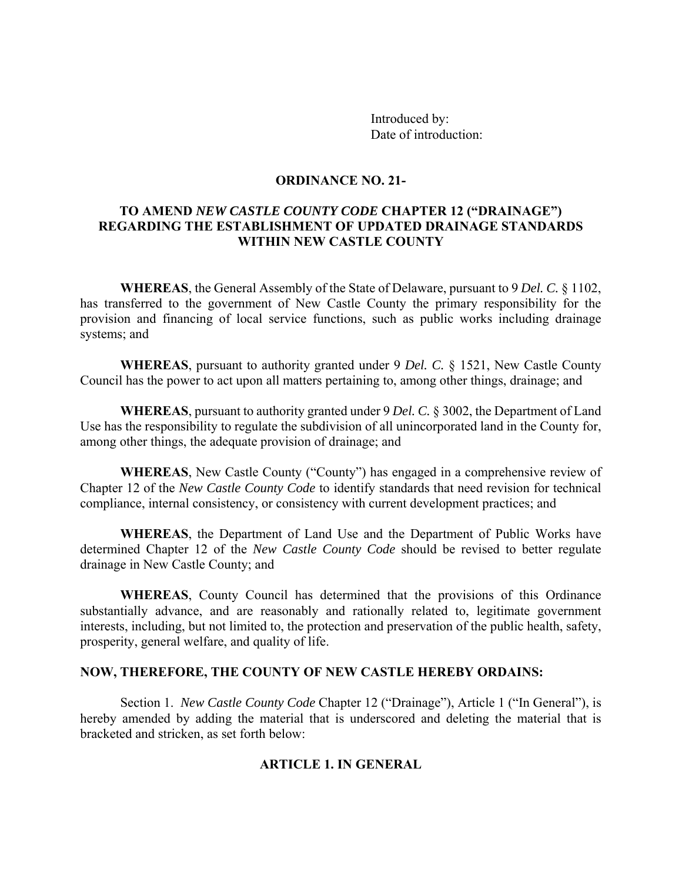Introduced by:
Date of introduction:

**ORDINANCE NO. 21-**

**TO AMEND *NEW CASTLE COUNTY CODE* CHAPTER 12 ("DRAINAGE") REGARDING THE ESTABLISHMENT OF UPDATED DRAINAGE STANDARDS WITHIN NEW CASTLE COUNTY**

**WHEREAS**, the General Assembly of the State of Delaware, pursuant to 9 *Del. C.* § 1102, has transferred to the government of New Castle County the primary responsibility for the provision and financing of local service functions, such as public works including drainage systems; and

**WHEREAS**, pursuant to authority granted under 9 *Del. C.* § 1521, New Castle County Council has the power to act upon all matters pertaining to, among other things, drainage; and

**WHEREAS**, pursuant to authority granted under 9 *Del. C.* § 3002, the Department of Land Use has the responsibility to regulate the subdivision of all unincorporated land in the County for, among other things, the adequate provision of drainage; and

**WHEREAS**, New Castle County ("County") has engaged in a comprehensive review of Chapter 12 of the *New Castle County Code* to identify standards that need revision for technical compliance, internal consistency, or consistency with current development practices; and

**WHEREAS**, the Department of Land Use and the Department of Public Works have determined Chapter 12 of the *New Castle County Code* should be revised to better regulate drainage in New Castle County; and

**WHEREAS**, County Council has determined that the provisions of this Ordinance substantially advance, and are reasonably and rationally related to, legitimate government interests, including, but not limited to, the protection and preservation of the public health, safety, prosperity, general welfare, and quality of life.

**NOW, THEREFORE, THE COUNTY OF NEW CASTLE HEREBY ORDAINS:**

Section 1. *New Castle County Code* Chapter 12 ("Drainage"), Article 1 ("In General"), is hereby amended by adding the material that is underscored and deleting the material that is bracketed and stricken, as set forth below:

**ARTICLE 1. IN GENERAL**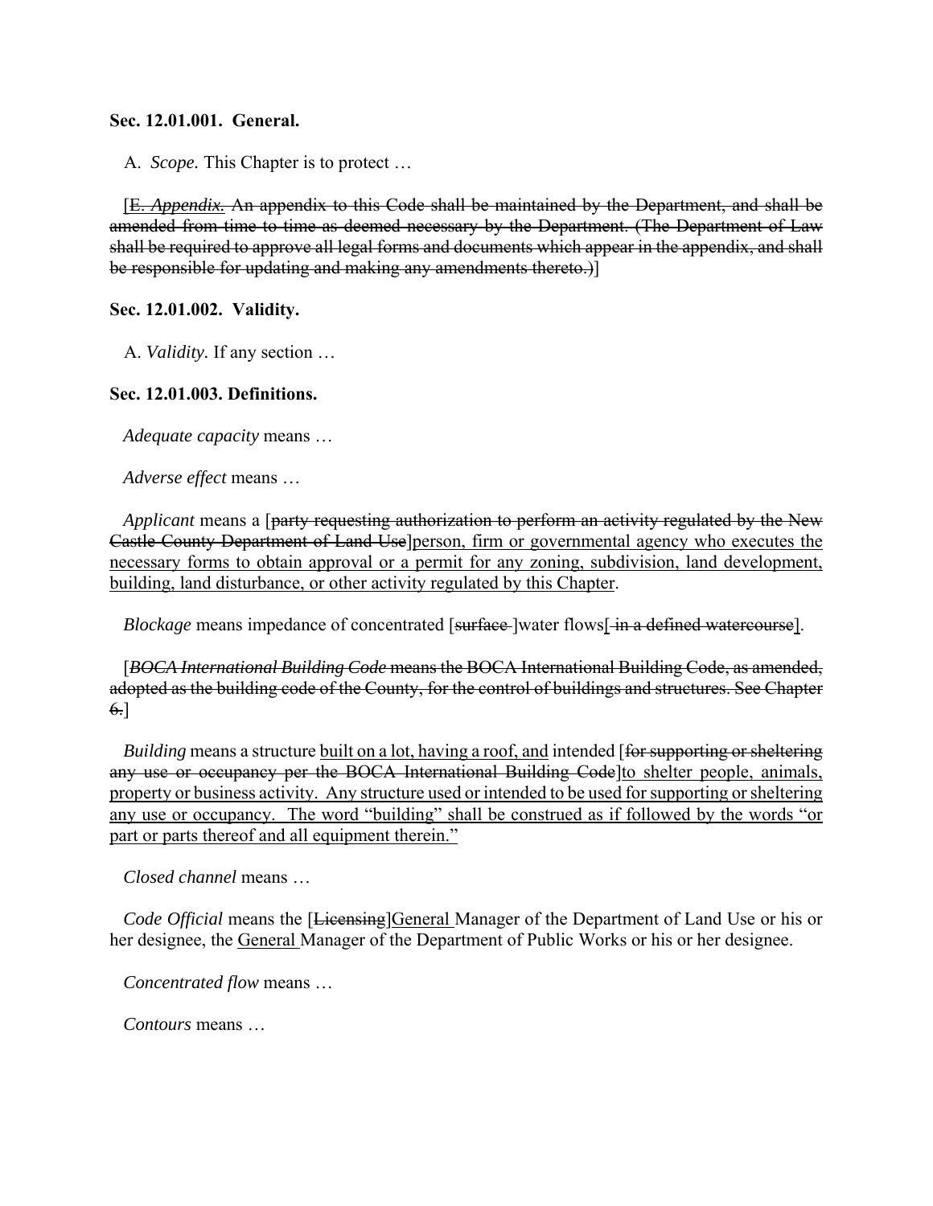**Sec. 12.01.001. General.**

A. *Scope.* This Chapter is to protect …

[~~E. *Appendix.* An appendix to this Code shall be maintained by the Department, and shall be amended from time to time as deemed necessary by the Department. (The Department of Law shall be required to approve all legal forms and documents which appear in the appendix, and shall be responsible for updating and making any amendments thereto.)~~]

**Sec. 12.01.002. Validity.**

A. *Validity.* If any section …

**Sec. 12.01.003. Definitions.**

*Adequate capacity* means …

*Adverse effect* means …

*Applicant* means a [~~party requesting authorization to perform an activity regulated by the New Castle County Department of Land Use~~]<u>person, firm or governmental agency who executes the necessary forms to obtain approval or a permit for any zoning, subdivision, land development, building, land disturbance, or other activity regulated by this Chapter</u>.

*Blockage* means impedance of concentrated [~~surface~~ ]water flows[~~ in a defined watercourse~~].

[~~*BOCA International Building Code* means the BOCA International Building Code, as amended, adopted as the building code of the County, for the control of buildings and structures. See Chapter 6.~~]

*Building* means a structure <u>built on a lot, having a roof, and</u> intended [~~for supporting or sheltering any use or occupancy per the BOCA International Building Code~~]<u>to shelter people, animals, property or business activity. Any structure used or intended to be used for supporting or sheltering any use or occupancy. The word "building" shall be construed as if followed by the words "or part or parts thereof and all equipment therein."</u>

*Closed channel* means …

*Code Official* means the [~~Licensing~~]<u>General</u> Manager of the Department of Land Use or his or her designee, the <u>General</u> Manager of the Department of Public Works or his or her designee.

*Concentrated flow* means …

*Contours* means …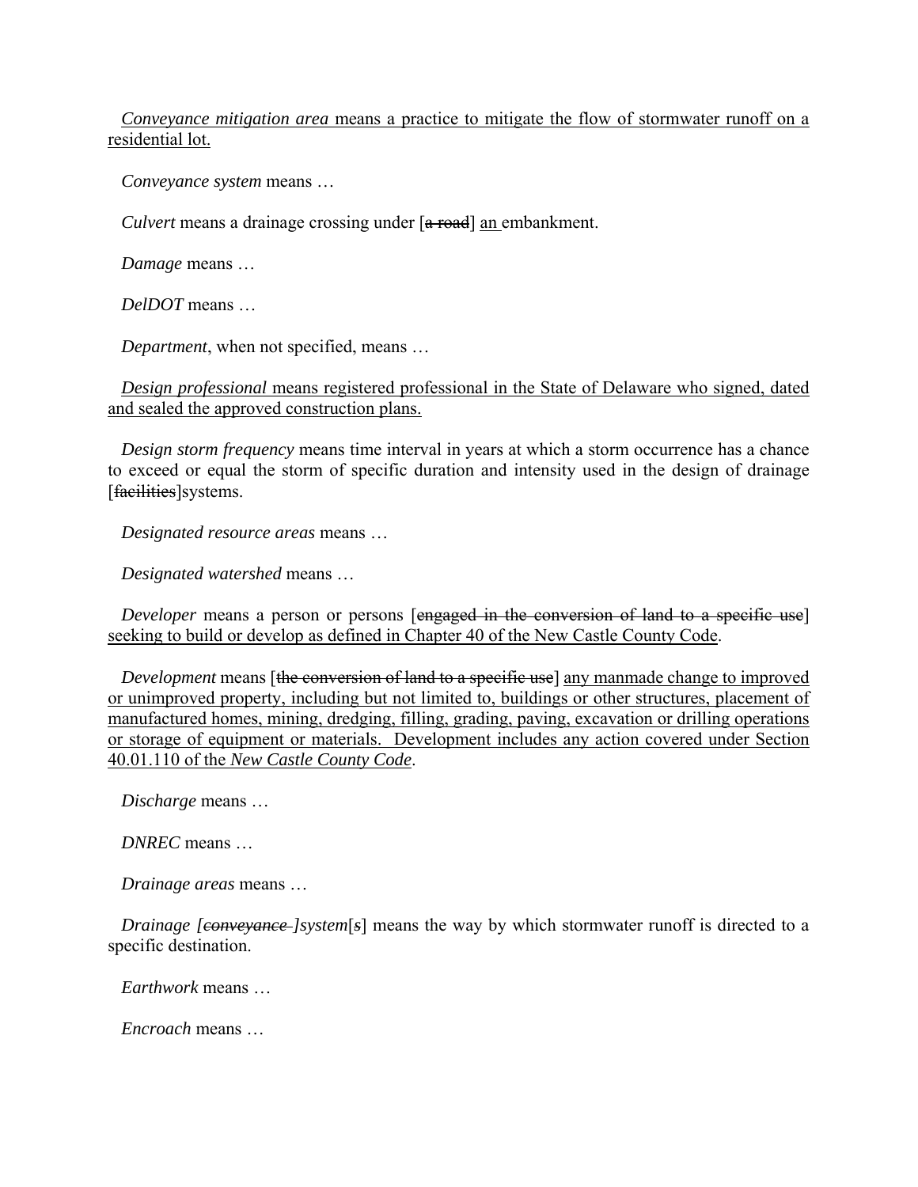<u>*Conveyance mitigation area* means a practice to mitigate the flow of stormwater runoff on a residential lot.</u>

*Conveyance system* means …

*Culvert* means a drainage crossing under [~~a road~~] <u>an</u> embankment.

*Damage* means …

*DelDOT* means …

*Department*, when not specified, means …

<u>*Design professional* means registered professional in the State of Delaware who signed, dated and sealed the approved construction plans.</u>

*Design storm frequency* means time interval in years at which a storm occurrence has a chance to exceed or equal the storm of specific duration and intensity used in the design of drainage [~~facilities~~]systems.

*Designated resource areas* means …

*Designated watershed* means …

*Developer* means a person or persons [~~engaged in the conversion of land to a specific use~~] <u>seeking to build or develop as defined in Chapter 40 of the New Castle County Code</u>.

*Development* means [~~the conversion of land to a specific use~~] <u>any manmade change to improved or unimproved property, including but not limited to, buildings or other structures, placement of manufactured homes, mining, dredging, filling, grading, paving, excavation or drilling operations or storage of equipment or materials. Development includes any action covered under Section 40.01.110 of the *New Castle County Code*</u>.

*Discharge* means …

*DNREC* means …

*Drainage areas* means …

*Drainage [~~conveyance~~ ]system*[~~*s*~~] means the way by which stormwater runoff is directed to a specific destination.

*Earthwork* means …

*Encroach* means …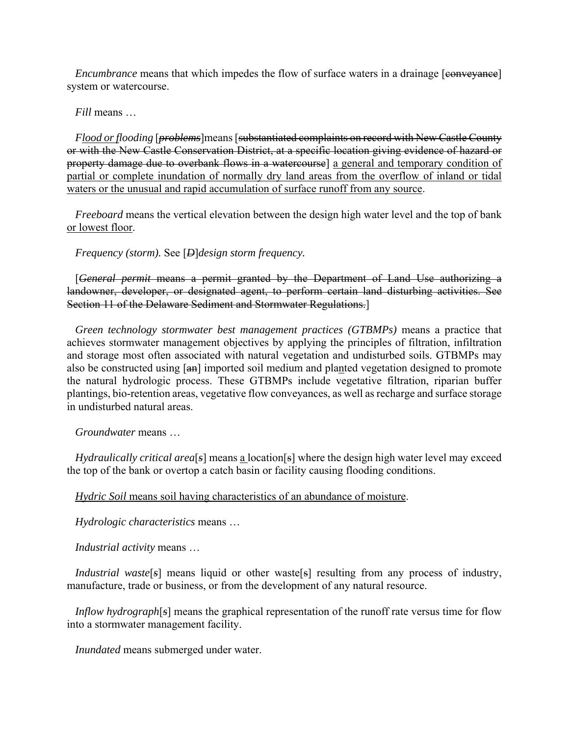*Encumbrance* means that which impedes the flow of surface waters in a drainage [~~conveyance~~] system or watercourse.

*Fill* means …

*F<u>lood or f</u>looding* [~~*problems*~~]means [~~substantiated complaints on record with New Castle County or with the New Castle Conservation District, at a specific location giving evidence of hazard or property damage due to overbank flows in a watercourse~~] <u>a general and temporary condition of partial or complete inundation of normally dry land areas from the overflow of inland or tidal waters or the unusual and rapid accumulation of surface runoff from any source</u>.

*Freeboard* means the vertical elevation between the design high water level and the top of bank <u>or lowest floor</u>.

*Frequency (storm).* See [~~*D*~~]*design storm frequency.*

[~~*General permit* means a permit granted by the Department of Land Use authorizing a landowner, developer, or designated agent, to perform certain land disturbing activities. See Section 11 of the Delaware Sediment and Stormwater Regulations.~~]

*Green technology stormwater best management practices (GTBMPs)* means a practice that achieves stormwater management objectives by applying the principles of filtration, infiltration and storage most often associated with natural vegetation and undisturbed soils. GTBMPs may also be constructed using [~~an~~] imported soil medium and pla<u>n</u>ted vegetation designed to promote the natural hydrologic process. These GTBMPs include vegetative filtration, riparian buffer plantings, bio-retention areas, vegetative flow conveyances, as well as recharge and surface storage in undisturbed natural areas.

*Groundwater* means …

*Hydraulically critical area*[~~*s*~~] means <u>a</u> location[~~s~~] where the design high water level may exceed the top of the bank or overtop a catch basin or facility causing flooding conditions.

<u>*Hydric Soil* means soil having characteristics of an abundance of moisture</u>.

*Hydrologic characteristics* means …

*Industrial activity* means …

*Industrial waste*[~~*s*~~] means liquid or other waste[~~s~~] resulting from any process of industry, manufacture, trade or business, or from the development of any natural resource.

*Inflow hydrograph*[~~*s*~~] means the graphical representation of the runoff rate versus time for flow into a stormwater management facility.

*Inundated* means submerged under water.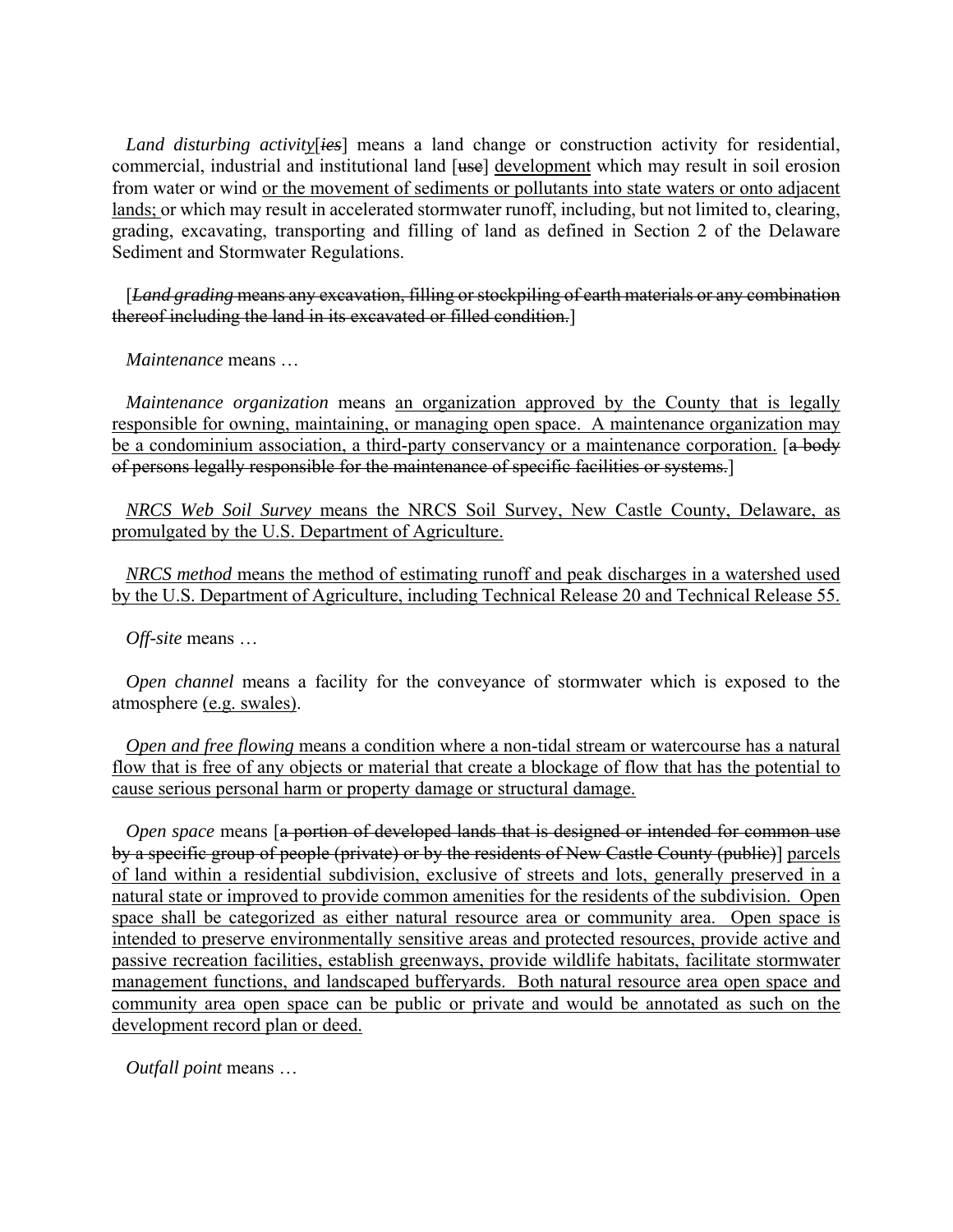*Land disturbing activity*[~~*ies*~~] means a land change or construction activity for residential, commercial, industrial and institutional land [~~use~~] <u>development</u> which may result in soil erosion from water or wind <u>or the movement of sediments or pollutants into state waters or onto adjacent lands;</u> or which may result in accelerated stormwater runoff, including, but not limited to, clearing, grading, excavating, transporting and filling of land as defined in Section 2 of the Delaware Sediment and Stormwater Regulations.

[~~*Land grading* means any excavation, filling or stockpiling of earth materials or any combination thereof including the land in its excavated or filled condition.~~]

*Maintenance* means …

*Maintenance organization* means <u>an organization approved by the County that is legally responsible for owning, maintaining, or managing open space. A maintenance organization may be a condominium association, a third-party conservancy or a maintenance corporation.</u> [~~a body of persons legally responsible for the maintenance of specific facilities or systems.~~]

<u>*NRCS Web Soil Survey* means the NRCS Soil Survey, New Castle County, Delaware, as promulgated by the U.S. Department of Agriculture.</u>

<u>*NRCS method* means the method of estimating runoff and peak discharges in a watershed used by the U.S. Department of Agriculture, including Technical Release 20 and Technical Release 55.</u>

*Off-site* means …

*Open channel* means a facility for the conveyance of stormwater which is exposed to the atmosphere <u>(e.g. swales)</u>.

<u>*Open and free flowing* means a condition where a non-tidal stream or watercourse has a natural flow that is free of any objects or material that create a blockage of flow that has the potential to cause serious personal harm or property damage or structural damage.</u>

*Open space* means [~~a portion of developed lands that is designed or intended for common use by a specific group of people (private) or by the residents of New Castle County (public)~~] <u>parcels of land within a residential subdivision, exclusive of streets and lots, generally preserved in a natural state or improved to provide common amenities for the residents of the subdivision. Open space shall be categorized as either natural resource area or community area. Open space is intended to preserve environmentally sensitive areas and protected resources, provide active and passive recreation facilities, establish greenways, provide wildlife habitats, facilitate stormwater management functions, and landscaped bufferyards. Both natural resource area open space and community area open space can be public or private and would be annotated as such on the development record plan or deed.</u>

*Outfall point* means …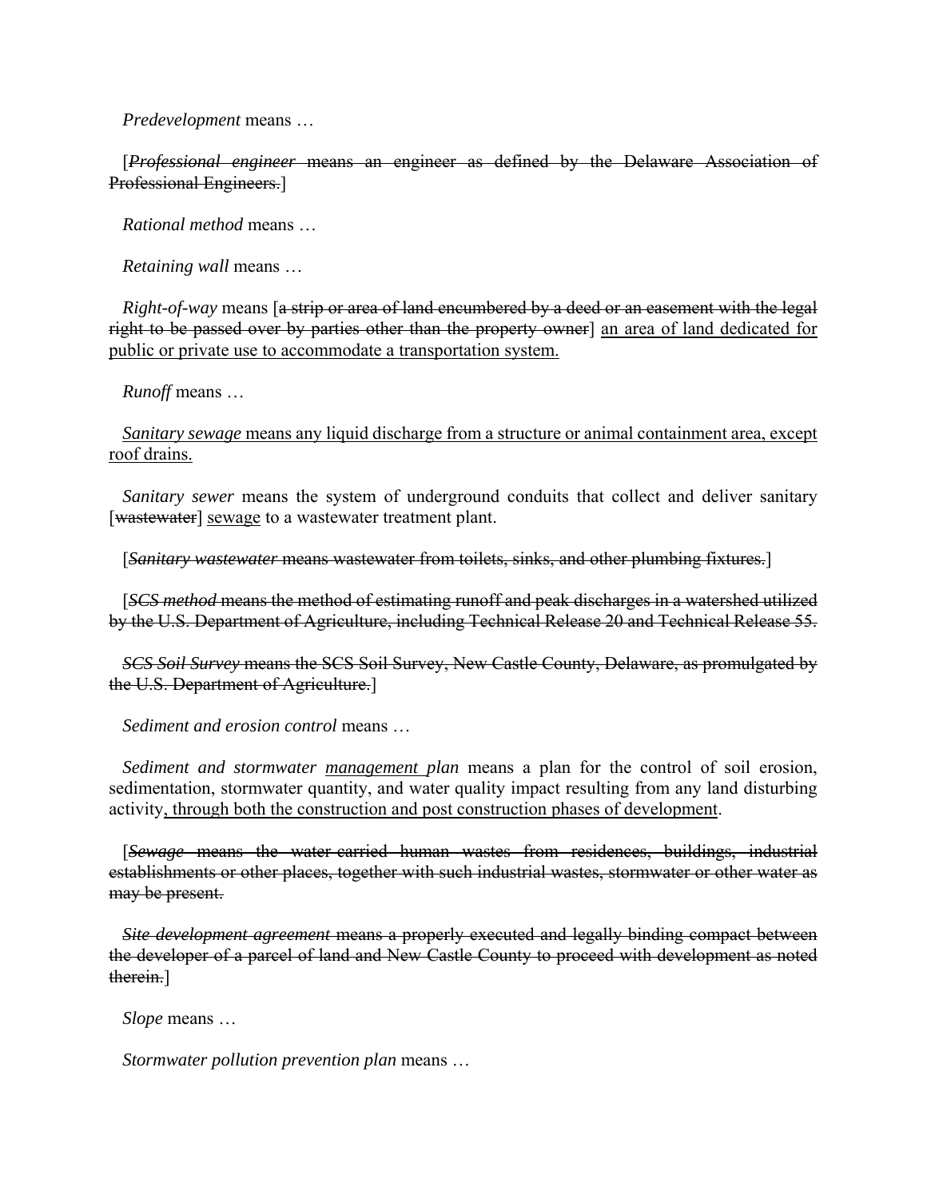*Predevelopment* means …

[~~*Professional engineer* means an engineer as defined by the Delaware Association of Professional Engineers.~~]

*Rational method* means …

*Retaining wall* means …

*Right-of-way* means [~~a strip or area of land encumbered by a deed or an easement with the legal right to be passed over by parties other than the property owner~~] <u>an area of land dedicated for public or private use to accommodate a transportation system.</u>

*Runoff* means …

<u>*Sanitary sewage* means any liquid discharge from a structure or animal containment area, except roof drains.</u>

*Sanitary sewer* means the system of underground conduits that collect and deliver sanitary [~~wastewater~~] <u>sewage</u> to a wastewater treatment plant.

[~~*Sanitary wastewater* means wastewater from toilets, sinks, and other plumbing fixtures.~~]

[~~*SCS method* means the method of estimating runoff and peak discharges in a watershed utilized by the U.S. Department of Agriculture, including Technical Release 20 and Technical Release 55.~~

~~*SCS Soil Survey* means the SCS Soil Survey, New Castle County, Delaware, as promulgated by the U.S. Department of Agriculture.~~]

*Sediment and erosion control* means …

*Sediment and stormwater <u>management</u> plan* means a plan for the control of soil erosion, sedimentation, stormwater quantity, and water quality impact resulting from any land disturbing activity<u>, through both the construction and post construction phases of development</u>.

[~~*Sewage* means the water-carried human wastes from residences, buildings, industrial establishments or other places, together with such industrial wastes, stormwater or other water as may be present.~~

~~*Site development agreement* means a properly executed and legally binding compact between the developer of a parcel of land and New Castle County to proceed with development as noted therein.~~]

*Slope* means …

*Stormwater pollution prevention plan* means …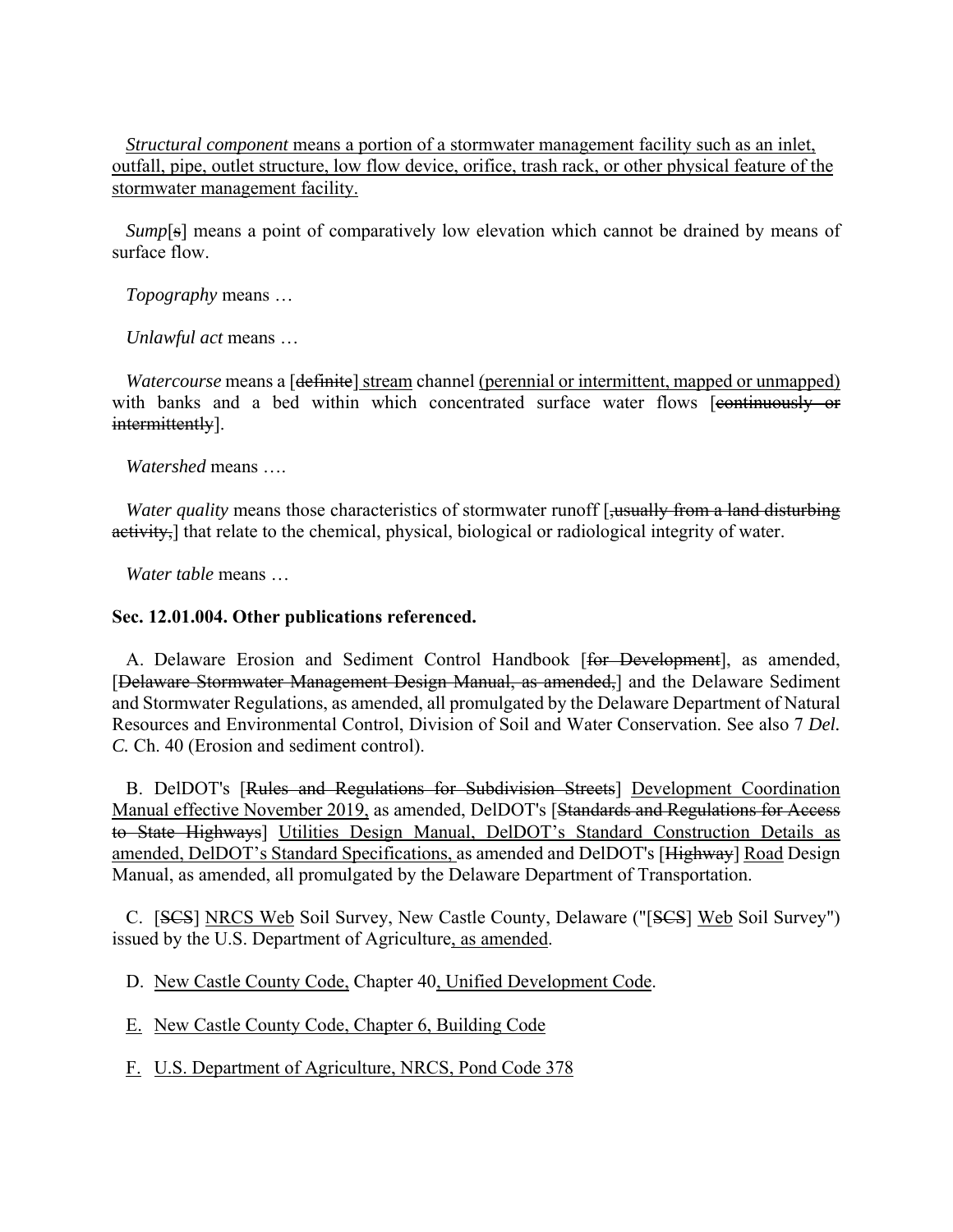*Structural component* means a portion of a stormwater management facility such as an inlet, outfall, pipe, outlet structure, low flow device, orifice, trash rack, or other physical feature of the stormwater management facility.

*Sump*[~~s~~] means a point of comparatively low elevation which cannot be drained by means of surface flow.

*Topography* means …

*Unlawful act* means …

*Watercourse* means a [~~definite~~] stream channel (perennial or intermittent, mapped or unmapped) with banks and a bed within which concentrated surface water flows [~~continuously or intermittently~~].

*Watershed* means ….

*Water quality* means those characteristics of stormwater runoff [~~,usually from a land disturbing activity,~~] that relate to the chemical, physical, biological or radiological integrity of water.

*Water table* means …

**Sec. 12.01.004. Other publications referenced.**

A. Delaware Erosion and Sediment Control Handbook [~~for Development~~], as amended, [~~Delaware Stormwater Management Design Manual, as amended,~~] and the Delaware Sediment and Stormwater Regulations, as amended, all promulgated by the Delaware Department of Natural Resources and Environmental Control, Division of Soil and Water Conservation. See also 7 *Del. C.* Ch. 40 (Erosion and sediment control).

B. DelDOT's [~~Rules and Regulations for Subdivision Streets~~] Development Coordination Manual effective November 2019, as amended, DelDOT's [~~Standards and Regulations for Access to State Highways~~] Utilities Design Manual, DelDOT's Standard Construction Details as amended, DelDOT's Standard Specifications, as amended and DelDOT's [~~Highway~~] Road Design Manual, as amended, all promulgated by the Delaware Department of Transportation.

C. [~~SCS~~] NRCS Web Soil Survey, New Castle County, Delaware ("[~~SCS~~] Web Soil Survey") issued by the U.S. Department of Agriculture, as amended.

D. New Castle County Code, Chapter 40, Unified Development Code.

E. New Castle County Code, Chapter 6, Building Code

F. U.S. Department of Agriculture, NRCS, Pond Code 378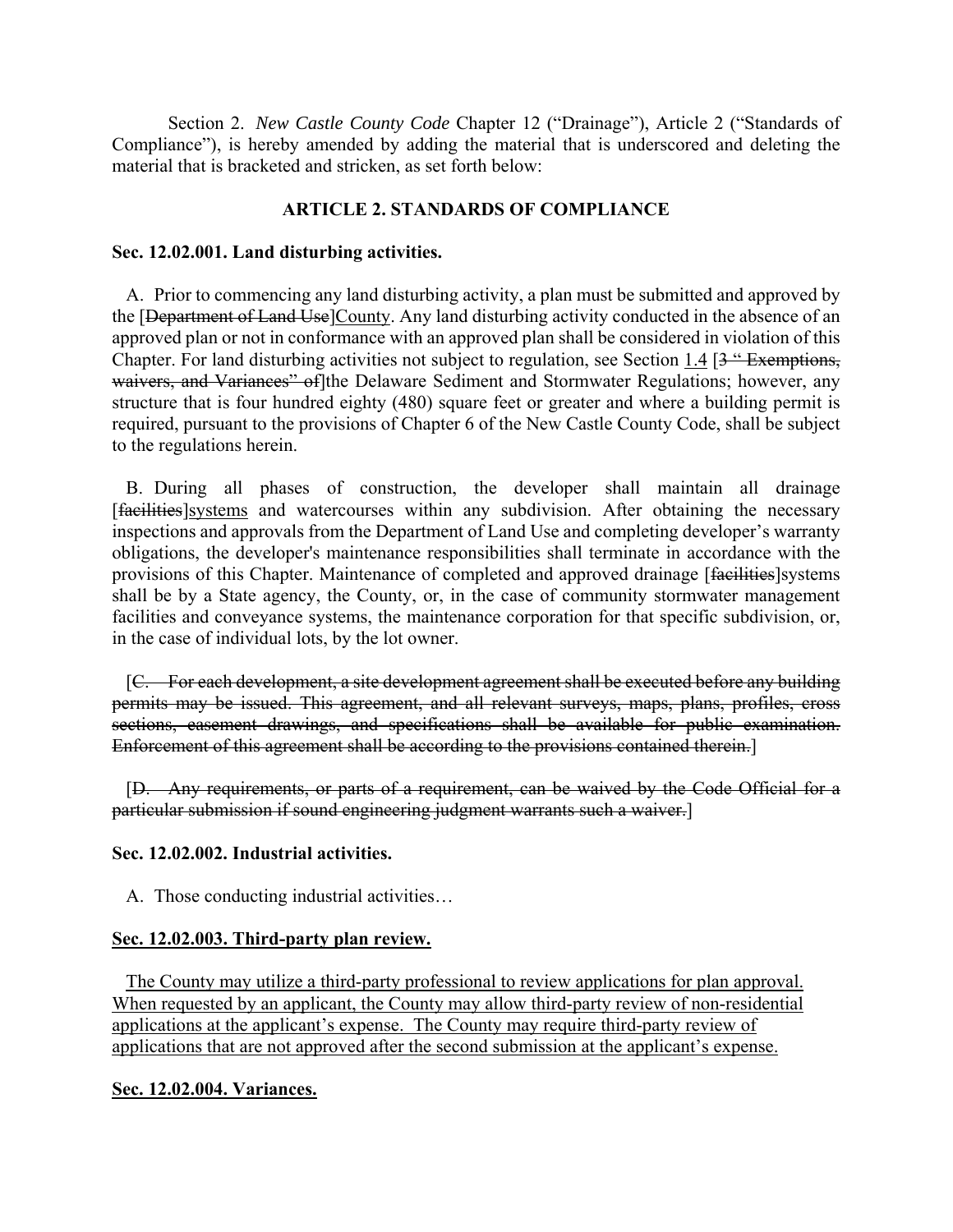Section 2. *New Castle County Code* Chapter 12 ("Drainage"), Article 2 ("Standards of Compliance"), is hereby amended by adding the material that is underscored and deleting the material that is bracketed and stricken, as set forth below:

**ARTICLE 2. STANDARDS OF COMPLIANCE**

**Sec. 12.02.001. Land disturbing activities.**

A. Prior to commencing any land disturbing activity, a plan must be submitted and approved by the [~~Department of Land Use~~]<u>County</u>. Any land disturbing activity conducted in the absence of an approved plan or not in conformance with an approved plan shall be considered in violation of this Chapter. For land disturbing activities not subject to regulation, see Section <u>1.4</u> [~~3 " Exemptions, waivers, and Variances" of~~]the Delaware Sediment and Stormwater Regulations; however, any structure that is four hundred eighty (480) square feet or greater and where a building permit is required, pursuant to the provisions of Chapter 6 of the New Castle County Code, shall be subject to the regulations herein.

B. During all phases of construction, the developer shall maintain all drainage [~~facilities~~]<u>systems</u> and watercourses within any subdivision. After obtaining the necessary inspections and approvals from the Department of Land Use and completing developer's warranty obligations, the developer's maintenance responsibilities shall terminate in accordance with the provisions of this Chapter. Maintenance of completed and approved drainage [~~facilities~~]systems shall be by a State agency, the County, or, in the case of community stormwater management facilities and conveyance systems, the maintenance corporation for that specific subdivision, or, in the case of individual lots, by the lot owner.

[~~C. For each development, a site development agreement shall be executed before any building permits may be issued. This agreement, and all relevant surveys, maps, plans, profiles, cross sections, easement drawings, and specifications shall be available for public examination. Enforcement of this agreement shall be according to the provisions contained therein.~~]

[~~D. Any requirements, or parts of a requirement, can be waived by the Code Official for a particular submission if sound engineering judgment warrants such a waiver.~~]

**Sec. 12.02.002. Industrial activities.**

A. Those conducting industrial activities…

**<u>Sec. 12.02.003. Third-party plan review.</u>**

<u>The County may utilize a third-party professional to review applications for plan approval. When requested by an applicant, the County may allow third-party review of non-residential applications at the applicant's expense. The County may require third-party review of applications that are not approved after the second submission at the applicant's expense.</u>

**<u>Sec. 12.02.004. Variances.</u>**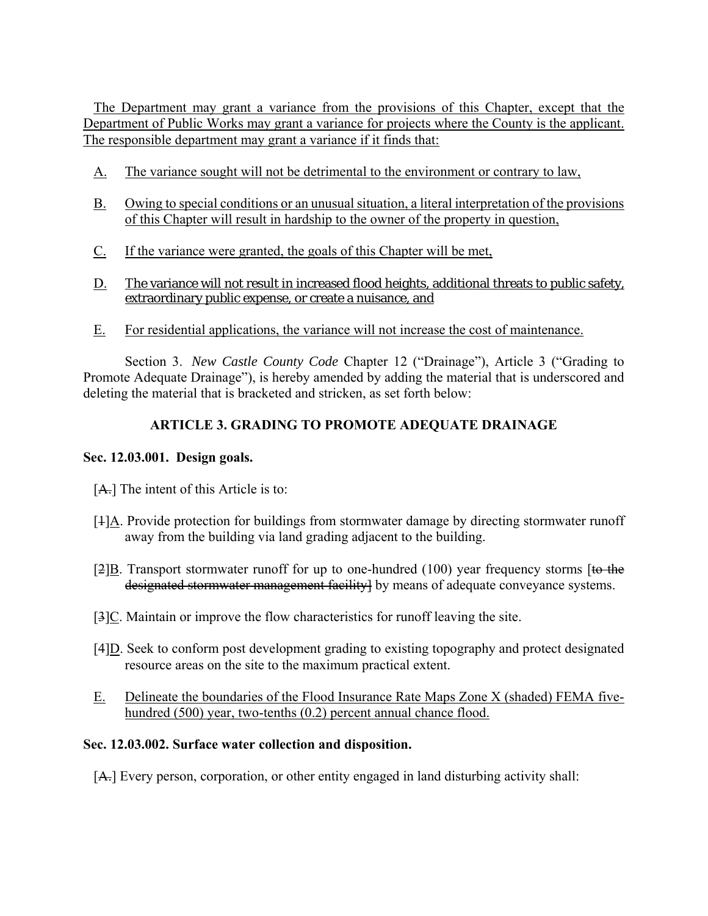The Department may grant a variance from the provisions of this Chapter, except that the Department of Public Works may grant a variance for projects where the County is the applicant. The responsible department may grant a variance if it finds that:

A. The variance sought will not be detrimental to the environment or contrary to law,

B. Owing to special conditions or an unusual situation, a literal interpretation of the provisions of this Chapter will result in hardship to the owner of the property in question,

C. If the variance were granted, the goals of this Chapter will be met,

D. The variance will not result in increased flood heights, additional threats to public safety, extraordinary public expense, or create a nuisance, and

E. For residential applications, the variance will not increase the cost of maintenance.

Section 3. *New Castle County Code* Chapter 12 ("Drainage"), Article 3 ("Grading to Promote Adequate Drainage"), is hereby amended by adding the material that is underscored and deleting the material that is bracketed and stricken, as set forth below:

## ARTICLE 3. GRADING TO PROMOTE ADEQUATE DRAINAGE

**Sec. 12.03.001. Design goals.**

[~~A.~~] The intent of this Article is to:

[~~1~~]A. Provide protection for buildings from stormwater damage by directing stormwater runoff away from the building via land grading adjacent to the building.

[~~2~~]B. Transport stormwater runoff for up to one-hundred (100) year frequency storms [~~to the designated stormwater management facility~~] by means of adequate conveyance systems.

[~~3~~]C. Maintain or improve the flow characteristics for runoff leaving the site.

[4]D. Seek to conform post development grading to existing topography and protect designated resource areas on the site to the maximum practical extent.

E. Delineate the boundaries of the Flood Insurance Rate Maps Zone X (shaded) FEMA five-hundred (500) year, two-tenths (0.2) percent annual chance flood.

**Sec. 12.03.002. Surface water collection and disposition.**

[~~A.~~] Every person, corporation, or other entity engaged in land disturbing activity shall: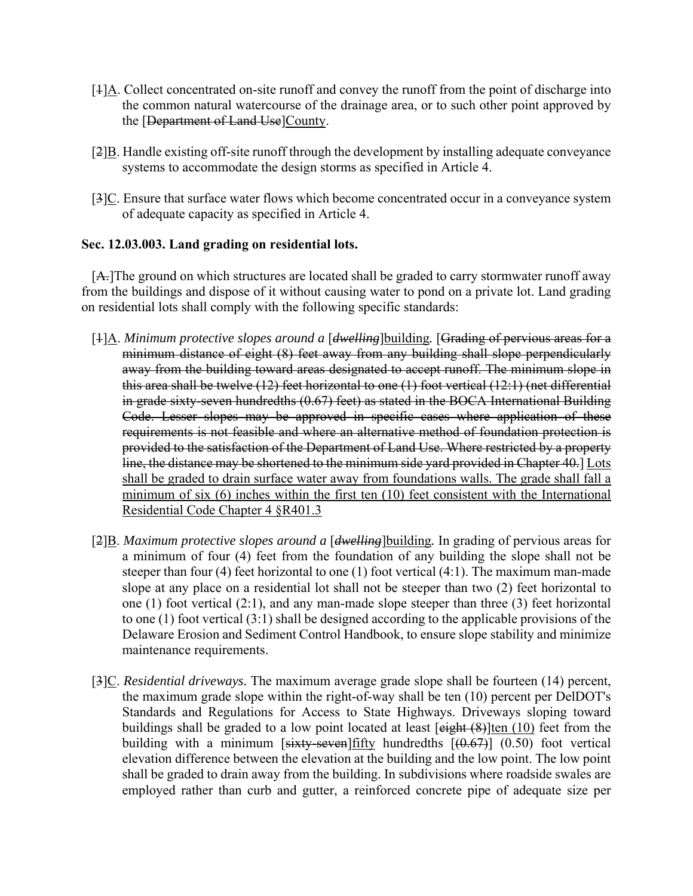[~~1~~]<u>A</u>. Collect concentrated on-site runoff and convey the runoff from the point of discharge into the common natural watercourse of the drainage area, or to such other point approved by the [~~Department of Land Use~~]<u>County</u>.

[~~2~~]<u>B</u>. Handle existing off-site runoff through the development by installing adequate conveyance systems to accommodate the design storms as specified in Article 4.

[~~3~~]<u>C</u>. Ensure that surface water flows which become concentrated occur in a conveyance system of adequate capacity as specified in Article 4.

**Sec. 12.03.003. Land grading on residential lots.**

[~~A.~~]The ground on which structures are located shall be graded to carry stormwater runoff away from the buildings and dispose of it without causing water to pond on a private lot. Land grading on residential lots shall comply with the following specific standards:

[~~1~~]<u>A</u>. *Minimum protective slopes around a* [~~*dwelling*~~]<u>building</u>. [~~Grading of pervious areas for a minimum distance of eight (8) feet away from any building shall slope perpendicularly away from the building toward areas designated to accept runoff. The minimum slope in this area shall be twelve (12) feet horizontal to one (1) foot vertical (12:1) (net differential in grade sixty-seven hundredths (0.67) feet) as stated in the BOCA International Building Code. Lesser slopes may be approved in specific cases where application of these requirements is not feasible and where an alternative method of foundation protection is provided to the satisfaction of the Department of Land Use. Where restricted by a property line, the distance may be shortened to the minimum side yard provided in Chapter 40.~~] <u>Lots shall be graded to drain surface water away from foundations walls. The grade shall fall a minimum of six (6) inches within the first ten (10) feet consistent with the International Residential Code Chapter 4 §R401.3</u>

[~~2~~]<u>B</u>. *Maximum protective slopes around a* [~~*dwelling*~~]<u>building</u>. In grading of pervious areas for a minimum of four (4) feet from the foundation of any building the slope shall not be steeper than four (4) feet horizontal to one (1) foot vertical (4:1). The maximum man-made slope at any place on a residential lot shall not be steeper than two (2) feet horizontal to one (1) foot vertical (2:1), and any man-made slope steeper than three (3) feet horizontal to one (1) foot vertical (3:1) shall be designed according to the applicable provisions of the Delaware Erosion and Sediment Control Handbook, to ensure slope stability and minimize maintenance requirements.

[~~3~~]<u>C</u>. *Residential driveways.* The maximum average grade slope shall be fourteen (14) percent, the maximum grade slope within the right-of-way shall be ten (10) percent per DelDOT's Standards and Regulations for Access to State Highways. Driveways sloping toward buildings shall be graded to a low point located at least [~~eight (8)~~]<u>ten (10)</u> feet from the building with a minimum [~~sixty-seven~~]<u>fifty</u> hundredths [~~(0.67)~~] (0.50) foot vertical elevation difference between the elevation at the building and the low point. The low point shall be graded to drain away from the building. In subdivisions where roadside swales are employed rather than curb and gutter, a reinforced concrete pipe of adequate size per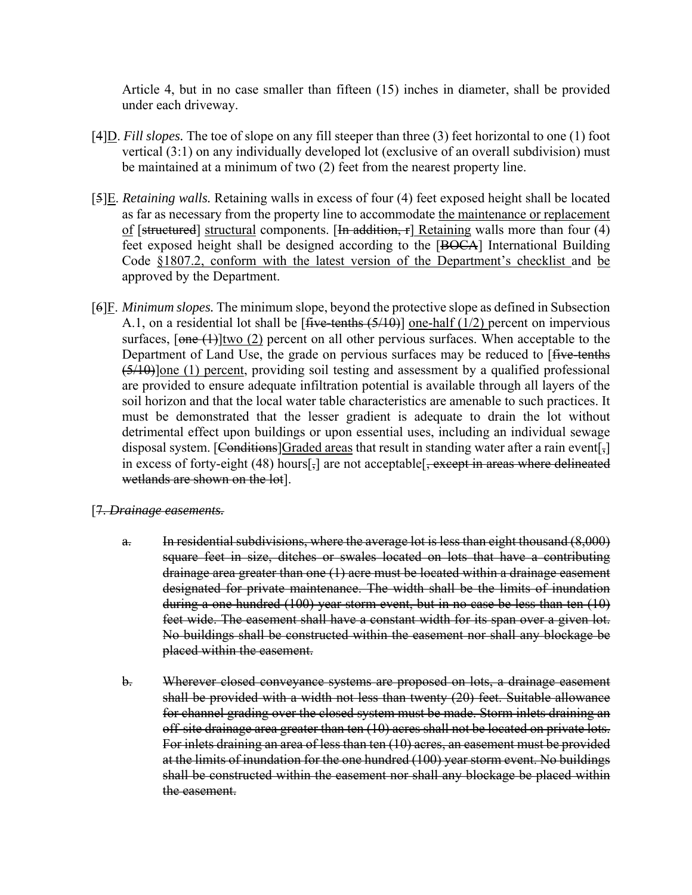Article 4, but in no case smaller than fifteen (15) inches in diameter, shall be provided under each driveway.

[4]<u>D</u>. *Fill slopes.* The toe of slope on any fill steeper than three (3) feet horizontal to one (1) foot vertical (3:1) on any individually developed lot (exclusive of an overall subdivision) must be maintained at a minimum of two (2) feet from the nearest property line.

[~~5~~]<u>E</u>. *Retaining walls.* Retaining walls in excess of four (4) feet exposed height shall be located as far as necessary from the property line to accommodate <u>the maintenance or replacement of</u> [~~structured~~] <u>structural</u> components. [~~In addition, r~~] <u>Retaining</u> walls more than four (4) feet exposed height shall be designed according to the [~~BOCA~~] International Building Code <u>§1807.2, conform with the latest version of the Department's checklist</u> and <u>be</u> approved by the Department.

[~~6~~]<u>F</u>. *Minimum slopes.* The minimum slope, beyond the protective slope as defined in Subsection A.1, on a residential lot shall be [~~five-tenths (5/10)~~] <u>one-half (1/2)</u> percent on impervious surfaces, [~~one (1)~~]<u>two (2)</u> percent on all other pervious surfaces. When acceptable to the Department of Land Use, the grade on pervious surfaces may be reduced to [~~five-tenths (5/10)~~]<u>one (1) percent</u>, providing soil testing and assessment by a qualified professional are provided to ensure adequate infiltration potential is available through all layers of the soil horizon and that the local water table characteristics are amenable to such practices. It must be demonstrated that the lesser gradient is adequate to drain the lot without detrimental effect upon buildings or upon essential uses, including an individual sewage disposal system. [~~Conditions~~]<u>Graded areas</u> that result in standing water after a rain event[~~,~~] in excess of forty-eight (48) hours[~~,~~] are not acceptable[~~, except in areas where delineated wetlands are shown on the lot~~].

[~~7. *Drainage easements.*~~

~~a. In residential subdivisions, where the average lot is less than eight thousand (8,000) square feet in size, ditches or swales located on lots that have a contributing drainage area greater than one (1) acre must be located within a drainage easement designated for private maintenance. The width shall be the limits of inundation during a one hundred (100) year storm event, but in no case be less than ten (10) feet wide. The easement shall have a constant width for its span over a given lot. No buildings shall be constructed within the easement nor shall any blockage be placed within the easement.~~

~~b. Wherever closed conveyance systems are proposed on lots, a drainage easement shall be provided with a width not less than twenty (20) feet. Suitable allowance for channel grading over the closed system must be made. Storm inlets draining an off-site drainage area greater than ten (10) acres shall not be located on private lots. For inlets draining an area of less than ten (10) acres, an easement must be provided at the limits of inundation for the one hundred (100) year storm event. No buildings shall be constructed within the easement nor shall any blockage be placed within the easement.~~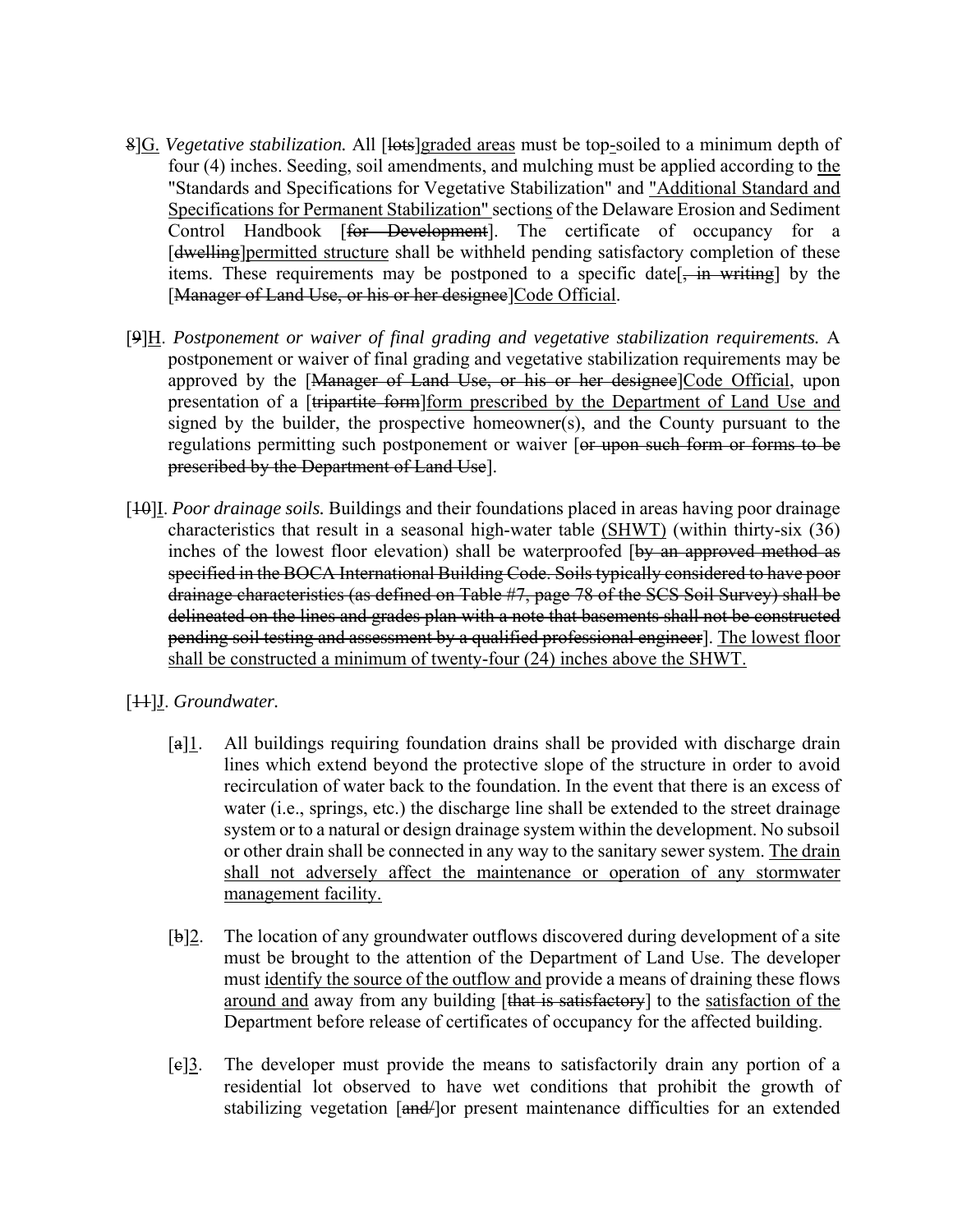8]G. *Vegetative stabilization.* All [~~lots~~]<u>graded areas</u> must be top<u>-</u>soiled to a minimum depth of four (4) inches. Seeding, soil amendments, and mulching must be applied according to <u>the</u> "Standards and Specifications for Vegetative Stabilization" and <u>"Additional Standard and Specifications for Permanent Stabilization"</u> section<u>s</u> of the Delaware Erosion and Sediment Control Handbook [~~for Development~~]. The certificate of occupancy for a [~~dwelling~~]<u>permitted structure</u> shall be withheld pending satisfactory completion of these items. These requirements may be postponed to a specific date[~~, in writing~~] by the [~~Manager of Land Use, or his or her designee~~]<u>Code Official</u>.

[~~9~~]<u>H</u>. *Postponement or waiver of final grading and vegetative stabilization requirements.* A postponement or waiver of final grading and vegetative stabilization requirements may be approved by the [~~Manager of Land Use, or his or her designee~~]<u>Code Official</u>, upon presentation of a [~~tripartite form~~]<u>form prescribed by the Department of Land Use and</u> signed by the builder, the prospective homeowner(s), and the County pursuant to the regulations permitting such postponement or waiver [~~or upon such form or forms to be prescribed by the Department of Land Use~~].

[~~10~~]<u>I</u>. *Poor drainage soils.* Buildings and their foundations placed in areas having poor drainage characteristics that result in a seasonal high-water table <u>(SHWT)</u> (within thirty-six (36) inches of the lowest floor elevation) shall be waterproofed [~~by an approved method as specified in the BOCA International Building Code. Soils typically considered to have poor drainage characteristics (as defined on Table #7, page 78 of the SCS Soil Survey) shall be delineated on the lines and grades plan with a note that basements shall not be constructed pending soil testing and assessment by a qualified professional engineer~~]. <u>The lowest floor shall be constructed a minimum of twenty-four (24) inches above the SHWT.</u>

[~~11~~]<u>J</u>. *Groundwater.*

[~~a~~]<u>1</u>. All buildings requiring foundation drains shall be provided with discharge drain lines which extend beyond the protective slope of the structure in order to avoid recirculation of water back to the foundation. In the event that there is an excess of water (i.e., springs, etc.) the discharge line shall be extended to the street drainage system or to a natural or design drainage system within the development. No subsoil or other drain shall be connected in any way to the sanitary sewer system. <u>The drain shall not adversely affect the maintenance or operation of any stormwater management facility.</u>

[~~b~~]<u>2</u>. The location of any groundwater outflows discovered during development of a site must be brought to the attention of the Department of Land Use. The developer must <u>identify the source of the outflow and</u> provide a means of draining these flows <u>around and</u> away from any building [~~that is satisfactory~~] to the <u>satisfaction of the</u> Department before release of certificates of occupancy for the affected building.

[~~c~~]<u>3</u>. The developer must provide the means to satisfactorily drain any portion of a residential lot observed to have wet conditions that prohibit the growth of stabilizing vegetation [~~and/~~]or present maintenance difficulties for an extended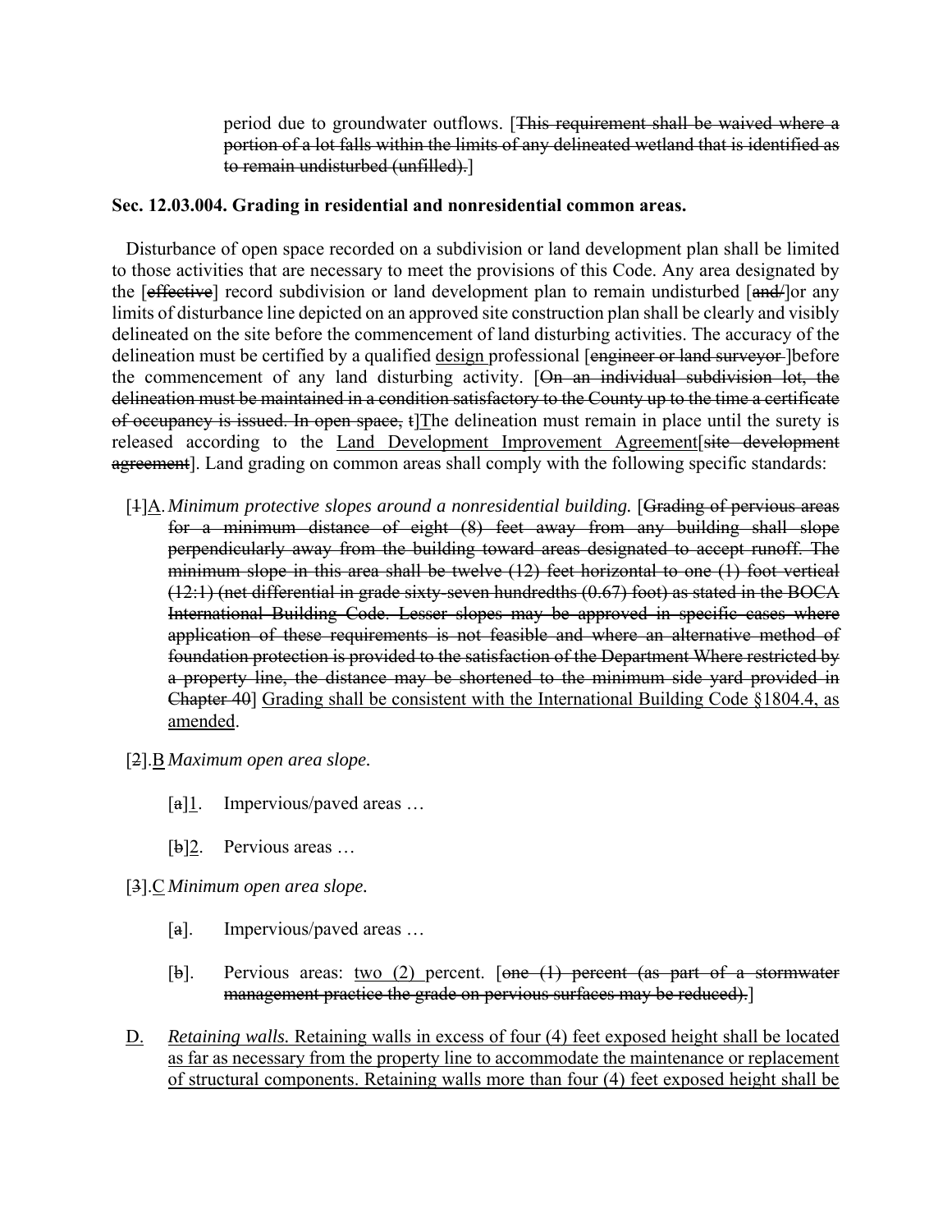period due to groundwater outflows. [~~This requirement shall be waived where a portion of a lot falls within the limits of any delineated wetland that is identified as to remain undisturbed (unfilled).~~]

**Sec. 12.03.004. Grading in residential and nonresidential common areas.**

Disturbance of open space recorded on a subdivision or land development plan shall be limited to those activities that are necessary to meet the provisions of this Code. Any area designated by the [~~effective~~] record subdivision or land development plan to remain undisturbed [~~and/~~]or any limits of disturbance line depicted on an approved site construction plan shall be clearly and visibly delineated on the site before the commencement of land disturbing activities. The accuracy of the delineation must be certified by a qualified <u>design</u> professional [~~engineer or land surveyor~~ ]before the commencement of any land disturbing activity. [~~On an individual subdivision lot, the delineation must be maintained in a condition satisfactory to the County up to the time a certificate of occupancy is issued. In open space, t~~]<u>T</u>he delineation must remain in place until the surety is released according to the <u>Land Development Improvement Agreement</u>[~~site development agreement~~]. Land grading on common areas shall comply with the following specific standards:

[~~1~~]<u>A</u>. *Minimum protective slopes around a nonresidential building.* [~~Grading of pervious areas for a minimum distance of eight (8) feet away from any building shall slope perpendicularly away from the building toward areas designated to accept runoff. The minimum slope in this area shall be twelve (12) feet horizontal to one (1) foot vertical (12:1) (net differential in grade sixty-seven hundredths (0.67) foot) as stated in the BOCA International Building Code. Lesser slopes may be approved in specific cases where application of these requirements is not feasible and where an alternative method of foundation protection is provided to the satisfaction of the Department Where restricted by a property line, the distance may be shortened to the minimum side yard provided in Chapter 40~~] <u>Grading shall be consistent with the International Building Code §1804.4, as amended</u>.

[~~2~~].<u>B</u> *Maximum open area slope.*

- [~~a~~]<u>1</u>. Impervious/paved areas …
- [~~b~~]<u>2</u>. Pervious areas …

[~~3~~].<u>C</u> *Minimum open area slope.*

- [~~a~~]. Impervious/paved areas …
- [~~b~~]. Pervious areas: <u>two (2)</u> percent. [~~one (1) percent (as part of a stormwater management practice the grade on pervious surfaces may be reduced).~~]

<u>D.</u> <u>*Retaining walls.* Retaining walls in excess of four (4) feet exposed height shall be located as far as necessary from the property line to accommodate the maintenance or replacement of structural components. Retaining walls more than four (4) feet exposed height shall be</u>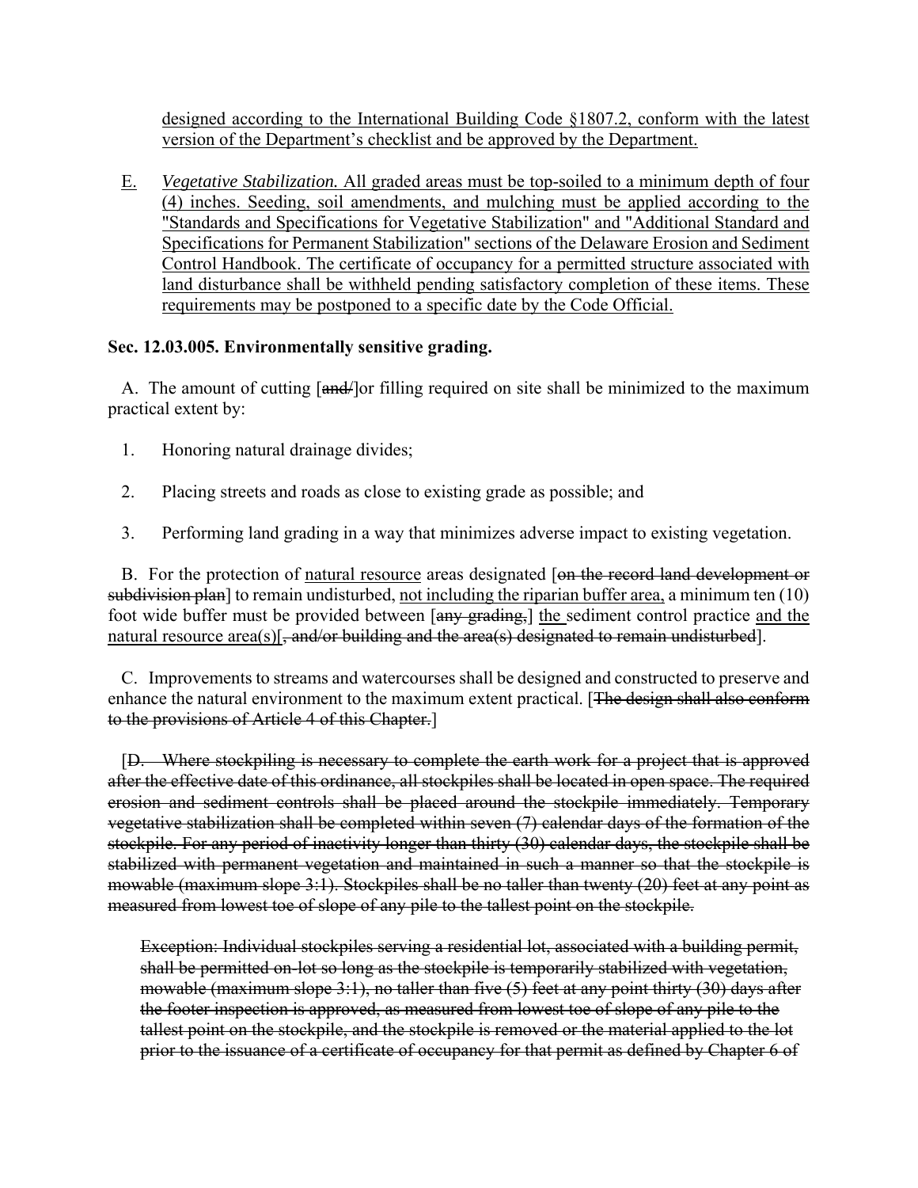<u>designed according to the International Building Code §1807.2, conform with the latest version of the Department's checklist and be approved by the Department.</u>

<u>E.</u> <u>*Vegetative Stabilization.* All graded areas must be top-soiled to a minimum depth of four (4) inches. Seeding, soil amendments, and mulching must be applied according to the "Standards and Specifications for Vegetative Stabilization" and "Additional Standard and Specifications for Permanent Stabilization" sections of the Delaware Erosion and Sediment Control Handbook. The certificate of occupancy for a permitted structure associated with land disturbance shall be withheld pending satisfactory completion of these items. These requirements may be postponed to a specific date by the Code Official.</u>

**Sec. 12.03.005. Environmentally sensitive grading.**

A. The amount of cutting [~~and/~~]or filling required on site shall be minimized to the maximum practical extent by:

1. Honoring natural drainage divides;

2. Placing streets and roads as close to existing grade as possible; and

3. Performing land grading in a way that minimizes adverse impact to existing vegetation.

B. For the protection of <u>natural resource</u> areas designated [~~on the record land development or subdivision plan~~] to remain undisturbed, <u>not including the riparian buffer area,</u> a minimum ten (10) foot wide buffer must be provided between [~~any grading,~~] <u>the</u> sediment control practice <u>and the natural resource area(s)</u>[~~, and/or building and the area(s) designated to remain undisturbed~~].

C. Improvements to streams and watercourses shall be designed and constructed to preserve and enhance the natural environment to the maximum extent practical. [~~The design shall also conform to the provisions of Article 4 of this Chapter.~~]

[~~D. Where stockpiling is necessary to complete the earth work for a project that is approved after the effective date of this ordinance, all stockpiles shall be located in open space. The required erosion and sediment controls shall be placed around the stockpile immediately. Temporary vegetative stabilization shall be completed within seven (7) calendar days of the formation of the stockpile. For any period of inactivity longer than thirty (30) calendar days, the stockpile shall be stabilized with permanent vegetation and maintained in such a manner so that the stockpile is mowable (maximum slope 3:1). Stockpiles shall be no taller than twenty (20) feet at any point as measured from lowest toe of slope of any pile to the tallest point on the stockpile.~~

~~Exception: Individual stockpiles serving a residential lot, associated with a building permit, shall be permitted on-lot so long as the stockpile is temporarily stabilized with vegetation, mowable (maximum slope 3:1), no taller than five (5) feet at any point thirty (30) days after the footer inspection is approved, as measured from lowest toe of slope of any pile to the tallest point on the stockpile, and the stockpile is removed or the material applied to the lot prior to the issuance of a certificate of occupancy for that permit as defined by Chapter 6 of~~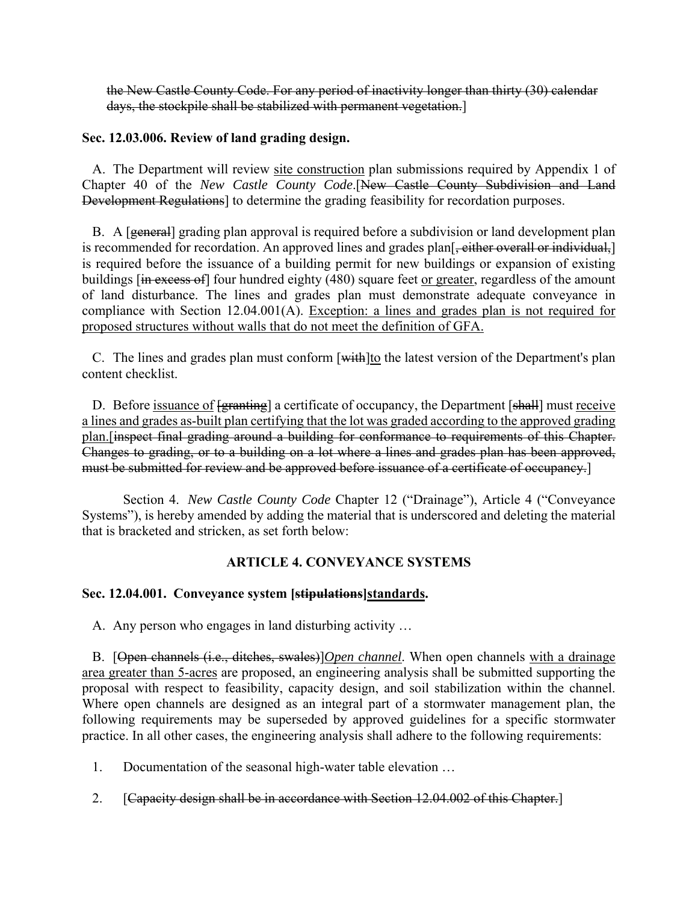~~the New Castle County Code. For any period of inactivity longer than thirty (30) calendar days, the stockpile shall be stabilized with permanent vegetation.~~]

**Sec. 12.03.006. Review of land grading design.**

A. The Department will review <u>site construction</u> plan submissions required by Appendix 1 of Chapter 40 of the *New Castle County Code*.[~~New Castle County Subdivision and Land Development Regulations~~] to determine the grading feasibility for recordation purposes.

B. A [~~general~~] grading plan approval is required before a subdivision or land development plan is recommended for recordation. An approved lines and grades plan[~~, either overall or individual,~~] is required before the issuance of a building permit for new buildings or expansion of existing buildings [~~in excess of~~] four hundred eighty (480) square feet <u>or greater</u>, regardless of the amount of land disturbance. The lines and grades plan must demonstrate adequate conveyance in compliance with Section 12.04.001(A). <u>Exception: a lines and grades plan is not required for proposed structures without walls that do not meet the definition of GFA.</u>

C. The lines and grades plan must conform [~~with~~]<u>to</u> the latest version of the Department's plan content checklist.

D. Before <u>issuance of</u> [~~granting~~] a certificate of occupancy, the Department [~~shall~~] must <u>receive a lines and grades as-built plan certifying that the lot was graded according to the approved grading plan.</u>[~~inspect final grading around a building for conformance to requirements of this Chapter. Changes to grading, or to a building on a lot where a lines and grades plan has been approved, must be submitted for review and be approved before issuance of a certificate of occupancy.~~]

Section 4. *New Castle County Code* Chapter 12 ("Drainage"), Article 4 ("Conveyance Systems"), is hereby amended by adding the material that is underscored and deleting the material that is bracketed and stricken, as set forth below:

**ARTICLE 4. CONVEYANCE SYSTEMS**

**Sec. 12.04.001. Conveyance system [~~stipulations~~]<u>standards</u>.**

A. Any person who engages in land disturbing activity …

B. [~~Open channels (i.e., ditches, swales)~~]*Open channel*. When open channels <u>with a drainage area greater than 5-acres</u> are proposed, an engineering analysis shall be submitted supporting the proposal with respect to feasibility, capacity design, and soil stabilization within the channel. Where open channels are designed as an integral part of a stormwater management plan, the following requirements may be superseded by approved guidelines for a specific stormwater practice. In all other cases, the engineering analysis shall adhere to the following requirements:

1. Documentation of the seasonal high-water table elevation …

2. [~~Capacity design shall be in accordance with Section 12.04.002 of this Chapter.~~]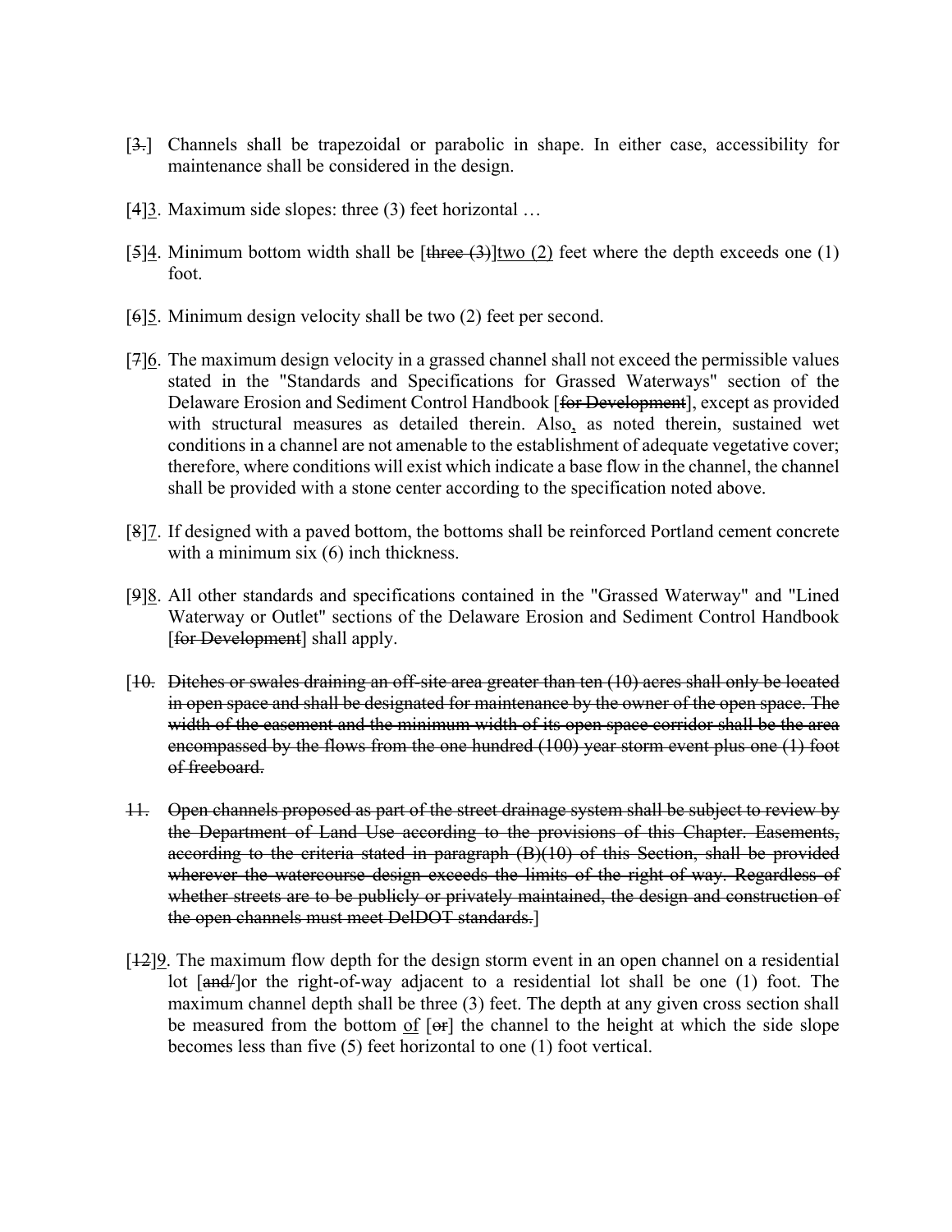[~~3.~~] Channels shall be trapezoidal or parabolic in shape. In either case, accessibility for maintenance shall be considered in the design.

[4]<u>3</u>. Maximum side slopes: three (3) feet horizontal …

[~~5~~]<u>4</u>. Minimum bottom width shall be [~~three (3)~~]<u>two (2)</u> feet where the depth exceeds one (1) foot.

[~~6~~]<u>5</u>. Minimum design velocity shall be two (2) feet per second.

[~~7~~]<u>6</u>. The maximum design velocity in a grassed channel shall not exceed the permissible values stated in the "Standards and Specifications for Grassed Waterways" section of the Delaware Erosion and Sediment Control Handbook [~~for Development~~], except as provided with structural measures as detailed therein. Also<u>,</u> as noted therein, sustained wet conditions in a channel are not amenable to the establishment of adequate vegetative cover; therefore, where conditions will exist which indicate a base flow in the channel, the channel shall be provided with a stone center according to the specification noted above.

[~~8~~]<u>7</u>. If designed with a paved bottom, the bottoms shall be reinforced Portland cement concrete with a minimum six (6) inch thickness.

[~~9~~]<u>8</u>. All other standards and specifications contained in the "Grassed Waterway" and "Lined Waterway or Outlet" sections of the Delaware Erosion and Sediment Control Handbook [~~for Development~~] shall apply.

[~~10. Ditches or swales draining an off-site area greater than ten (10) acres shall only be located in open space and shall be designated for maintenance by the owner of the open space. The width of the easement and the minimum width of its open space corridor shall be the area encompassed by the flows from the one hundred (100) year storm event plus one (1) foot of freeboard.~~

~~11. Open channels proposed as part of the street drainage system shall be subject to review by the Department of Land Use according to the provisions of this Chapter. Easements, according to the criteria stated in paragraph (B)(10) of this Section, shall be provided wherever the watercourse design exceeds the limits of the right of way. Regardless of whether streets are to be publicly or privately maintained, the design and construction of the open channels must meet DelDOT standards.~~]

[~~12~~]<u>9</u>. The maximum flow depth for the design storm event in an open channel on a residential lot [~~and/~~]or the right-of-way adjacent to a residential lot shall be one (1) foot. The maximum channel depth shall be three (3) feet. The depth at any given cross section shall be measured from the bottom <u>of</u> [~~or~~] the channel to the height at which the side slope becomes less than five (5) feet horizontal to one (1) foot vertical.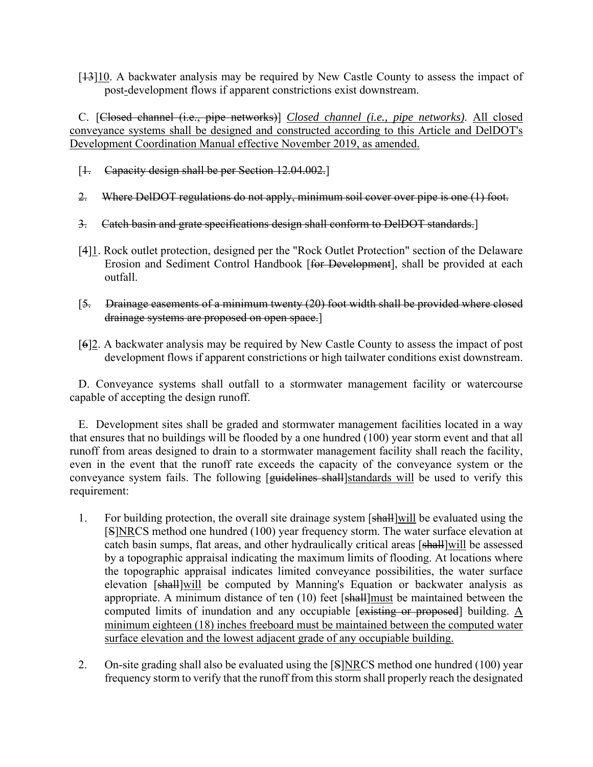[~~13~~]<u>10</u>. A backwater analysis may be required by New Castle County to assess the impact of post-development flows if apparent constrictions exist downstream.

C. [~~Closed channel (i.e., pipe networks)~~] <u>*Closed channel (i.e., pipe networks)*</u>. <u>All closed conveyance systems shall be designed and constructed according to this Article and DelDOT's Development Coordination Manual effective November 2019, as amended.</u>

[~~1. Capacity design shall be per Section 12.04.002.~~]

~~2. Where DelDOT regulations do not apply, minimum soil cover over pipe is one (1) foot.~~

~~3. Catch basin and grate specifications design shall conform to DelDOT standards.~~]

[4]<u>1</u>. Rock outlet protection, designed per the "Rock Outlet Protection" section of the Delaware Erosion and Sediment Control Handbook [~~for Development~~], shall be provided at each outfall.

[~~5. Drainage easements of a minimum twenty (20) foot width shall be provided where closed drainage systems are proposed on open space.~~]

[~~6~~]<u>2</u>. A backwater analysis may be required by New Castle County to assess the impact of post development flows if apparent constrictions or high tailwater conditions exist downstream.

D. Conveyance systems shall outfall to a stormwater management facility or watercourse capable of accepting the design runoff.

E. Development sites shall be graded and stormwater management facilities located in a way that ensures that no buildings will be flooded by a one hundred (100) year storm event and that all runoff from areas designed to drain to a stormwater management facility shall reach the facility, even in the event that the runoff rate exceeds the capacity of the conveyance system or the conveyance system fails. The following [~~guidelines shall~~]<u>standards will</u> be used to verify this requirement:

1. For building protection, the overall site drainage system [~~shall~~]<u>will</u> be evaluated using the [~~S~~]<u>NR</u>CS method one hundred (100) year frequency storm. The water surface elevation at catch basin sumps, flat areas, and other hydraulically critical areas [~~shall~~]<u>will</u> be assessed by a topographic appraisal indicating the maximum limits of flooding. At locations where the topographic appraisal indicates limited conveyance possibilities, the water surface elevation [~~shall~~]<u>will</u> be computed by Manning's Equation or backwater analysis as appropriate. A minimum distance of ten (10) feet [~~shall~~]<u>must</u> be maintained between the computed limits of inundation and any occupiable [~~existing or proposed~~] building. <u>A minimum eighteen (18) inches freeboard must be maintained between the computed water surface elevation and the lowest adjacent grade of any occupiable building.</u>

2. On-site grading shall also be evaluated using the [~~S~~]<u>NR</u>CS method one hundred (100) year frequency storm to verify that the runoff from this storm shall properly reach the designated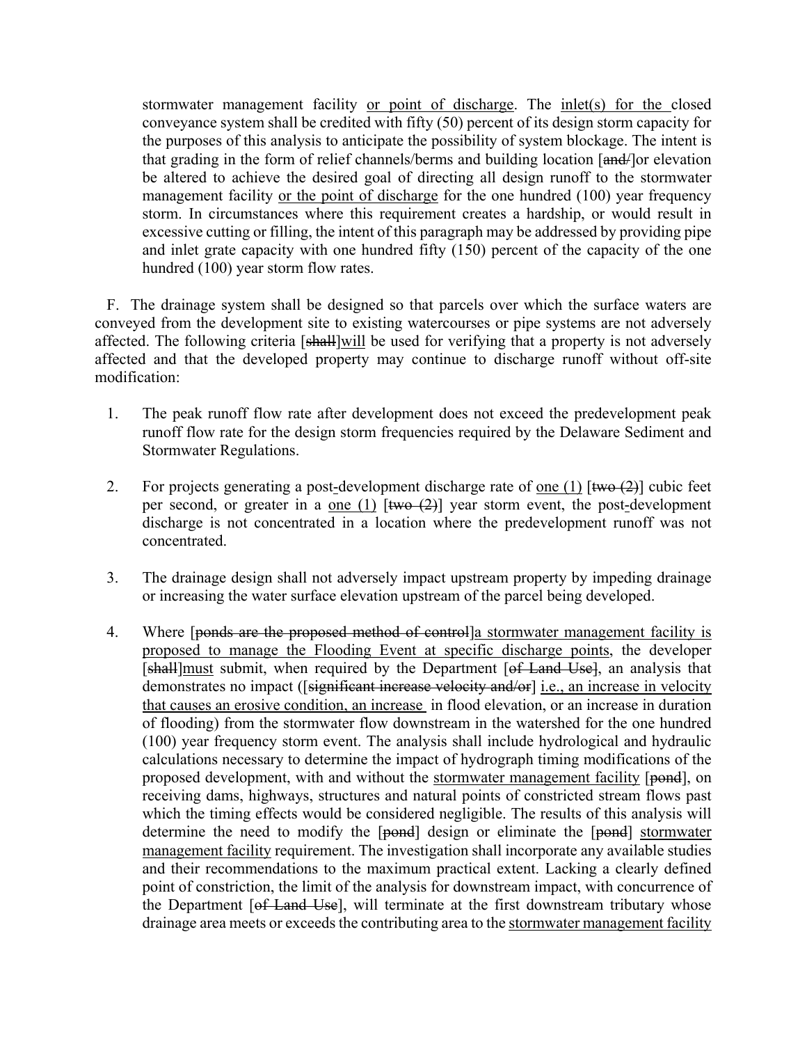stormwater management facility <u>or point of discharge</u>. The <u>inlet(s) for the</u> closed conveyance system shall be credited with fifty (50) percent of its design storm capacity for the purposes of this analysis to anticipate the possibility of system blockage. The intent is that grading in the form of relief channels/berms and building location [~~and/~~]or elevation be altered to achieve the desired goal of directing all design runoff to the stormwater management facility <u>or the point of discharge</u> for the one hundred (100) year frequency storm. In circumstances where this requirement creates a hardship, or would result in excessive cutting or filling, the intent of this paragraph may be addressed by providing pipe and inlet grate capacity with one hundred fifty (150) percent of the capacity of the one hundred (100) year storm flow rates.

F. The drainage system shall be designed so that parcels over which the surface waters are conveyed from the development site to existing watercourses or pipe systems are not adversely affected. The following criteria [~~shall~~]<u>will</u> be used for verifying that a property is not adversely affected and that the developed property may continue to discharge runoff without off-site modification:

1. The peak runoff flow rate after development does not exceed the predevelopment peak runoff flow rate for the design storm frequencies required by the Delaware Sediment and Stormwater Regulations.

2. For projects generating a post<u>-</u>development discharge rate of <u>one (1)</u> [~~two (2)~~] cubic feet per second, or greater in a <u>one (1)</u> [~~two (2)~~] year storm event, the post<u>-</u>development discharge is not concentrated in a location where the predevelopment runoff was not concentrated.

3. The drainage design shall not adversely impact upstream property by impeding drainage or increasing the water surface elevation upstream of the parcel being developed.

4. Where [~~ponds are the proposed method of control~~]<u>a stormwater management facility is proposed to manage the Flooding Event at specific discharge points</u>, the developer [~~shall~~]<u>must</u> submit, when required by the Department [~~of Land Use~~], an analysis that demonstrates no impact ([~~significant increase velocity and/or~~] <u>i.e., an increase in velocity that causes an erosive condition, an increase</u> in flood elevation, or an increase in duration of flooding) from the stormwater flow downstream in the watershed for the one hundred (100) year frequency storm event. The analysis shall include hydrological and hydraulic calculations necessary to determine the impact of hydrograph timing modifications of the proposed development, with and without the <u>stormwater management facility</u> [~~pond~~], on receiving dams, highways, structures and natural points of constricted stream flows past which the timing effects would be considered negligible. The results of this analysis will determine the need to modify the [~~pond~~] design or eliminate the [~~pond~~] <u>stormwater management facility</u> requirement. The investigation shall incorporate any available studies and their recommendations to the maximum practical extent. Lacking a clearly defined point of constriction, the limit of the analysis for downstream impact, with concurrence of the Department [~~of Land Use~~], will terminate at the first downstream tributary whose drainage area meets or exceeds the contributing area to the <u>stormwater management facility</u>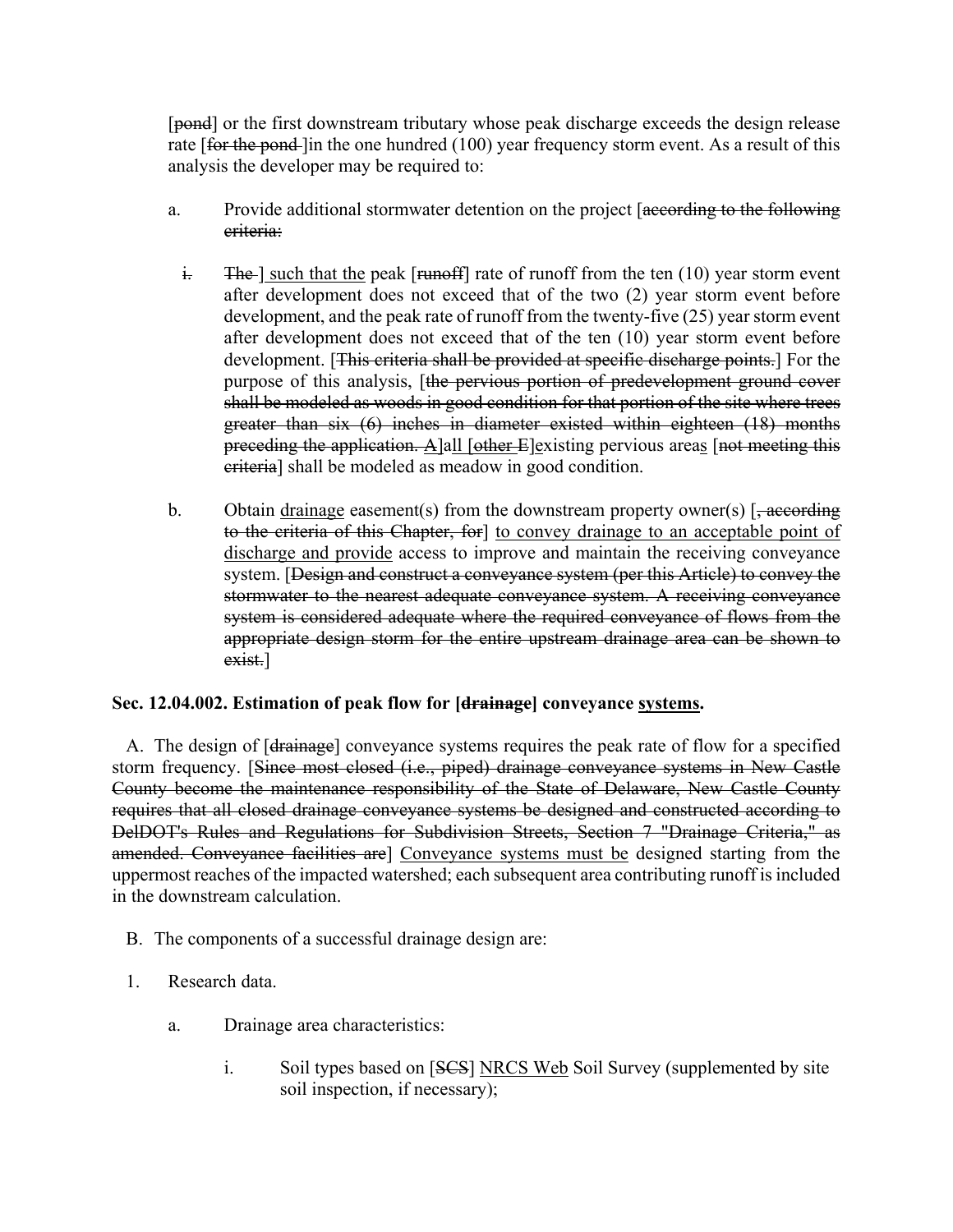[~~pond~~] or the first downstream tributary whose peak discharge exceeds the design release rate [~~for the pond~~ ]in the one hundred (100) year frequency storm event. As a result of this analysis the developer may be required to:

a. Provide additional stormwater detention on the project [~~according to the following criteria:~~

~~i.~~ ~~The~~ ] <u>such that the</u> peak [~~runoff~~] rate of runoff from the ten (10) year storm event after development does not exceed that of the two (2) year storm event before development, and the peak rate of runoff from the twenty-five (25) year storm event after development does not exceed that of the ten (10) year storm event before development. [~~This criteria shall be provided at specific discharge points.~~] For the purpose of this analysis, [~~the pervious portion of predevelopment ground cover shall be modeled as woods in good condition for that portion of the site where trees greater than six (6) inches in diameter existed within eighteen (18) months preceding the application.~~ ~~A~~]a<u>ll</u> [~~other E~~]<u>e</u>xisting pervious area<u>s</u> [~~not meeting this criteria~~] shall be modeled as meadow in good condition.

b. Obtain <u>drainage</u> easement(s) from the downstream property owner(s) [~~, according to the criteria of this Chapter, for~~] <u>to convey drainage to an acceptable point of discharge and provide</u> access to improve and maintain the receiving conveyance system. [~~Design and construct a conveyance system (per this Article) to convey the stormwater to the nearest adequate conveyance system. A receiving conveyance system is considered adequate where the required conveyance of flows from the appropriate design storm for the entire upstream drainage area can be shown to exist.~~]

**Sec. 12.04.002. Estimation of peak flow for [~~drainage~~] conveyance <u>systems</u>.**

A. The design of [~~drainage~~] conveyance systems requires the peak rate of flow for a specified storm frequency. [~~Since most closed (i.e., piped) drainage conveyance systems in New Castle County become the maintenance responsibility of the State of Delaware, New Castle County requires that all closed drainage conveyance systems be designed and constructed according to DelDOT's Rules and Regulations for Subdivision Streets, Section 7 "Drainage Criteria," as amended. Conveyance facilities are~~] <u>Conveyance systems must be</u> designed starting from the uppermost reaches of the impacted watershed; each subsequent area contributing runoff is included in the downstream calculation.

B. The components of a successful drainage design are:

1. Research data.

a. Drainage area characteristics:

i. Soil types based on [~~SCS~~] <u>NRCS Web</u> Soil Survey (supplemented by site soil inspection, if necessary);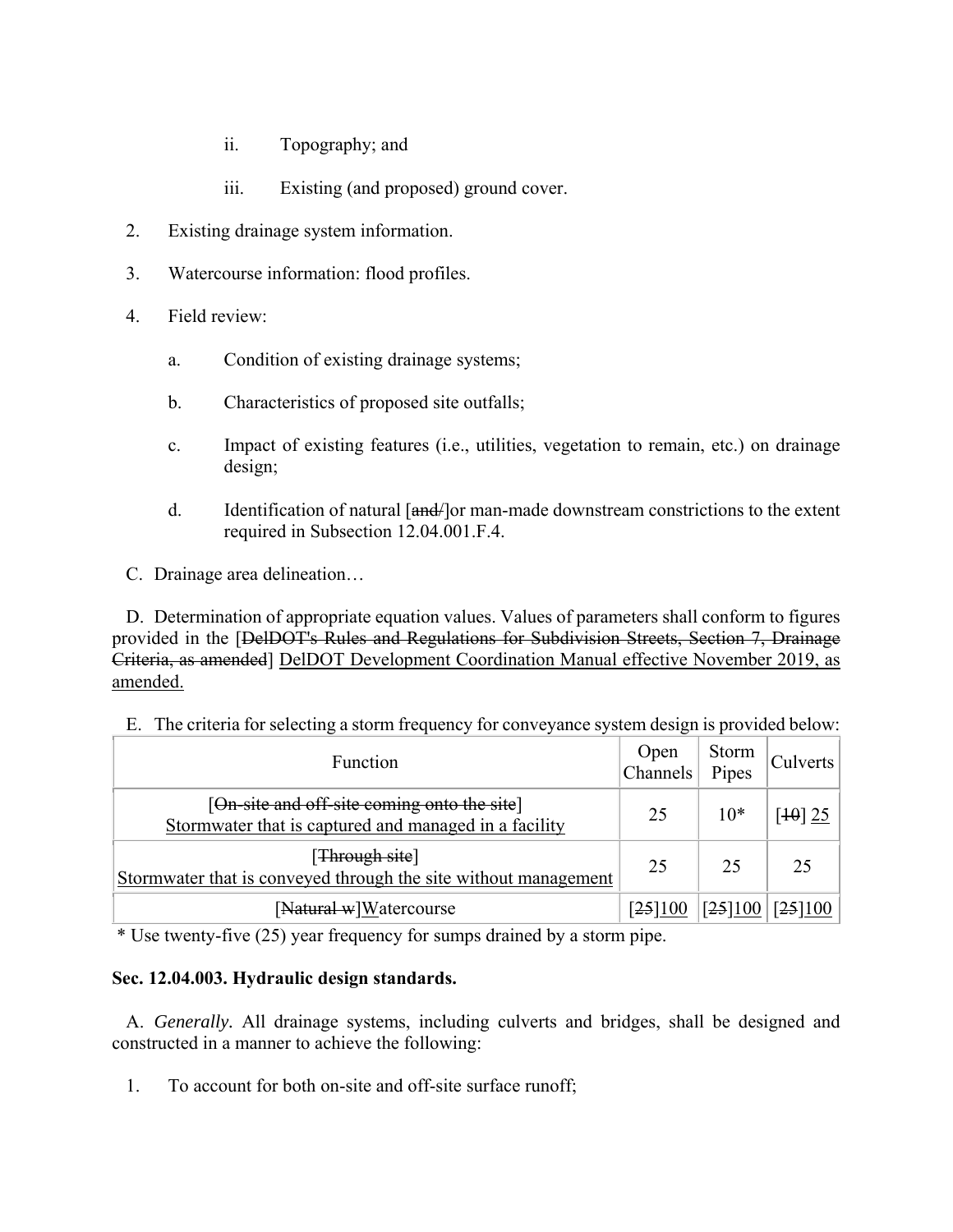ii. Topography; and

iii. Existing (and proposed) ground cover.

2. Existing drainage system information.

3. Watercourse information: flood profiles.

4. Field review:

a. Condition of existing drainage systems;

b. Characteristics of proposed site outfalls;

c. Impact of existing features (i.e., utilities, vegetation to remain, etc.) on drainage design;

d. Identification of natural [~~and/~~]or man-made downstream constrictions to the extent required in Subsection 12.04.001.F.4.

C. Drainage area delineation…

D. Determination of appropriate equation values. Values of parameters shall conform to figures provided in the [~~DelDOT's Rules and Regulations for Subdivision Streets, Section 7, Drainage Criteria, as amended~~] <u>DelDOT Development Coordination Manual effective November 2019, as amended.</u>

E. The criteria for selecting a storm frequency for conveyance system design is provided below:

| Function | Open Channels | Storm Pipes | Culverts |
|---|---|---|---|
| [~~On-site and off-site coming onto the site~~] <u>Stormwater that is captured and managed in a facility</u> | 25 | 10* | [~~10~~] <u>25</u> |
| [~~Through site~~] <u>Stormwater that is conveyed through the site without management</u> | 25 | 25 | 25 |
| [~~Natural w~~]<u>W</u>atercourse | [~~25~~]<u>100</u> | [~~25~~]<u>100</u> | [~~25~~]<u>100</u> |

\* Use twenty-five (25) year frequency for sumps drained by a storm pipe.

**Sec. 12.04.003. Hydraulic design standards.**

A. *Generally.* All drainage systems, including culverts and bridges, shall be designed and constructed in a manner to achieve the following:

1. To account for both on-site and off-site surface runoff;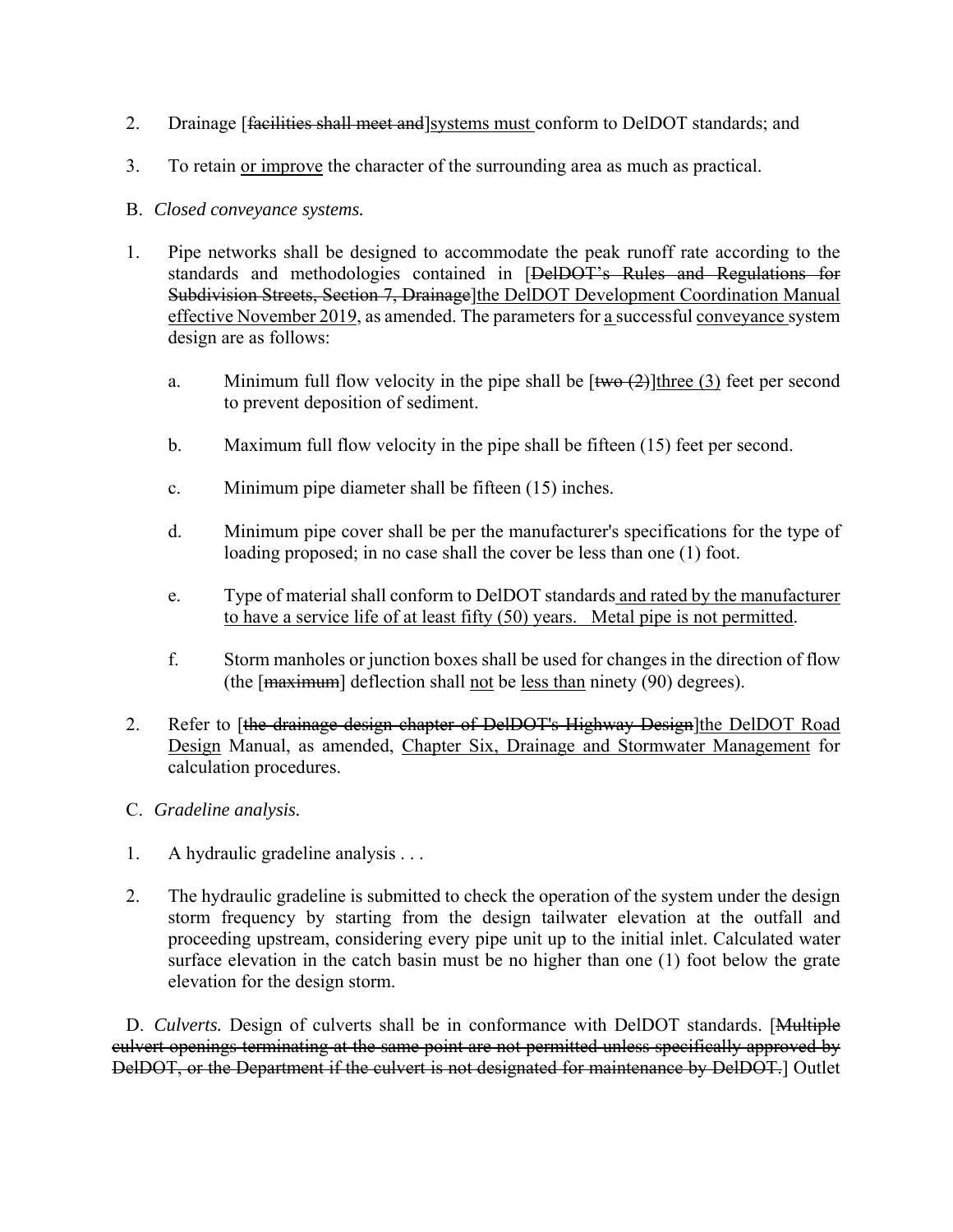2. Drainage [~~facilities shall meet and~~]<u>systems must</u> conform to DelDOT standards; and

3. To retain <u>or improve</u> the character of the surrounding area as much as practical.

B. *Closed conveyance systems.*

1. Pipe networks shall be designed to accommodate the peak runoff rate according to the standards and methodologies contained in [~~DelDOT's Rules and Regulations for Subdivision Streets, Section 7, Drainage~~]<u>the DelDOT Development Coordination Manual effective November 2019</u>, as amended. The parameters for <u>a</u> successful <u>conveyance</u> system design are as follows:

   a. Minimum full flow velocity in the pipe shall be [~~two (2)~~]<u>three (3)</u> feet per second to prevent deposition of sediment.

   b. Maximum full flow velocity in the pipe shall be fifteen (15) feet per second.

   c. Minimum pipe diameter shall be fifteen (15) inches.

   d. Minimum pipe cover shall be per the manufacturer's specifications for the type of loading proposed; in no case shall the cover be less than one (1) foot.

   e. Type of material shall conform to DelDOT standards <u>and rated by the manufacturer to have a service life of at least fifty (50) years. Metal pipe is not permitted</u>.

   f. Storm manholes or junction boxes shall be used for changes in the direction of flow (the [~~maximum~~] deflection shall <u>not</u> be <u>less than</u> ninety (90) degrees).

2. Refer to [~~the drainage design chapter of DelDOT's Highway Design~~]<u>the DelDOT Road Design</u> Manual, as amended, <u>Chapter Six, Drainage and Stormwater Management</u> for calculation procedures.

C. *Gradeline analysis.*

1. A hydraulic gradeline analysis . . .

2. The hydraulic gradeline is submitted to check the operation of the system under the design storm frequency by starting from the design tailwater elevation at the outfall and proceeding upstream, considering every pipe unit up to the initial inlet. Calculated water surface elevation in the catch basin must be no higher than one (1) foot below the grate elevation for the design storm.

D. *Culverts.* Design of culverts shall be in conformance with DelDOT standards. [~~Multiple culvert openings terminating at the same point are not permitted unless specifically approved by DelDOT, or the Department if the culvert is not designated for maintenance by DelDOT.~~] Outlet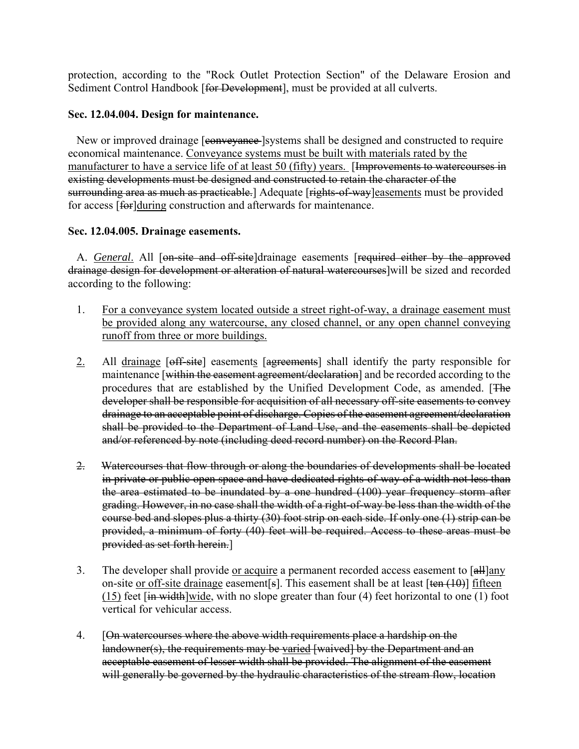protection, according to the "Rock Outlet Protection Section" of the Delaware Erosion and Sediment Control Handbook [~~for Development~~], must be provided at all culverts.

**Sec. 12.04.004. Design for maintenance.**

New or improved drainage [~~conveyance~~ ]systems shall be designed and constructed to require economical maintenance. <u>Conveyance systems must be built with materials rated by the manufacturer to have a service life of at least 50 (fifty) years.</u> [~~Improvements to watercourses in existing developments must be designed and constructed to retain the character of the surrounding area as much as practicable.~~] Adequate [~~rights-of-way~~]<u>easements</u> must be provided for access [~~for~~]<u>during</u> construction and afterwards for maintenance.

**Sec. 12.04.005. Drainage easements.**

A. <u>*General*.</u> All [~~on-site and off-site~~]drainage easements [~~required either by the approved drainage design for development or alteration of natural watercourses~~]will be sized and recorded according to the following:

1. <u>For a conveyance system located outside a street right-of-way, a drainage easement must be provided along any watercourse, any closed channel, or any open channel conveying runoff from three or more buildings.</u>

<u>2.</u> All <u>drainage</u> [~~off-site~~] easement<u>s</u> [~~agreements~~] shall identify the party responsible for maintenance [~~within the easement agreement/declaration~~] and be recorded according to the procedures that are established by the Unified Development Code, as amended. [~~The developer shall be responsible for acquisition of all necessary off-site easements to convey drainage to an acceptable point of discharge. Copies of the easement agreement/declaration shall be provided to the Department of Land Use, and the easements shall be depicted and/or referenced by note (including deed record number) on the Record Plan.~~

~~2. Watercourses that flow through or along the boundaries of developments shall be located in private or public open space and have dedicated rights-of-way of a width not less than the area estimated to be inundated by a one hundred (100) year frequency storm after grading. However, in no case shall the width of a right-of-way be less than the width of the course bed and slopes plus a thirty (30) foot strip on each side. If only one (1) strip can be provided, a minimum of forty (40) feet will be required. Access to these areas must be provided as set forth herein.~~]

3. The developer shall provide <u>or acquire</u> a permanent recorded access easement to [~~all~~]<u>any</u> on-site <u>or off-site drainage</u> easement[~~s~~]. This easement shall be at least [~~ten (10)~~] <u>fifteen (15)</u> feet [~~in width~~]<u>wide</u>, with no slope greater than four (4) feet horizontal to one (1) foot vertical for vehicular access.

4. [~~On watercourses where the above width requirements place a hardship on the landowner(s), the requirements may be~~ <u>varied</u> [waived] ~~by the Department and an acceptable easement of lesser width shall be provided. The alignment of the easement will generally be governed by the hydraulic characteristics of the stream flow, location~~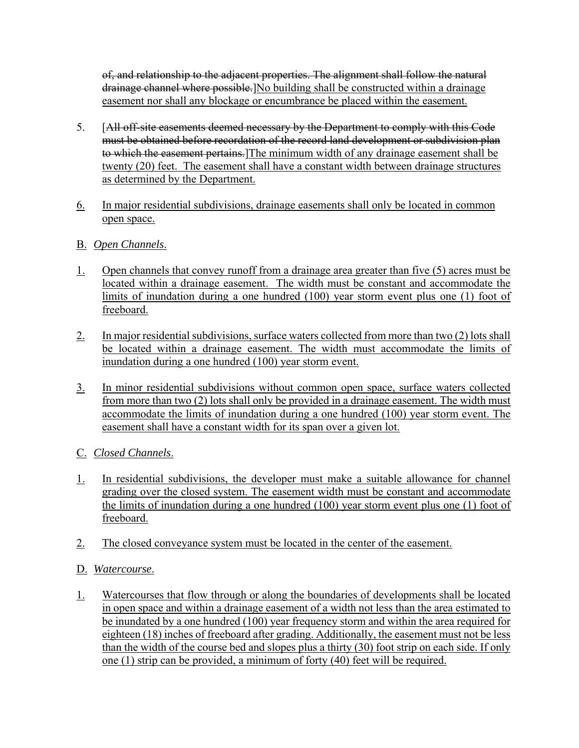~~of, and relationship to the adjacent properties. The alignment shall follow the natural drainage channel where possible.~~]<u>No building shall be constructed within a drainage easement nor shall any blockage or encumbrance be placed within the easement.</u>

5. [~~All off-site easements deemed necessary by the Department to comply with this Code must be obtained before recordation of the record land development or subdivision plan to which the easement pertains.~~]<u>The minimum width of any drainage easement shall be twenty (20) feet. The easement shall have a constant width between drainage structures as determined by the Department.</u>

<u>6.</u> <u>In major residential subdivisions, drainage easements shall only be located in common open space.</u>

<u>B.</u> <u>*Open Channels*.</u>

<u>1.</u> <u>Open channels that convey runoff from a drainage area greater than five (5) acres must be located within a drainage easement. The width must be constant and accommodate the limits of inundation during a one hundred (100) year storm event plus one (1) foot of freeboard.</u>

<u>2.</u> <u>In major residential subdivisions, surface waters collected from more than two (2) lots shall be located within a drainage easement. The width must accommodate the limits of inundation during a one hundred (100) year storm event.</u>

<u>3.</u> <u>In minor residential subdivisions without common open space, surface waters collected from more than two (2) lots shall only be provided in a drainage easement. The width must accommodate the limits of inundation during a one hundred (100) year storm event. The easement shall have a constant width for its span over a given lot.</u>

<u>C.</u> <u>*Closed Channels*.</u>

<u>1.</u> <u>In residential subdivisions, the developer must make a suitable allowance for channel grading over the closed system. The easement width must be constant and accommodate the limits of inundation during a one hundred (100) year storm event plus one (1) foot of freeboard.</u>

<u>2.</u> <u>The closed conveyance system must be located in the center of the easement.</u>

<u>D.</u> <u>*Watercourse*.</u>

<u>1.</u> <u>Watercourses that flow through or along the boundaries of developments shall be located in open space and within a drainage easement of a width not less than the area estimated to be inundated by a one hundred (100) year frequency storm and within the area required for eighteen (18) inches of freeboard after grading. Additionally, the easement must not be less than the width of the course bed and slopes plus a thirty (30) foot strip on each side. If only one (1) strip can be provided, a minimum of forty (40) feet will be required.</u>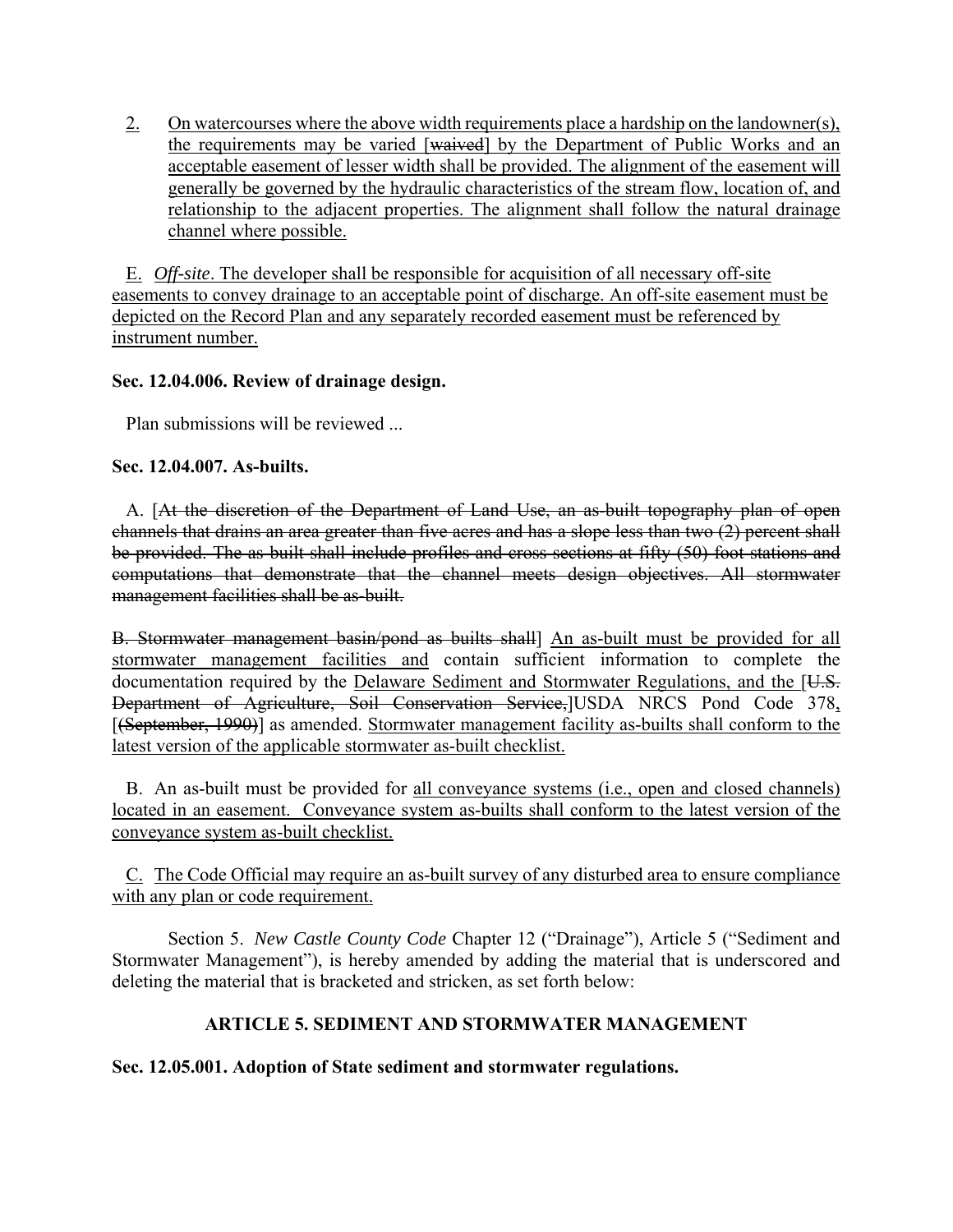2. On watercourses where the above width requirements place a hardship on the landowner(s), the requirements may be varied [~~waived~~] by the Department of Public Works and an acceptable easement of lesser width shall be provided. The alignment of the easement will generally be governed by the hydraulic characteristics of the stream flow, location of, and relationship to the adjacent properties. The alignment shall follow the natural drainage channel where possible.

E. *Off-site*. The developer shall be responsible for acquisition of all necessary off-site easements to convey drainage to an acceptable point of discharge. An off-site easement must be depicted on the Record Plan and any separately recorded easement must be referenced by instrument number.

**Sec. 12.04.006. Review of drainage design.**

Plan submissions will be reviewed ...

**Sec. 12.04.007. As-builts.**

A. [~~At the discretion of the Department of Land Use, an as-built topography plan of open channels that drains an area greater than five acres and has a slope less than two (2) percent shall be provided. The as-built shall include profiles and cross sections at fifty (50) foot stations and computations that demonstrate that the channel meets design objectives. All stormwater management facilities shall be as-built.~~

~~B. Stormwater management basin/pond as builts shall~~] An as-built must be provided for all stormwater management facilities and contain sufficient information to complete the documentation required by the Delaware Sediment and Stormwater Regulations, and the [~~U.S. Department of Agriculture, Soil Conservation Service,~~]USDA NRCS Pond Code 378, [~~(September, 1990)~~] as amended. Stormwater management facility as-builts shall conform to the latest version of the applicable stormwater as-built checklist.

B. An as-built must be provided for all conveyance systems (i.e., open and closed channels) located in an easement. Conveyance system as-builts shall conform to the latest version of the conveyance system as-built checklist.

C. The Code Official may require an as-built survey of any disturbed area to ensure compliance with any plan or code requirement.

Section 5. *New Castle County Code* Chapter 12 ("Drainage"), Article 5 ("Sediment and Stormwater Management"), is hereby amended by adding the material that is underscored and deleting the material that is bracketed and stricken, as set forth below:

**ARTICLE 5. SEDIMENT AND STORMWATER MANAGEMENT**

**Sec. 12.05.001. Adoption of State sediment and stormwater regulations.**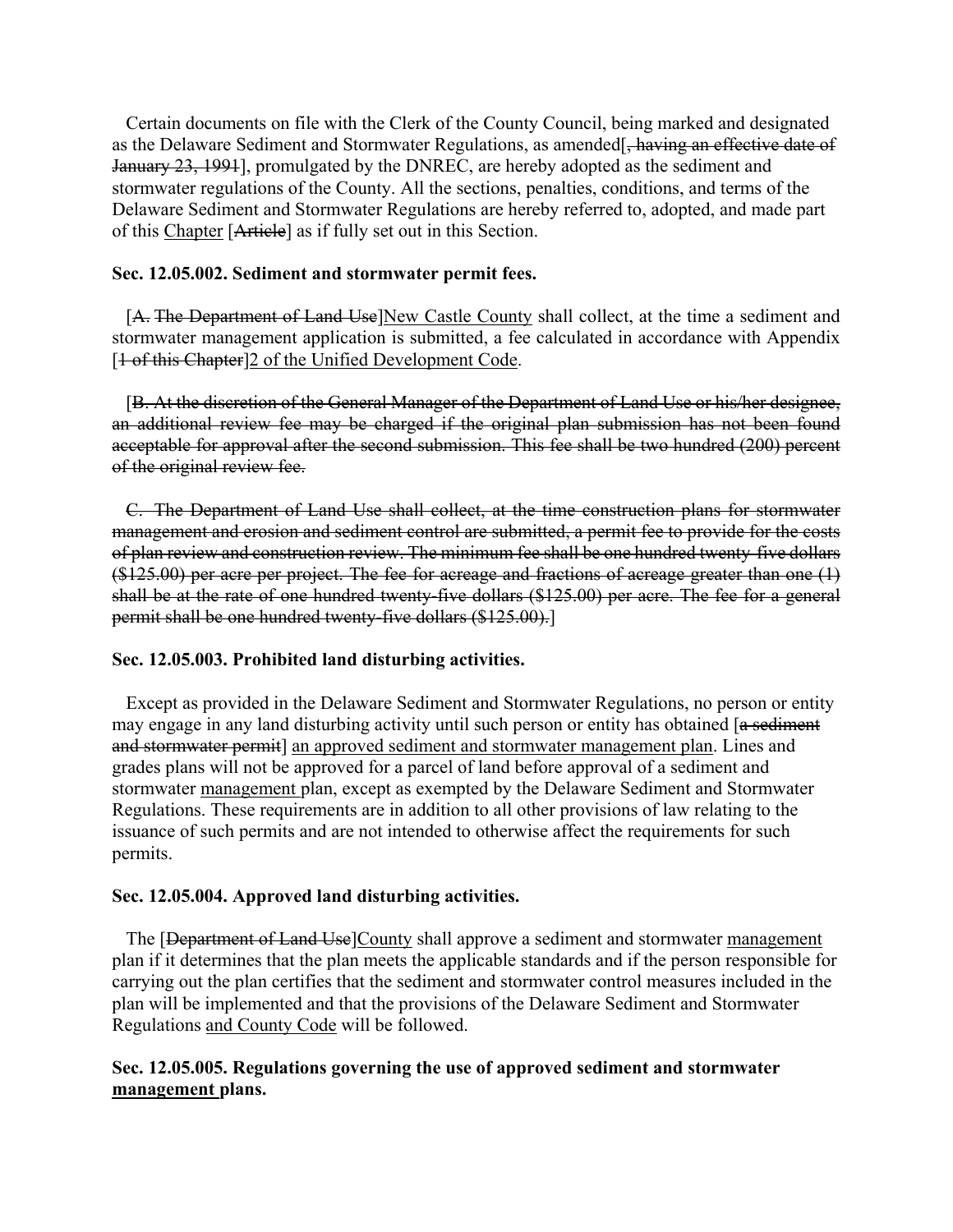Certain documents on file with the Clerk of the County Council, being marked and designated as the Delaware Sediment and Stormwater Regulations, as amended[~~, having an effective date of January 23, 1991~~], promulgated by the DNREC, are hereby adopted as the sediment and stormwater regulations of the County. All the sections, penalties, conditions, and terms of the Delaware Sediment and Stormwater Regulations are hereby referred to, adopted, and made part of this <u>Chapter</u> [~~Article~~] as if fully set out in this Section.

**Sec. 12.05.002. Sediment and stormwater permit fees.**

[~~A. The Department of Land Use~~]<u>New Castle County</u> shall collect, at the time a sediment and stormwater management application is submitted, a fee calculated in accordance with Appendix [~~1 of this Chapter~~]<u>2 of the Unified Development Code</u>.

[~~B. At the discretion of the General Manager of the Department of Land Use or his/her designee, an additional review fee may be charged if the original plan submission has not been found acceptable for approval after the second submission. This fee shall be two hundred (200) percent of the original review fee.~~

~~C. The Department of Land Use shall collect, at the time construction plans for stormwater management and erosion and sediment control are submitted, a permit fee to provide for the costs of plan review and construction review. The minimum fee shall be one hundred twenty-five dollars ($125.00) per acre per project. The fee for acreage and fractions of acreage greater than one (1) shall be at the rate of one hundred twenty-five dollars ($125.00) per acre. The fee for a general permit shall be one hundred twenty-five dollars ($125.00).~~]

**Sec. 12.05.003. Prohibited land disturbing activities.**

Except as provided in the Delaware Sediment and Stormwater Regulations, no person or entity may engage in any land disturbing activity until such person or entity has obtained [~~a sediment and stormwater permit~~] <u>an approved sediment and stormwater management plan</u>. Lines and grades plans will not be approved for a parcel of land before approval of a sediment and stormwater <u>management</u> plan, except as exempted by the Delaware Sediment and Stormwater Regulations. These requirements are in addition to all other provisions of law relating to the issuance of such permits and are not intended to otherwise affect the requirements for such permits.

**Sec. 12.05.004. Approved land disturbing activities.**

The [~~Department of Land Use~~]<u>County</u> shall approve a sediment and stormwater <u>management</u> plan if it determines that the plan meets the applicable standards and if the person responsible for carrying out the plan certifies that the sediment and stormwater control measures included in the plan will be implemented and that the provisions of the Delaware Sediment and Stormwater Regulations <u>and County Code</u> will be followed.

**Sec. 12.05.005. Regulations governing the use of approved sediment and stormwater <u>management</u> plans.**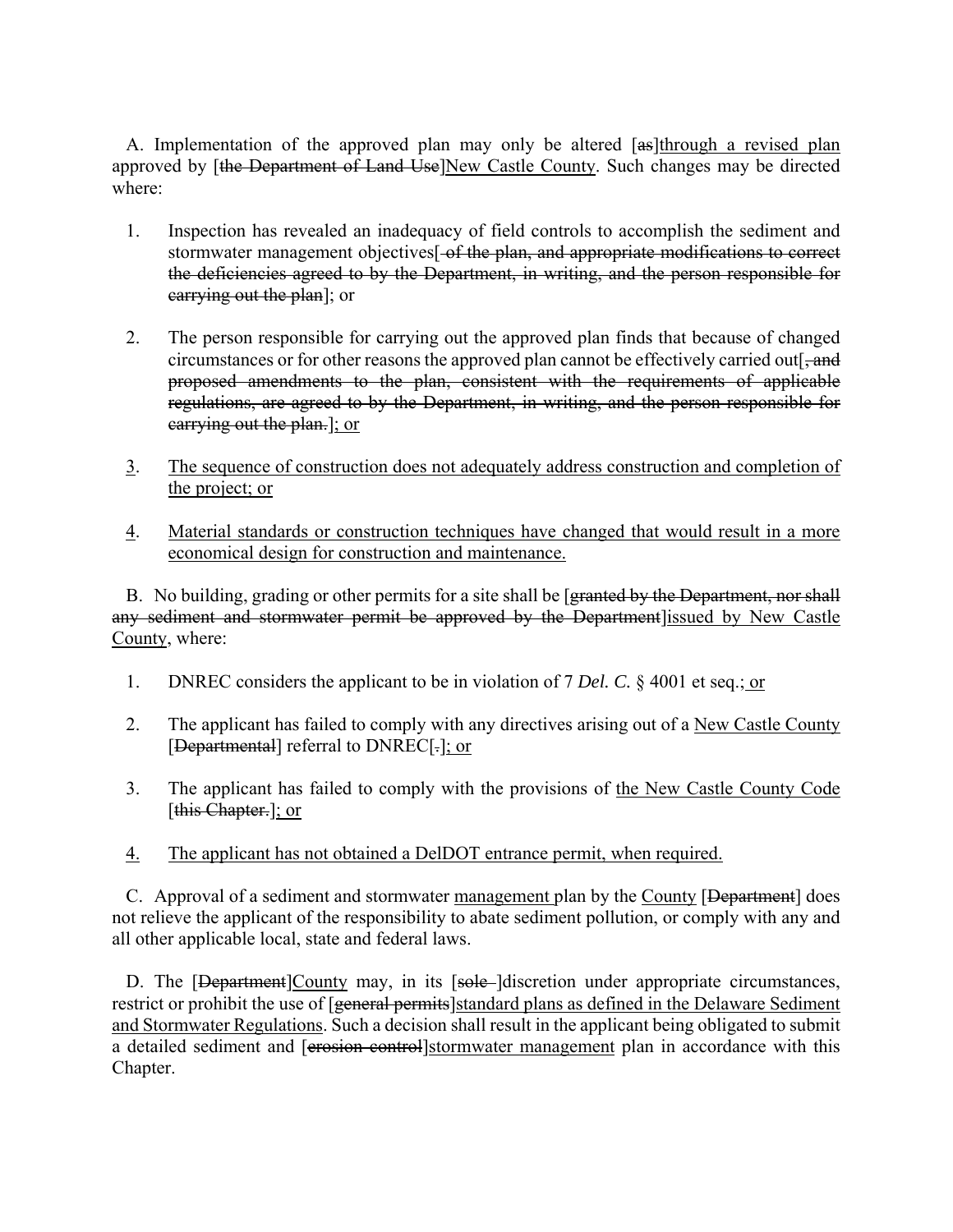A. Implementation of the approved plan may only be altered [~~as~~]<u>through a revised plan</u> approved by [~~the Department of Land Use~~]<u>New Castle County</u>. Such changes may be directed where:

1. Inspection has revealed an inadequacy of field controls to accomplish the sediment and stormwater management objectives[~~ of the plan, and appropriate modifications to correct the deficiencies agreed to by the Department, in writing, and the person responsible for carrying out the plan~~]; or

2. The person responsible for carrying out the approved plan finds that because of changed circumstances or for other reasons the approved plan cannot be effectively carried out[~~, and proposed amendments to the plan, consistent with the requirements of applicable regulations, are agreed to by the Department, in writing, and the person responsible for carrying out the plan.~~]<u>; or</u>

3. <u>The sequence of construction does not adequately address construction and completion of the project; or</u>

4. <u>Material standards or construction techniques have changed that would result in a more economical design for construction and maintenance.</u>

B. No building, grading or other permits for a site shall be [~~granted by the Department, nor shall any sediment and stormwater permit be approved by the Department~~]<u>issued by New Castle County</u>, where:

1. DNREC considers the applicant to be in violation of 7 *Del. C.* § 4001 et seq.<u>; or</u>

2. The applicant has failed to comply with any directives arising out of a <u>New Castle County</u> [~~Departmental~~] referral to DNREC[~~.~~]<u>; or</u>

3. The applicant has failed to comply with the provisions of <u>the New Castle County Code</u> [~~this Chapter.~~]<u>; or</u>

4. <u>The applicant has not obtained a DelDOT entrance permit, when required.</u>

C. Approval of a sediment and stormwater <u>management</u> plan by the <u>County</u> [~~Department~~] does not relieve the applicant of the responsibility to abate sediment pollution, or comply with any and all other applicable local, state and federal laws.

D. The [~~Department~~]<u>County</u> may, in its [~~sole~~ ]discretion under appropriate circumstances, restrict or prohibit the use of [~~general permits~~]<u>standard plans as defined in the Delaware Sediment and Stormwater Regulations</u>. Such a decision shall result in the applicant being obligated to submit a detailed sediment and [~~erosion control~~]<u>stormwater management</u> plan in accordance with this Chapter.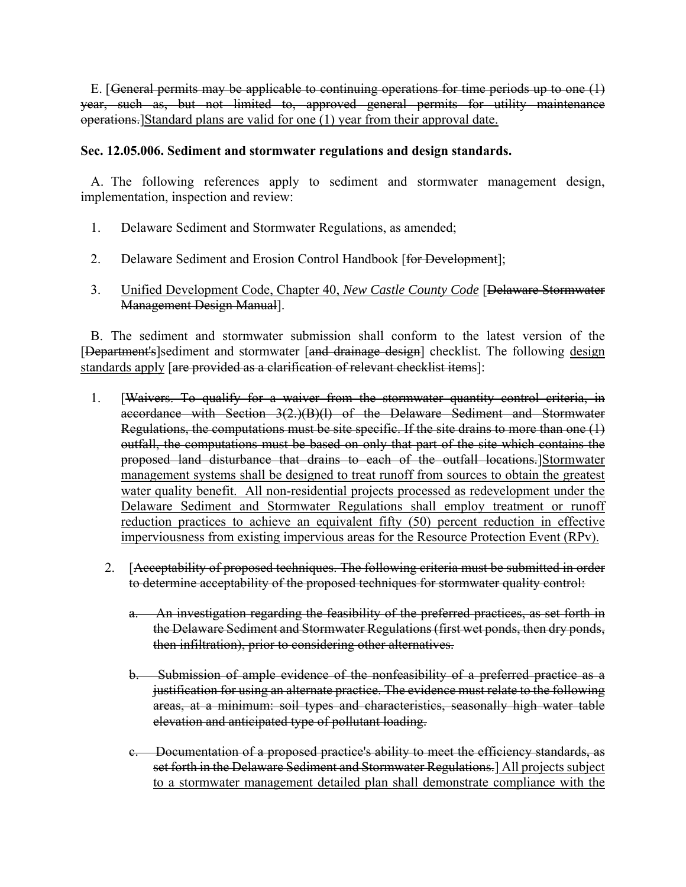E. [~~General permits may be applicable to continuing operations for time periods up to one (1) year, such as, but not limited to, approved general permits for utility maintenance operations.~~]<u>Standard plans are valid for one (1) year from their approval date.</u>

**Sec. 12.05.006. Sediment and stormwater regulations and design standards.**

A. The following references apply to sediment and stormwater management design, implementation, inspection and review:

1. Delaware Sediment and Stormwater Regulations, as amended;

2. Delaware Sediment and Erosion Control Handbook [~~for Development~~];

3. <u>Unified Development Code, Chapter 40, *New Castle County Code*</u> [~~Delaware Stormwater Management Design Manual~~].

B. The sediment and stormwater submission shall conform to the latest version of the [~~Department's~~]sediment and stormwater [~~and drainage design~~] checklist. The following <u>design standards apply</u> [~~are provided as a clarification of relevant checklist items~~]:

1. [~~Waivers. To qualify for a waiver from the stormwater quantity control criteria, in accordance with Section 3(2.)(B)(l) of the Delaware Sediment and Stormwater Regulations, the computations must be site specific. If the site drains to more than one (1) outfall, the computations must be based on only that part of the site which contains the proposed land disturbance that drains to each of the outfall locations.~~]<u>Stormwater management systems shall be designed to treat runoff from sources to obtain the greatest water quality benefit. All non-residential projects processed as redevelopment under the Delaware Sediment and Stormwater Regulations shall employ treatment or runoff reduction practices to achieve an equivalent fifty (50) percent reduction in effective imperviousness from existing impervious areas for the Resource Protection Event (RPv).</u>

2. [~~Acceptability of proposed techniques. The following criteria must be submitted in order to determine acceptability of the proposed techniques for stormwater quality control:~~

   ~~a. An investigation regarding the feasibility of the preferred practices, as set forth in the Delaware Sediment and Stormwater Regulations (first wet ponds, then dry ponds, then infiltration), prior to considering other alternatives.~~

   ~~b. Submission of ample evidence of the nonfeasibility of a preferred practice as a justification for using an alternate practice. The evidence must relate to the following areas, at a minimum: soil types and characteristics, seasonally high water table elevation and anticipated type of pollutant loading.~~

   ~~c. Documentation of a proposed practice's ability to meet the efficiency standards, as set forth in the Delaware Sediment and Stormwater Regulations.~~] <u>All projects subject to a stormwater management detailed plan shall demonstrate compliance with the</u>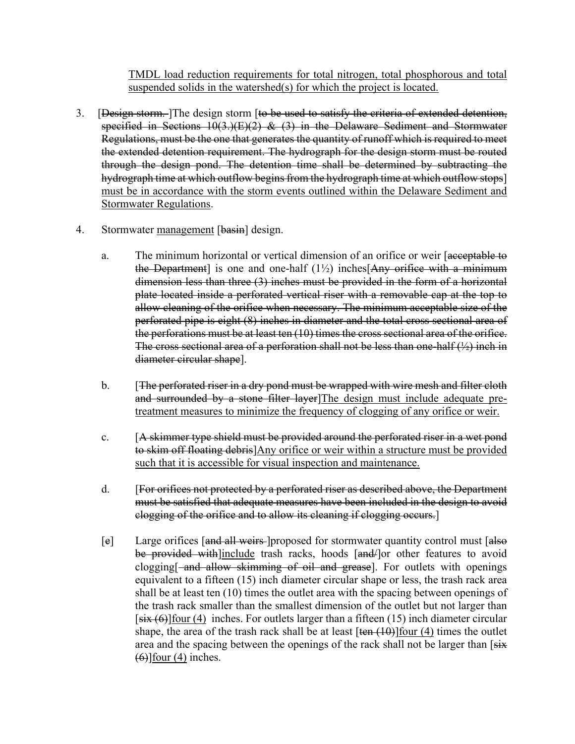<u>TMDL load reduction requirements for total nitrogen, total phosphorous and total suspended solids in the watershed(s) for which the project is located.</u>

3. [~~Design storm.~~ ]The design storm [~~to be used to satisfy the criteria of extended detention, specified in Sections 10(3.)(E)(2) & (3) in the Delaware Sediment and Stormwater Regulations, must be the one that generates the quantity of runoff which is required to meet the extended detention requirement. The hydrograph for the design storm must be routed through the design pond. The detention time shall be determined by subtracting the hydrograph time at which outflow begins from the hydrograph time at which outflow stops~~] <u>must be in accordance with the storm events outlined within the Delaware Sediment and Stormwater Regulations</u>.

4. Stormwater <u>management</u> [~~basin~~] design.

   a. The minimum horizontal or vertical dimension of an orifice or weir [~~acceptable to the Department~~] is one and one-half (1½) inches[~~Any orifice with a minimum dimension less than three (3) inches must be provided in the form of a horizontal plate located inside a perforated vertical riser with a removable cap at the top to allow cleaning of the orifice when necessary. The minimum acceptable size of the perforated pipe is eight (8) inches in diameter and the total cross sectional area of the perforations must be at least ten (10) times the cross sectional area of the orifice. The cross sectional area of a perforation shall not be less than one-half (½) inch in diameter circular shape~~].

   b. [~~The perforated riser in a dry pond must be wrapped with wire mesh and filter cloth and surrounded by a stone filter layer~~]<u>The design must include adequate pre-treatment measures to minimize the frequency of clogging of any orifice or weir.</u>

   c. [~~A skimmer type shield must be provided around the perforated riser in a wet pond to skim off floating debris~~]<u>Any orifice or weir within a structure must be provided such that it is accessible for visual inspection and maintenance.</u>

   d. [~~For orifices not protected by a perforated riser as described above, the Department must be satisfied that adequate measures have been included in the design to avoid clogging of the orifice and to allow its cleaning if clogging occurs.~~]

   [~~e~~] Large orifices [~~and all weirs~~ ]proposed for stormwater quantity control must [~~also be provided with~~]<u>include</u> trash racks, hoods [~~and/~~]or other features to avoid clogging[~~ and allow skimming of oil and grease~~]. For outlets with openings equivalent to a fifteen (15) inch diameter circular shape or less, the trash rack area shall be at least ten (10) times the outlet area with the spacing between openings of the trash rack smaller than the smallest dimension of the outlet but not larger than [~~six (6)~~]<u>four (4)</u> inches. For outlets larger than a fifteen (15) inch diameter circular shape, the area of the trash rack shall be at least [~~ten (10)~~]<u>four (4)</u> times the outlet area and the spacing between the openings of the rack shall not be larger than [~~six (6)~~]<u>four (4)</u> inches.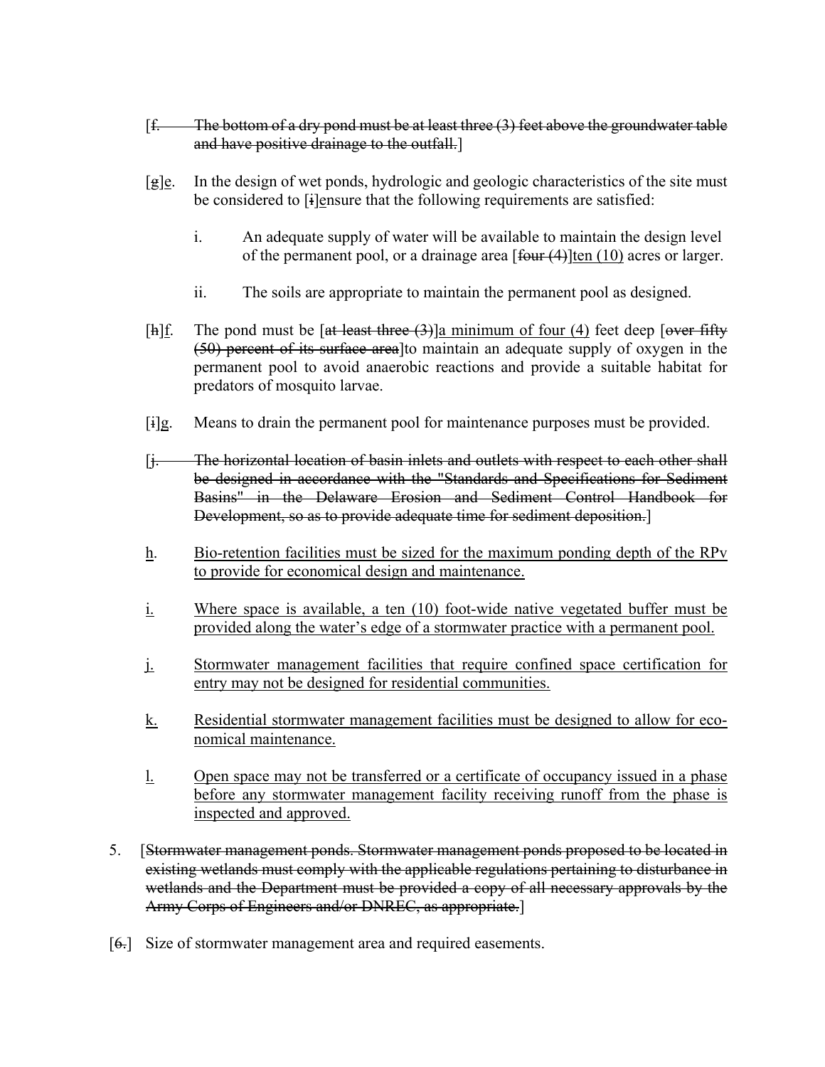[~~f.	The bottom of a dry pond must be at least three (3) feet above the groundwater table and have positive drainage to the outfall.~~]

[~~g~~]<u>e</u>.	In the design of wet ponds, hydrologic and geologic characteristics of the site must be considered to [~~i~~]<u>e</u>nsure that the following requirements are satisfied:

i.	An adequate supply of water will be available to maintain the design level of the permanent pool, or a drainage area [~~four (4)~~]<u>ten (10)</u> acres or larger.

ii.	The soils are appropriate to maintain the permanent pool as designed.

[~~h~~]<u>f</u>.	The pond must be [~~at least three (3)~~]<u>a minimum of four (4)</u> feet deep [~~over fifty (50) percent of its surface area~~]to maintain an adequate supply of oxygen in the permanent pool to avoid anaerobic reactions and provide a suitable habitat for predators of mosquito larvae.

[~~i~~]<u>g</u>.	Means to drain the permanent pool for maintenance purposes must be provided.

[~~j.	The horizontal location of basin inlets and outlets with respect to each other shall be designed in accordance with the "Standards and Specifications for Sediment Basins" in the Delaware Erosion and Sediment Control Handbook for Development, so as to provide adequate time for sediment deposition.~~]

<u>h</u>.	<u>Bio-retention facilities must be sized for the maximum ponding depth of the RPv to provide for economical design and maintenance.</u>

<u>i.</u>	<u>Where space is available, a ten (10) foot-wide native vegetated buffer must be provided along the water's edge of a stormwater practice with a permanent pool.</u>

<u>j.</u>	<u>Stormwater management facilities that require confined space certification for entry may not be designed for residential communities.</u>

<u>k.</u>	<u>Residential stormwater management facilities must be designed to allow for economical maintenance.</u>

<u>l.</u>	<u>Open space may not be transferred or a certificate of occupancy issued in a phase before any stormwater management facility receiving runoff from the phase is inspected and approved.</u>

5.	[~~Stormwater management ponds. Stormwater management ponds proposed to be located in existing wetlands must comply with the applicable regulations pertaining to disturbance in wetlands and the Department must be provided a copy of all necessary approvals by the Army Corps of Engineers and/or DNREC, as appropriate.~~]

[~~6.~~]	Size of stormwater management area and required easements.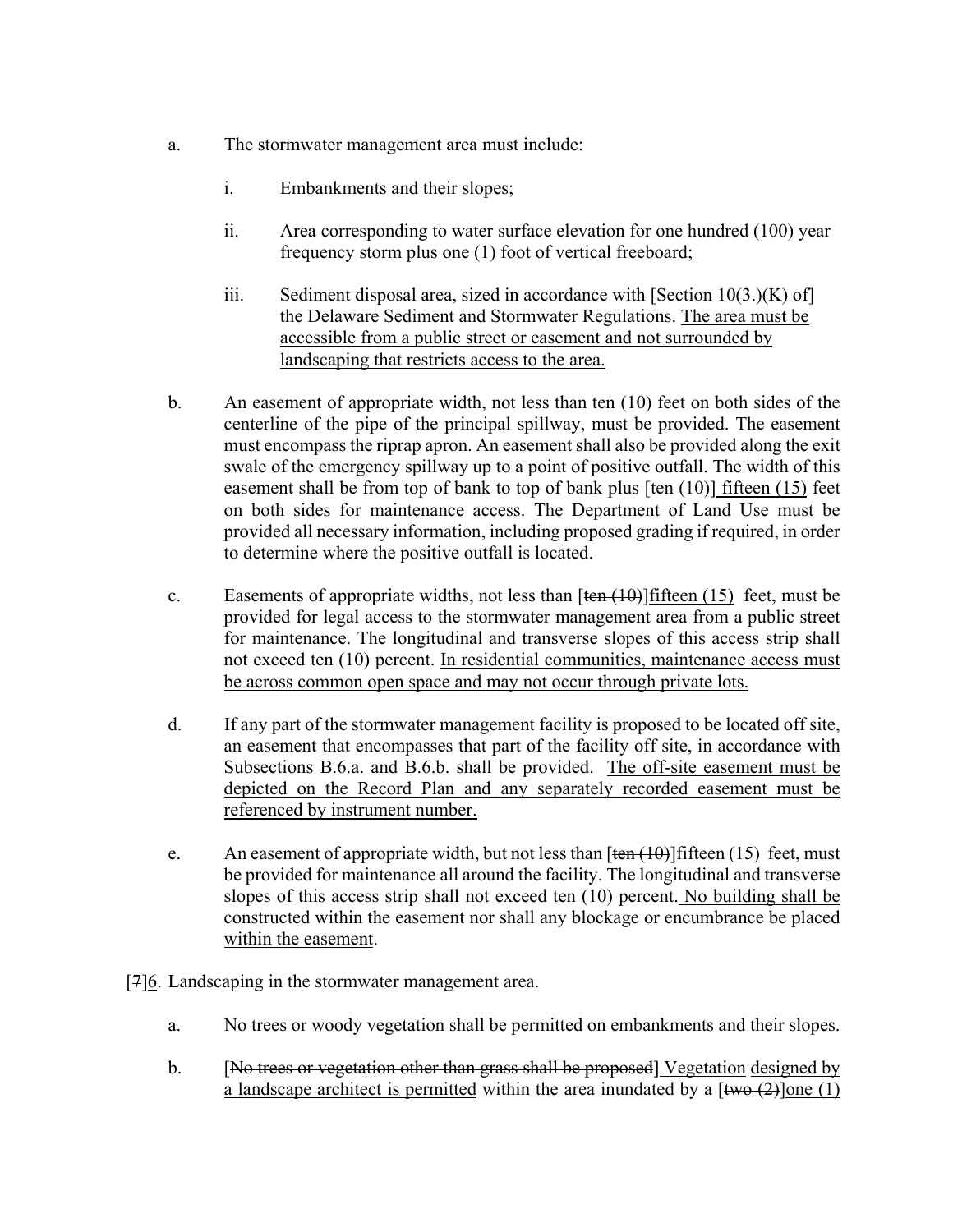a. The stormwater management area must include:

   i. Embankments and their slopes;

   ii. Area corresponding to water surface elevation for one hundred (100) year frequency storm plus one (1) foot of vertical freeboard;

   iii. Sediment disposal area, sized in accordance with [~~Section 10(3.)(K) of~~] the Delaware Sediment and Stormwater Regulations. <u>The area must be accessible from a public street or easement and not surrounded by landscaping that restricts access to the area.</u>

b. An easement of appropriate width, not less than ten (10) feet on both sides of the centerline of the pipe of the principal spillway, must be provided. The easement must encompass the riprap apron. An easement shall also be provided along the exit swale of the emergency spillway up to a point of positive outfall. The width of this easement shall be from top of bank to top of bank plus [~~ten (10)~~] <u>fifteen (15)</u> feet on both sides for maintenance access. The Department of Land Use must be provided all necessary information, including proposed grading if required, in order to determine where the positive outfall is located.

c. Easements of appropriate widths, not less than [~~ten (10)~~]<u>fifteen (15)</u> feet, must be provided for legal access to the stormwater management area from a public street for maintenance. The longitudinal and transverse slopes of this access strip shall not exceed ten (10) percent. <u>In residential communities, maintenance access must be across common open space and may not occur through private lots.</u>

d. If any part of the stormwater management facility is proposed to be located off site, an easement that encompasses that part of the facility off site, in accordance with Subsections B.6.a. and B.6.b. shall be provided. <u>The off-site easement must be depicted on the Record Plan and any separately recorded easement must be referenced by instrument number.</u>

e. An easement of appropriate width, but not less than [~~ten (10)~~]<u>fifteen (15)</u> feet, must be provided for maintenance all around the facility. The longitudinal and transverse slopes of this access strip shall not exceed ten (10) percent. <u>No building shall be constructed within the easement nor shall any blockage or encumbrance be placed within the easement</u>.

[~~7~~]<u>6</u>. Landscaping in the stormwater management area.

a. No trees or woody vegetation shall be permitted on embankments and their slopes.

b. [~~No trees or vegetation other than grass shall be proposed~~] <u>Vegetation designed by a landscape architect is permitted</u> within the area inundated by a [~~two (2)~~]<u>one (1)</u>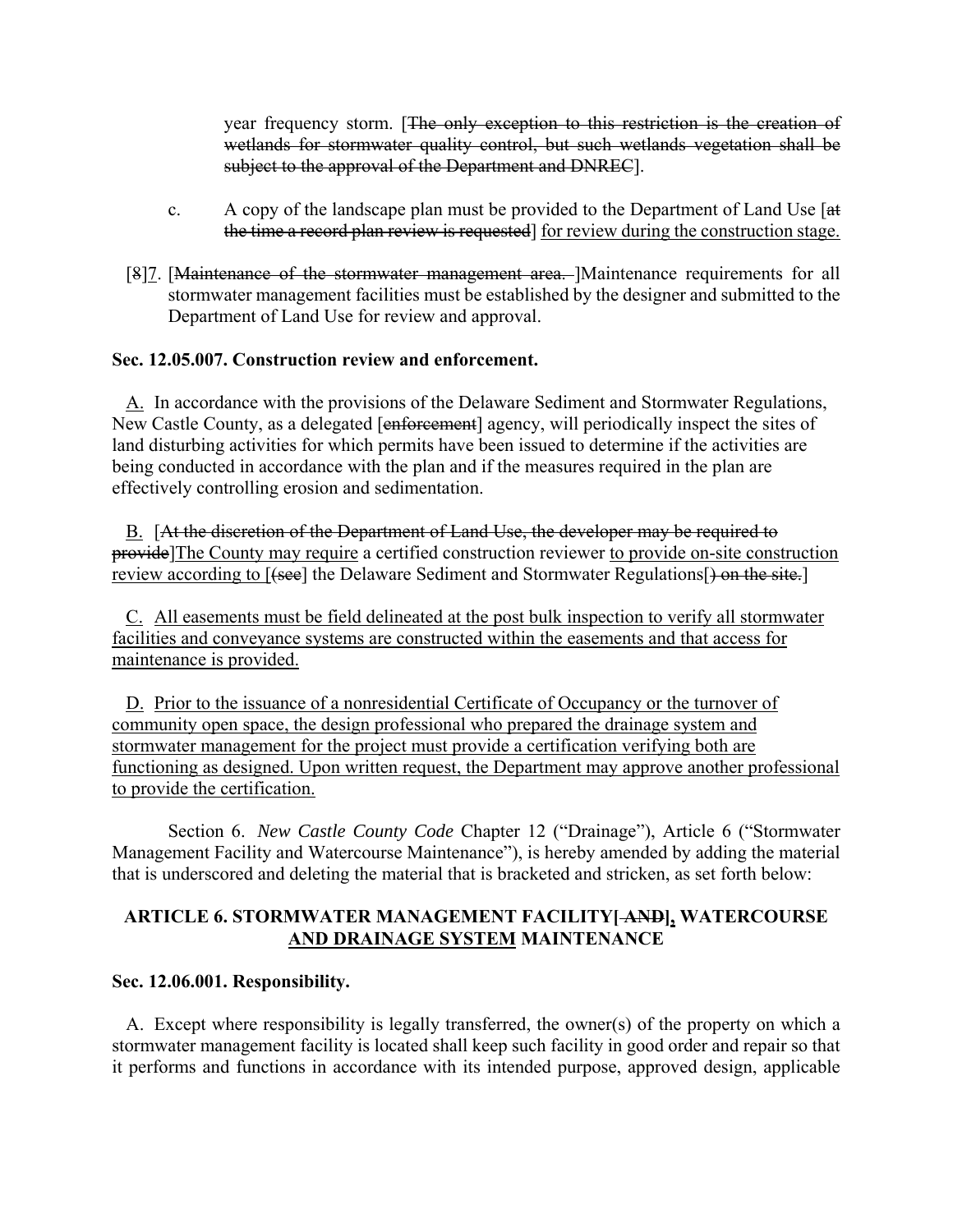year frequency storm. [~~The only exception to this restriction is the creation of wetlands for stormwater quality control, but such wetlands vegetation shall be subject to the approval of the Department and DNREC~~].

c. A copy of the landscape plan must be provided to the Department of Land Use [~~at the time a record plan review is requested~~] <u>for review during the construction stage.</u>

[~~8~~]<u>7</u>. [~~Maintenance of the stormwater management area.~~ ]Maintenance requirements for all stormwater management facilities must be established by the designer and submitted to the Department of Land Use for review and approval.

**Sec. 12.05.007. Construction review and enforcement.**

<u>A.</u> In accordance with the provisions of the Delaware Sediment and Stormwater Regulations, New Castle County, as a delegated [~~enforcement~~] agency, will periodically inspect the sites of land disturbing activities for which permits have been issued to determine if the activities are being conducted in accordance with the plan and if the measures required in the plan are effectively controlling erosion and sedimentation.

<u>B.</u> [~~At the discretion of the Department of Land Use, the developer may be required to provide~~]<u>The County may require</u> a certified construction reviewer <u>to provide on-site construction review according to</u> [~~(see~~] the Delaware Sediment and Stormwater Regulations[~~) on the site.~~]

<u>C. All easements must be field delineated at the post bulk inspection to verify all stormwater facilities and conveyance systems are constructed within the easements and that access for maintenance is provided.</u>

<u>D. Prior to the issuance of a nonresidential Certificate of Occupancy or the turnover of community open space, the design professional who prepared the drainage system and stormwater management for the project must provide a certification verifying both are functioning as designed. Upon written request, the Department may approve another professional to provide the certification.</u>

Section 6. *New Castle County Code* Chapter 12 ("Drainage"), Article 6 ("Stormwater Management Facility and Watercourse Maintenance"), is hereby amended by adding the material that is underscored and deleting the material that is bracketed and stricken, as set forth below:

## ARTICLE 6. STORMWATER MANAGEMENT FACILITY[~~ AND~~]<u>,</u> WATERCOURSE <u>AND DRAINAGE SYSTEM</u> MAINTENANCE

**Sec. 12.06.001. Responsibility.**

A. Except where responsibility is legally transferred, the owner(s) of the property on which a stormwater management facility is located shall keep such facility in good order and repair so that it performs and functions in accordance with its intended purpose, approved design, applicable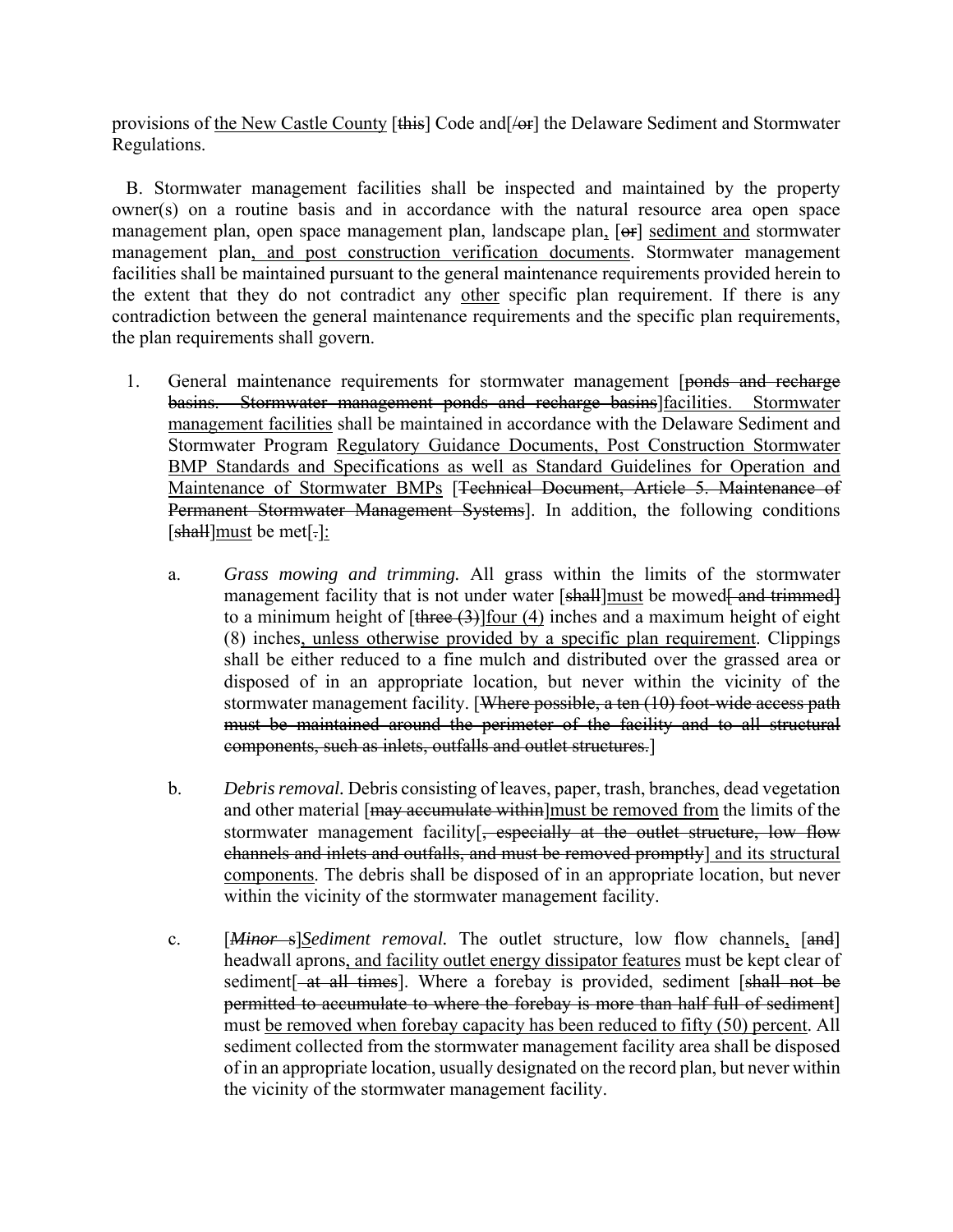provisions of <u>the New Castle County</u> [~~this~~] Code and[~~/or~~] the Delaware Sediment and Stormwater Regulations.

B. Stormwater management facilities shall be inspected and maintained by the property owner(s) on a routine basis and in accordance with the natural resource area open space management plan, open space management plan, landscape plan<u>,</u> [~~or~~] <u>sediment and</u> stormwater management plan<u>, and post construction verification documents</u>. Stormwater management facilities shall be maintained pursuant to the general maintenance requirements provided herein to the extent that they do not contradict any <u>other</u> specific plan requirement. If there is any contradiction between the general maintenance requirements and the specific plan requirements, the plan requirements shall govern.

1. General maintenance requirements for stormwater management [~~ponds and recharge basins. Stormwater management ponds and recharge basins~~]<u>facilities. Stormwater management facilities</u> shall be maintained in accordance with the Delaware Sediment and Stormwater Program <u>Regulatory Guidance Documents, Post Construction Stormwater BMP Standards and Specifications as well as Standard Guidelines for Operation and Maintenance of Stormwater BMPs</u> [~~Technical Document, Article 5. Maintenance of Permanent Stormwater Management Systems~~]. In addition, the following conditions [~~shall~~]<u>must</u> be met[~~.~~]<u>:</u>

   a. *Grass mowing and trimming.* All grass within the limits of the stormwater management facility that is not under water [~~shall~~]<u>must</u> be mowed[~~ and trimmed~~] to a minimum height of [~~three (3)~~]<u>four (4)</u> inches and a maximum height of eight (8) inches<u>, unless otherwise provided by a specific plan requirement</u>. Clippings shall be either reduced to a fine mulch and distributed over the grassed area or disposed of in an appropriate location, but never within the vicinity of the stormwater management facility. [~~Where possible, a ten (10) foot-wide access path must be maintained around the perimeter of the facility and to all structural components, such as inlets, outfalls and outlet structures.~~]

   b. *Debris removal.* Debris consisting of leaves, paper, trash, branches, dead vegetation and other material [~~may accumulate within~~]<u>must be removed from</u> the limits of the stormwater management facility[~~, especially at the outlet structure, low flow channels and inlets and outfalls, and must be removed promptly~~]<u> and its structural components</u>. The debris shall be disposed of in an appropriate location, but never within the vicinity of the stormwater management facility.

   c. [~~*Minor s*~~]<u>*S*</u>*ediment removal.* The outlet structure, low flow channels<u>,</u> [~~and~~] headwall aprons<u>, and facility outlet energy dissipator features</u> must be kept clear of sediment[~~ at all times~~]. Where a forebay is provided, sediment [~~shall not be permitted to accumulate to where the forebay is more than half full of sediment~~] must <u>be removed when forebay capacity has been reduced to fifty (50) percent</u>. All sediment collected from the stormwater management facility area shall be disposed of in an appropriate location, usually designated on the record plan, but never within the vicinity of the stormwater management facility.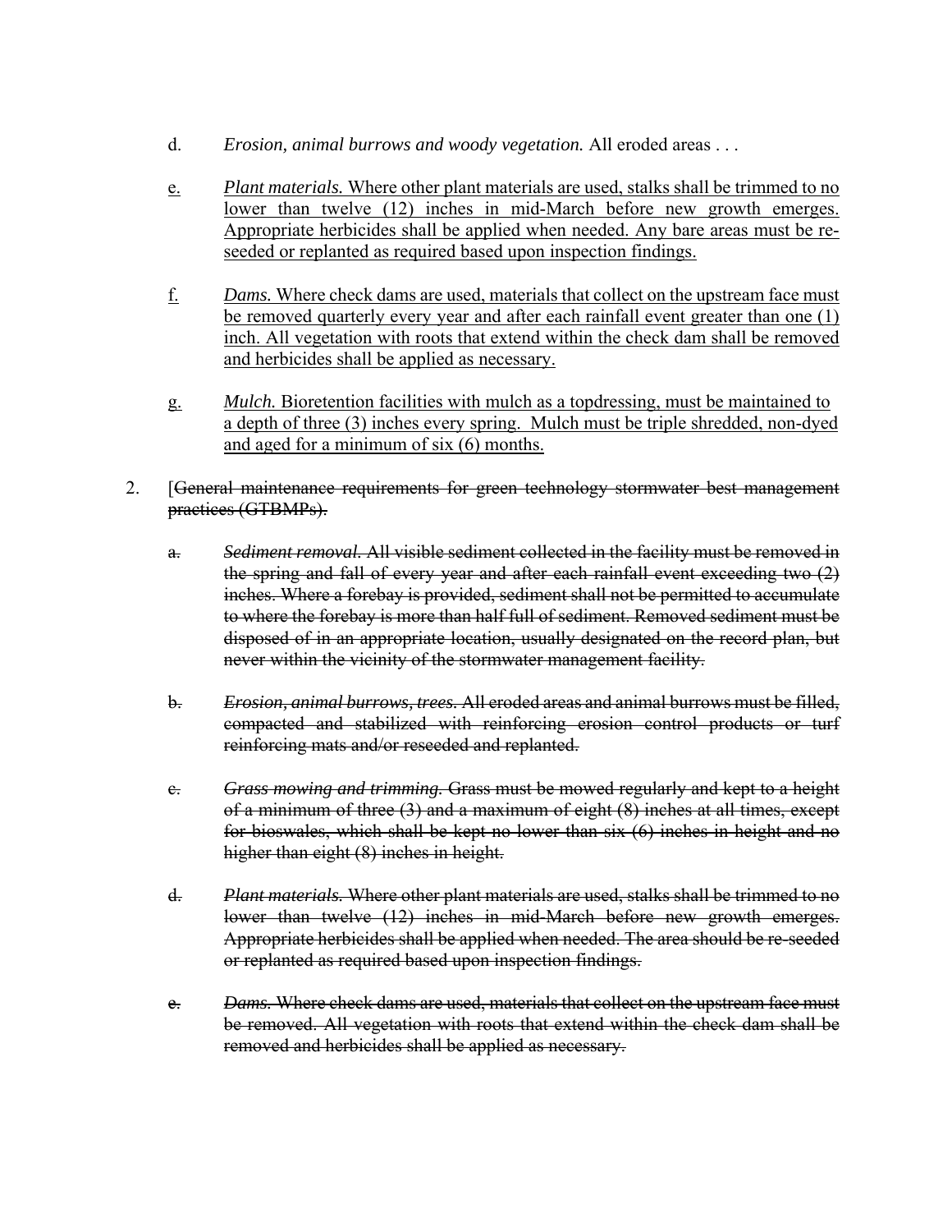d. *Erosion, animal burrows and woody vegetation.* All eroded areas . . .

<u>e.</u> <u>*Plant materials.* Where other plant materials are used, stalks shall be trimmed to no lower than twelve (12) inches in mid-March before new growth emerges. Appropriate herbicides shall be applied when needed. Any bare areas must be re-seeded or replanted as required based upon inspection findings.</u>

<u>f.</u> <u>*Dams.* Where check dams are used, materials that collect on the upstream face must be removed quarterly every year and after each rainfall event greater than one (1) inch. All vegetation with roots that extend within the check dam shall be removed and herbicides shall be applied as necessary.</u>

<u>g.</u> <u>*Mulch.* Bioretention facilities with mulch as a topdressing, must be maintained to a depth of three (3) inches every spring. Mulch must be triple shredded, non-dyed and aged for a minimum of six (6) months.</u>

2. [~~General maintenance requirements for green technology stormwater best management practices (GTBMPs).~~

~~a.~~ ~~*Sediment removal.* All visible sediment collected in the facility must be removed in the spring and fall of every year and after each rainfall event exceeding two (2) inches. Where a forebay is provided, sediment shall not be permitted to accumulate to where the forebay is more than half full of sediment. Removed sediment must be disposed of in an appropriate location, usually designated on the record plan, but never within the vicinity of the stormwater management facility.~~

~~b.~~ ~~*Erosion, animal burrows, trees.* All eroded areas and animal burrows must be filled, compacted and stabilized with reinforcing erosion control products or turf reinforcing mats and/or reseeded and replanted.~~

~~c.~~ ~~*Grass mowing and trimming.* Grass must be mowed regularly and kept to a height of a minimum of three (3) and a maximum of eight (8) inches at all times, except for bioswales, which shall be kept no lower than six (6) inches in height and no higher than eight (8) inches in height.~~

~~d.~~ ~~*Plant materials.* Where other plant materials are used, stalks shall be trimmed to no lower than twelve (12) inches in mid-March before new growth emerges. Appropriate herbicides shall be applied when needed. The area should be re-seeded or replanted as required based upon inspection findings.~~

~~e.~~ ~~*Dams.* Where check dams are used, materials that collect on the upstream face must be removed. All vegetation with roots that extend within the check dam shall be removed and herbicides shall be applied as necessary.~~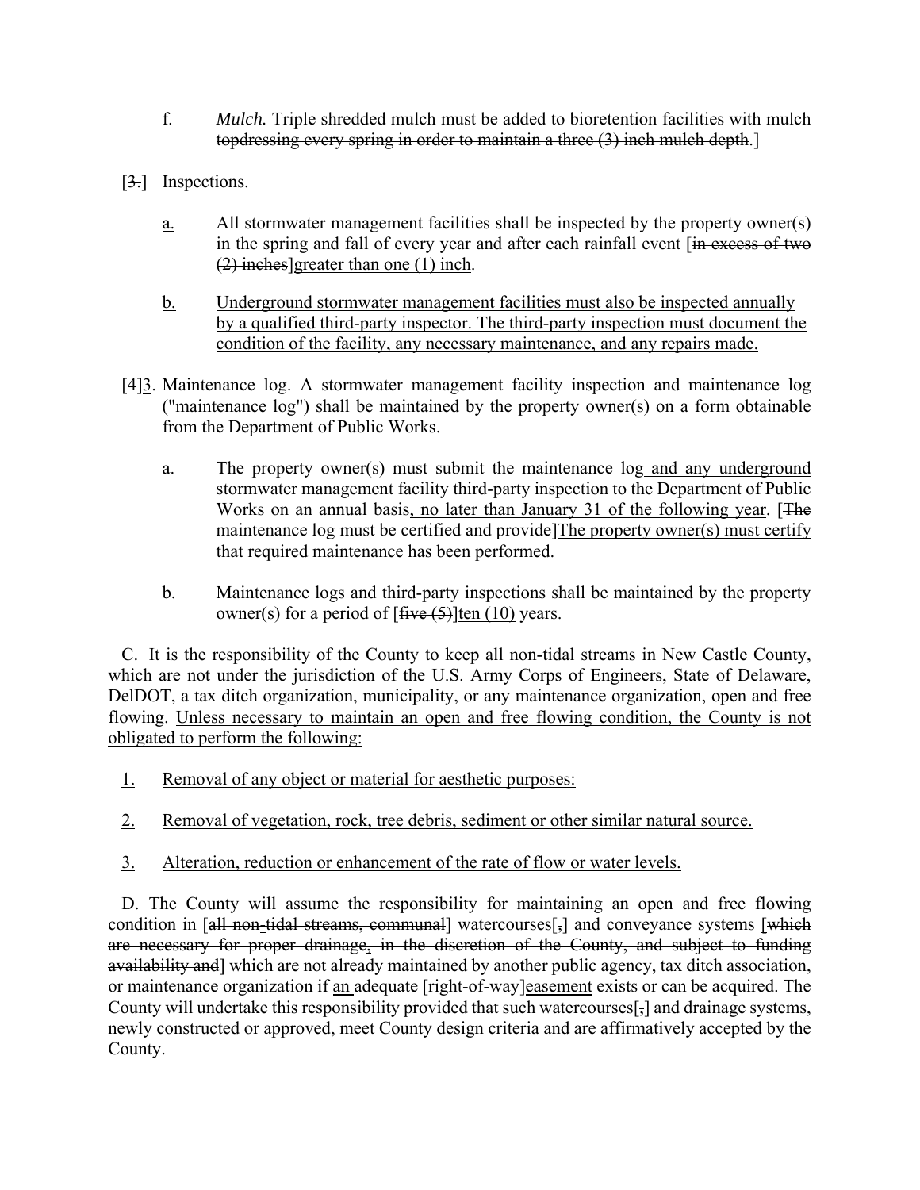f. ~~*Mulch.* Triple shredded mulch must be added to bioretention facilities with mulch topdressing every spring in order to maintain a three (3) inch mulch depth~~.]

[~~3.~~] Inspections.

<u>a.</u> All stormwater management facilities shall be inspected by the property owner(s) in the spring and fall of every year and after each rainfall event [~~in excess of two (2) inches~~]<u>greater than one (1) inch</u>.

<u>b.</u> <u>Underground stormwater management facilities must also be inspected annually by a qualified third-party inspector. The third-party inspection must document the condition of the facility, any necessary maintenance, and any repairs made.</u>

[4]<u>3</u>. Maintenance log. A stormwater management facility inspection and maintenance log ("maintenance log") shall be maintained by the property owner(s) on a form obtainable from the Department of Public Works.

a. The property owner(s) must submit the maintenance lo<u>g and any underground stormwater management facility third-party inspection</u> to the Department of Public Works on an annual basis<u>, no later than January 31 of the following year</u>. [~~The maintenance log must be certified and provide~~]<u>The property owner(s) must certify</u> that required maintenance has been performed.

b. Maintenance logs <u>and third-party inspections</u> shall be maintained by the property owner(s) for a period of [~~five (5)~~]<u>ten (10)</u> years.

C. It is the responsibility of the County to keep all non-tidal streams in New Castle County, which are not under the jurisdiction of the U.S. Army Corps of Engineers, State of Delaware, DelDOT, a tax ditch organization, municipality, or any maintenance organization, open and free flowing. <u>Unless necessary to maintain an open and free flowing condition, the County is not obligated to perform the following:</u>

<u>1.</u> <u>Removal of any object or material for aesthetic purposes:</u>

<u>2.</u> <u>Removal of vegetation, rock, tree debris, sediment or other similar natural source.</u>

<u>3.</u> <u>Alteration, reduction or enhancement of the rate of flow or water levels.</u>

D. <u>T</u>he County will assume the responsibility for maintaining an open and free flowing condition in [~~all non-tidal streams, communal~~] watercourses[~~,~~] and conveyance systems [~~which are necessary for proper drainage, in the discretion of the County, and subject to funding availability and~~] which are not already maintained by another public agency, tax ditch association, or maintenance organization if <u>an</u> adequate [~~right-of-way~~]<u>easement</u> exists or can be acquired. The County will undertake this responsibility provided that such watercourses[~~,~~] and drainage systems, newly constructed or approved, meet County design criteria and are affirmatively accepted by the County.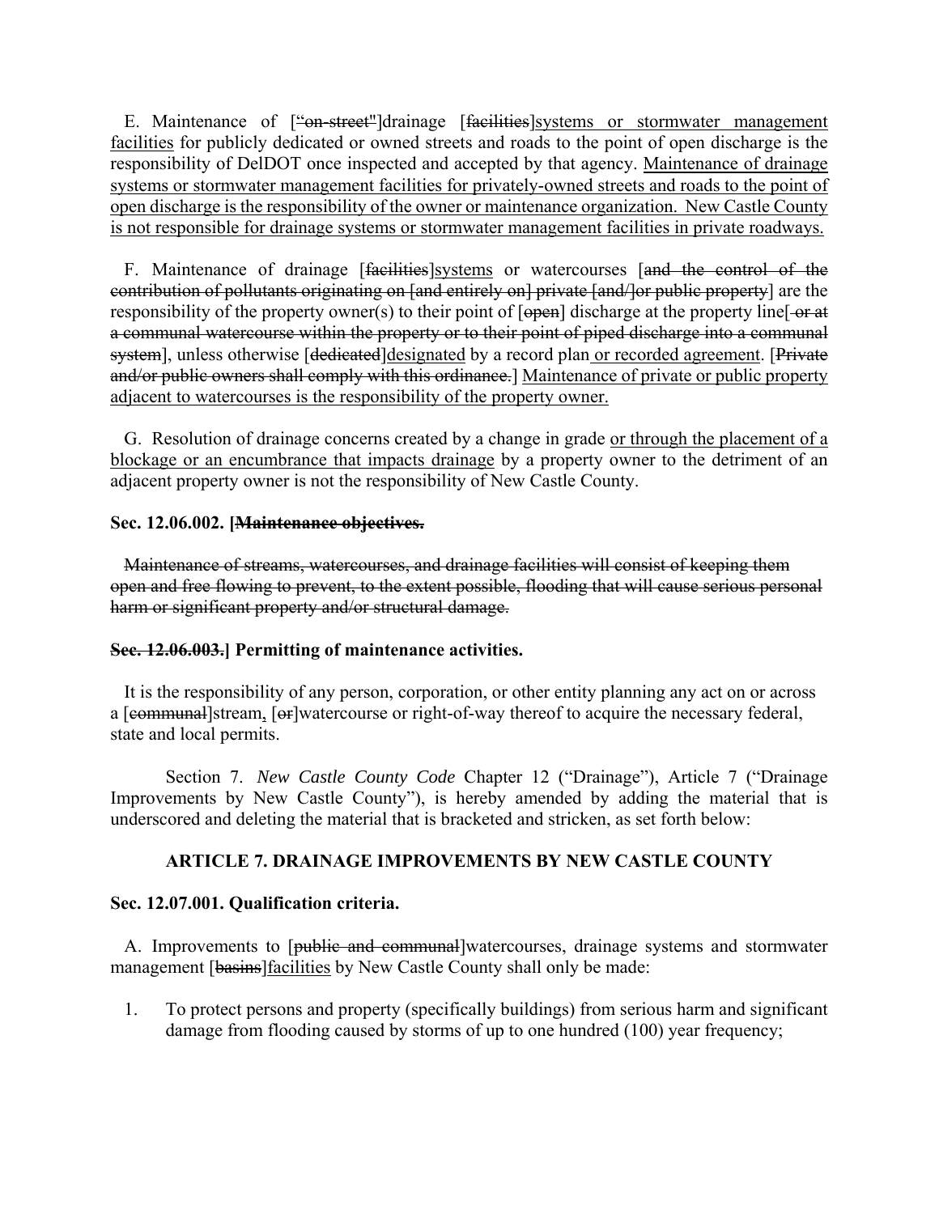E. Maintenance of [~~"on-street"~~]drainage [~~facilities~~]<u>systems or stormwater management facilities</u> for publicly dedicated or owned streets and roads to the point of open discharge is the responsibility of DelDOT once inspected and accepted by that agency. <u>Maintenance of drainage systems or stormwater management facilities for privately-owned streets and roads to the point of open discharge is the responsibility of the owner or maintenance organization. New Castle County is not responsible for drainage systems or stormwater management facilities in private roadways.</u>

F. Maintenance of drainage [~~facilities~~]<u>systems</u> or watercourses [~~and the control of the contribution of pollutants originating on [and entirely on] private [and/]or public property~~] are the responsibility of the property owner(s) to their point of [~~open~~] discharge at the property line[~~ or at a communal watercourse within the property or to their point of piped discharge into a communal system~~], unless otherwise [~~dedicated~~]<u>designated</u> by a record plan<u> or recorded agreement</u>. [~~Private and/or public owners shall comply with this ordinance.~~] <u>Maintenance of private or public property adjacent to watercourses is the responsibility of the property owner.</u>

G. Resolution of drainage concerns created by a change in grade <u>or through the placement of a blockage or an encumbrance that impacts drainage</u> by a property owner to the detriment of an adjacent property owner is not the responsibility of New Castle County.

**Sec. 12.06.002. [~~Maintenance objectives.~~**

~~Maintenance of streams, watercourses, and drainage facilities will consist of keeping them open and free flowing to prevent, to the extent possible, flooding that will cause serious personal harm or significant property and/or structural damage.~~

**~~Sec. 12.06.003.~~] Permitting of maintenance activities.**

It is the responsibility of any person, corporation, or other entity planning any act on or across a [~~communal~~]stream<u>,</u> [~~or~~]watercourse or right-of-way thereof to acquire the necessary federal, state and local permits.

Section 7. *New Castle County Code* Chapter 12 ("Drainage"), Article 7 ("Drainage Improvements by New Castle County"), is hereby amended by adding the material that is underscored and deleting the material that is bracketed and stricken, as set forth below:

## ARTICLE 7. DRAINAGE IMPROVEMENTS BY NEW CASTLE COUNTY

**Sec. 12.07.001. Qualification criteria.**

A. Improvements to [~~public and communal~~]watercourses, drainage systems and stormwater management [~~basins~~]<u>facilities</u> by New Castle County shall only be made:

1. To protect persons and property (specifically buildings) from serious harm and significant damage from flooding caused by storms of up to one hundred (100) year frequency;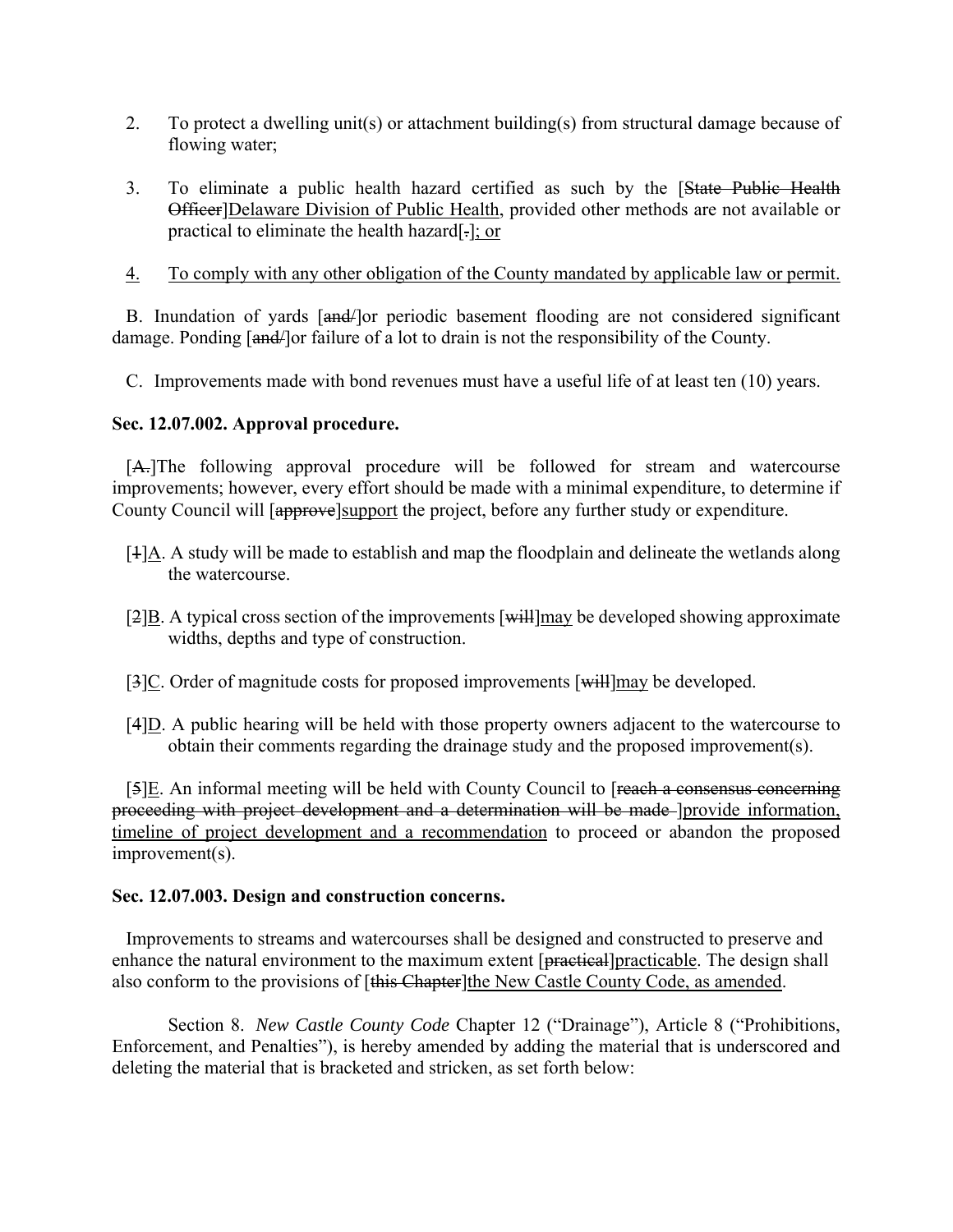2. To protect a dwelling unit(s) or attachment building(s) from structural damage because of flowing water;

3. To eliminate a public health hazard certified as such by the [~~State Public Health Officer~~]<u>Delaware Division of Public Health</u>, provided other methods are not available or practical to eliminate the health hazard[~~.~~]<u>; or</u>

<u>4.</u> <u>To comply with any other obligation of the County mandated by applicable law or permit.</u>

B. Inundation of yards [~~and/~~]or periodic basement flooding are not considered significant damage. Ponding [~~and/~~]or failure of a lot to drain is not the responsibility of the County.

C. Improvements made with bond revenues must have a useful life of at least ten (10) years.

**Sec. 12.07.002. Approval procedure.**

[~~A.~~]The following approval procedure will be followed for stream and watercourse improvements; however, every effort should be made with a minimal expenditure, to determine if County Council will [~~approve~~]<u>support</u> the project, before any further study or expenditure.

[~~1~~]<u>A</u>. A study will be made to establish and map the floodplain and delineate the wetlands along the watercourse.

[~~2~~]<u>B</u>. A typical cross section of the improvements [~~will~~]<u>may</u> be developed showing approximate widths, depths and type of construction.

[~~3~~]<u>C</u>. Order of magnitude costs for proposed improvements [~~will~~]<u>may</u> be developed.

[~~4~~]<u>D</u>. A public hearing will be held with those property owners adjacent to the watercourse to obtain their comments regarding the drainage study and the proposed improvement(s).

[~~5~~]<u>E</u>. An informal meeting will be held with County Council to [~~reach a consensus concerning proceeding with project development and a determination will be made~~ ]<u>provide information, timeline of project development and a recommendation</u> to proceed or abandon the proposed improvement(s).

**Sec. 12.07.003. Design and construction concerns.**

Improvements to streams and watercourses shall be designed and constructed to preserve and enhance the natural environment to the maximum extent [~~practical~~]<u>practicable</u>. The design shall also conform to the provisions of [~~this Chapter~~]<u>the New Castle County Code, as amended</u>.

Section 8. *New Castle County Code* Chapter 12 ("Drainage"), Article 8 ("Prohibitions, Enforcement, and Penalties"), is hereby amended by adding the material that is underscored and deleting the material that is bracketed and stricken, as set forth below: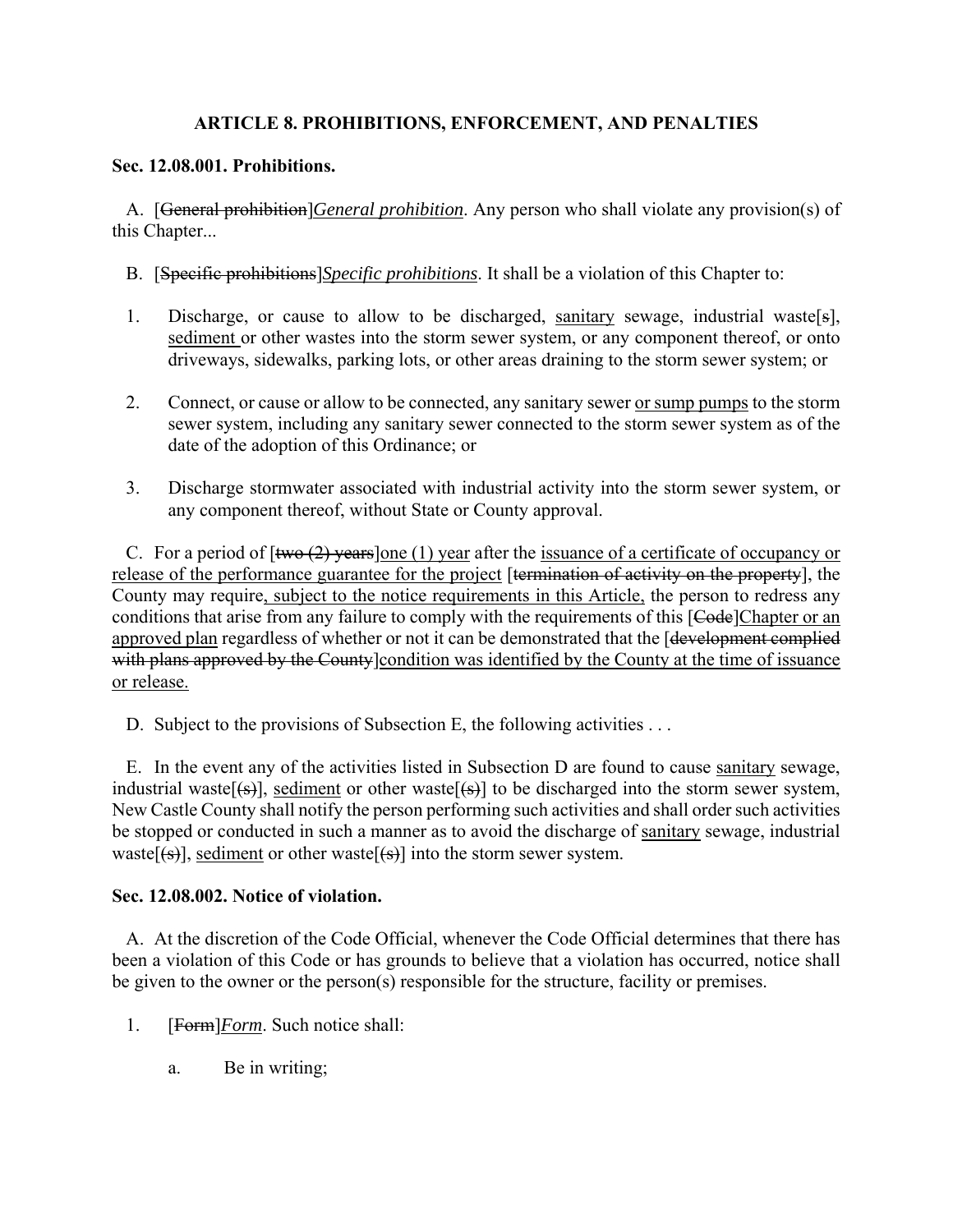## ARTICLE 8. PROHIBITIONS, ENFORCEMENT, AND PENALTIES

**Sec. 12.08.001. Prohibitions.**

A. [~~General prohibition~~]*General prohibition*. Any person who shall violate any provision(s) of this Chapter...

B. [~~Specific prohibitions~~]*Specific prohibitions*. It shall be a violation of this Chapter to:

1. Discharge, or cause to allow to be discharged, <u>sanitary</u> sewage, industrial waste[~~s~~], <u>sediment</u> or other wastes into the storm sewer system, or any component thereof, or onto driveways, sidewalks, parking lots, or other areas draining to the storm sewer system; or

2. Connect, or cause or allow to be connected, any sanitary sewer <u>or sump pumps</u> to the storm sewer system, including any sanitary sewer connected to the storm sewer system as of the date of the adoption of this Ordinance; or

3. Discharge stormwater associated with industrial activity into the storm sewer system, or any component thereof, without State or County approval.

C. For a period of [~~two (2) years~~]<u>one (1) year</u> after the <u>issuance of a certificate of occupancy or release of the performance guarantee for the project</u> [~~termination of activity on the property~~], the County may require<u>, subject to the notice requirements in this Article,</u> the person to redress any conditions that arise from any failure to comply with the requirements of this [~~Code~~]<u>Chapter or an approved plan</u> regardless of whether or not it can be demonstrated that the [~~development complied with plans approved by the County~~]<u>condition was identified by the County at the time of issuance or release.</u>

D. Subject to the provisions of Subsection E, the following activities . . .

E. In the event any of the activities listed in Subsection D are found to cause <u>sanitary</u> sewage, industrial waste[~~(s)~~], <u>sediment</u> or other waste[~~(s)~~] to be discharged into the storm sewer system, New Castle County shall notify the person performing such activities and shall order such activities be stopped or conducted in such a manner as to avoid the discharge of <u>sanitary</u> sewage, industrial waste[~~(s)~~], <u>sediment</u> or other waste[~~(s)~~] into the storm sewer system.

**Sec. 12.08.002. Notice of violation.**

A. At the discretion of the Code Official, whenever the Code Official determines that there has been a violation of this Code or has grounds to believe that a violation has occurred, notice shall be given to the owner or the person(s) responsible for the structure, facility or premises.

1. [~~Form~~]*Form*. Such notice shall:

   a. Be in writing;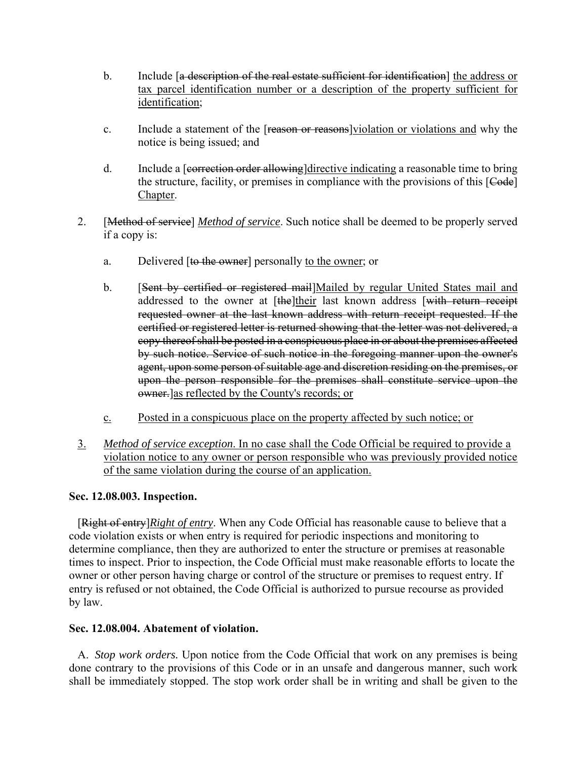b. Include [~~a description of the real estate sufficient for identification~~] <u>the address or tax parcel identification number or a description of the property sufficient for identification</u>;

c. Include a statement of the [~~reason or reasons~~]<u>violation or violations and</u> why the notice is being issued; and

d. Include a [~~correction order allowing~~]<u>directive indicating</u> a reasonable time to bring the structure, facility, or premises in compliance with the provisions of this [~~Code~~] <u>Chapter</u>.

2. [~~Method of service~~] <u>*Method of service*</u>. Such notice shall be deemed to be properly served if a copy is:

   a. Delivered [~~to the owner~~] personally <u>to the owner</u>; or

   b. [~~Sent by certified or registered mail~~]<u>Mailed by regular United States mail and</u> addressed to the owner at [~~the~~]<u>their</u> last known address [~~with return receipt requested owner at the last known address with return receipt requested. If the certified or registered letter is returned showing that the letter was not delivered, a copy thereof shall be posted in a conspicuous place in or about the premises affected by such notice. Service of such notice in the foregoing manner upon the owner's agent, upon some person of suitable age and discretion residing on the premises, or upon the person responsible for the premises shall constitute service upon the owner.~~]<u>as reflected by the County's records; or</u>

   <u>c.</u> <u>Posted in a conspicuous place on the property affected by such notice; or</u>

<u>3.</u> <u>*Method of service exception*. In no case shall the Code Official be required to provide a violation notice to any owner or person responsible who was previously provided notice of the same violation during the course of an application.</u>

**Sec. 12.08.003. Inspection.**

[~~Right of entry~~]*Right of entry*. When any Code Official has reasonable cause to believe that a code violation exists or when entry is required for periodic inspections and monitoring to determine compliance, then they are authorized to enter the structure or premises at reasonable times to inspect. Prior to inspection, the Code Official must make reasonable efforts to locate the owner or other person having charge or control of the structure or premises to request entry. If entry is refused or not obtained, the Code Official is authorized to pursue recourse as provided by law.

**Sec. 12.08.004. Abatement of violation.**

A. *Stop work orders.* Upon notice from the Code Official that work on any premises is being done contrary to the provisions of this Code or in an unsafe and dangerous manner, such work shall be immediately stopped. The stop work order shall be in writing and shall be given to the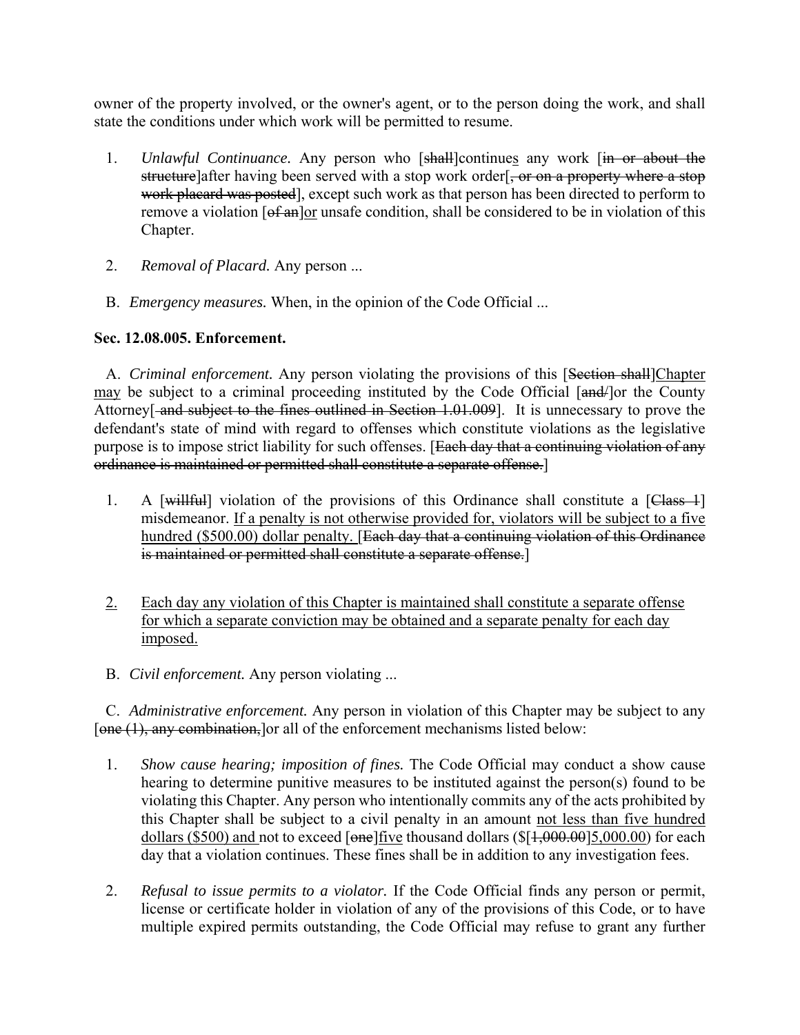owner of the property involved, or the owner's agent, or to the person doing the work, and shall state the conditions under which work will be permitted to resume.

1. *Unlawful Continuance.* Any person who [~~shall~~]continue<u>s</u> any work [~~in or about the structure~~]after having been served with a stop work order[~~, or on a property where a stop work placard was posted~~], except such work as that person has been directed to perform to remove a violation [~~of an~~]<u>or</u> unsafe condition, shall be considered to be in violation of this Chapter.

2. *Removal of Placard.* Any person ...

B. *Emergency measures.* When, in the opinion of the Code Official ...

**Sec. 12.08.005. Enforcement.**

A. *Criminal enforcement.* Any person violating the provisions of this [~~Section shall~~]<u>Chapter may</u> be subject to a criminal proceeding instituted by the Code Official [~~and/~~]or the County Attorney[~~ and subject to the fines outlined in Section 1.01.009~~]. It is unnecessary to prove the defendant's state of mind with regard to offenses which constitute violations as the legislative purpose is to impose strict liability for such offenses. [~~Each day that a continuing violation of any ordinance is maintained or permitted shall constitute a separate offense.~~]

1. A [~~willful~~] violation of the provisions of this Ordinance shall constitute a [~~Class 1~~] misdemeanor. <u>If a penalty is not otherwise provided for, violators will be subject to a five hundred ($500.00) dollar penalty.</u> [~~Each day that a continuing violation of this Ordinance is maintained or permitted shall constitute a separate offense.~~]

<u>2.</u> <u>Each day any violation of this Chapter is maintained shall constitute a separate offense for which a separate conviction may be obtained and a separate penalty for each day imposed.</u>

B. *Civil enforcement.* Any person violating ...

C. *Administrative enforcement.* Any person in violation of this Chapter may be subject to any [~~one (1), any combination,~~]or all of the enforcement mechanisms listed below:

1. *Show cause hearing; imposition of fines.* The Code Official may conduct a show cause hearing to determine punitive measures to be instituted against the person(s) found to be violating this Chapter. Any person who intentionally commits any of the acts prohibited by this Chapter shall be subject to a civil penalty in an amount <u>not less than five hundred dollars ($500) and</u> not to exceed [~~one~~]<u>five</u> thousand dollars ($[~~1,000.00~~]<u>5,000.00</u>) for each day that a violation continues. These fines shall be in addition to any investigation fees.

2. *Refusal to issue permits to a violator.* If the Code Official finds any person or permit, license or certificate holder in violation of any of the provisions of this Code, or to have multiple expired permits outstanding, the Code Official may refuse to grant any further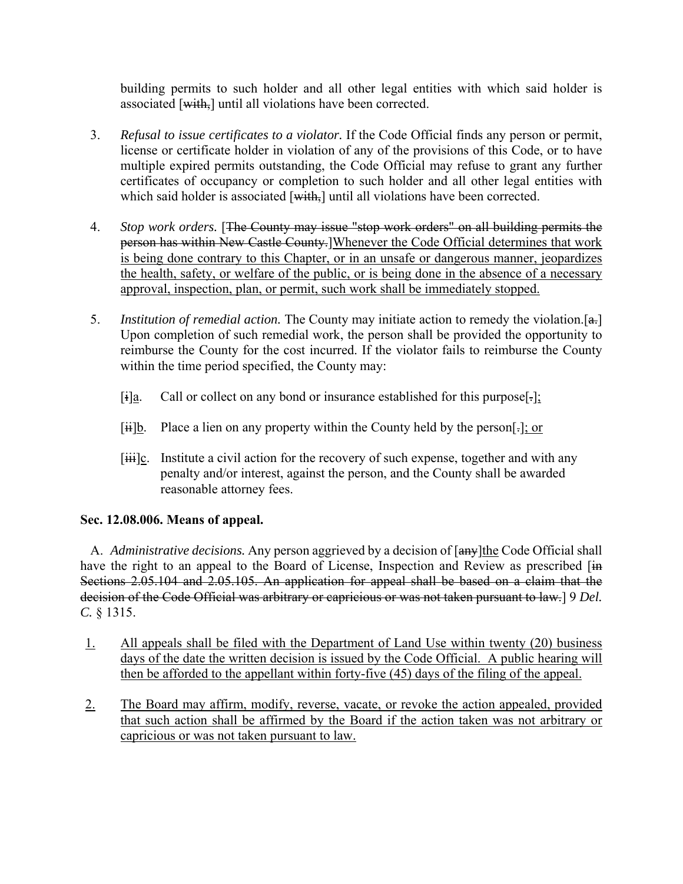building permits to such holder and all other legal entities with which said holder is associated [~~with,~~] until all violations have been corrected.

3. *Refusal to issue certificates to a violator.* If the Code Official finds any person or permit, license or certificate holder in violation of any of the provisions of this Code, or to have multiple expired permits outstanding, the Code Official may refuse to grant any further certificates of occupancy or completion to such holder and all other legal entities with which said holder is associated [~~with,~~] until all violations have been corrected.

4. *Stop work orders.* [~~The County may issue "stop work orders" on all building permits the person has within New Castle County.~~]<u>Whenever the Code Official determines that work is being done contrary to this Chapter, or in an unsafe or dangerous manner, jeopardizes the health, safety, or welfare of the public, or is being done in the absence of a necessary approval, inspection, plan, or permit, such work shall be immediately stopped.</u>

5. *Institution of remedial action.* The County may initiate action to remedy the violation.[~~a.~~] Upon completion of such remedial work, the person shall be provided the opportunity to reimburse the County for the cost incurred. If the violator fails to reimburse the County within the time period specified, the County may:

   [~~i~~]<u>a</u>. Call or collect on any bond or insurance established for this purpose[~~.~~]<u>;</u>

   [~~ii~~]<u>b</u>. Place a lien on any property within the County held by the person[~~.~~]<u>; or</u>

   [~~iii~~]<u>c</u>. Institute a civil action for the recovery of such expense, together and with any penalty and/or interest, against the person, and the County shall be awarded reasonable attorney fees.

**Sec. 12.08.006. Means of appeal.**

A. *Administrative decisions.* Any person aggrieved by a decision of [~~any~~]<u>the</u> Code Official shall have the right to an appeal to the Board of License, Inspection and Review as prescribed [~~in Sections 2.05.104 and 2.05.105. An application for appeal shall be based on a claim that the decision of the Code Official was arbitrary or capricious or was not taken pursuant to law.~~] 9 *Del. C.* § 1315.

<u>1.</u> <u>All appeals shall be filed with the Department of Land Use within twenty (20) business days of the date the written decision is issued by the Code Official. A public hearing will then be afforded to the appellant within forty-five (45) days of the filing of the appeal.</u>

<u>2.</u> <u>The Board may affirm, modify, reverse, vacate, or revoke the action appealed, provided that such action shall be affirmed by the Board if the action taken was not arbitrary or capricious or was not taken pursuant to law.</u>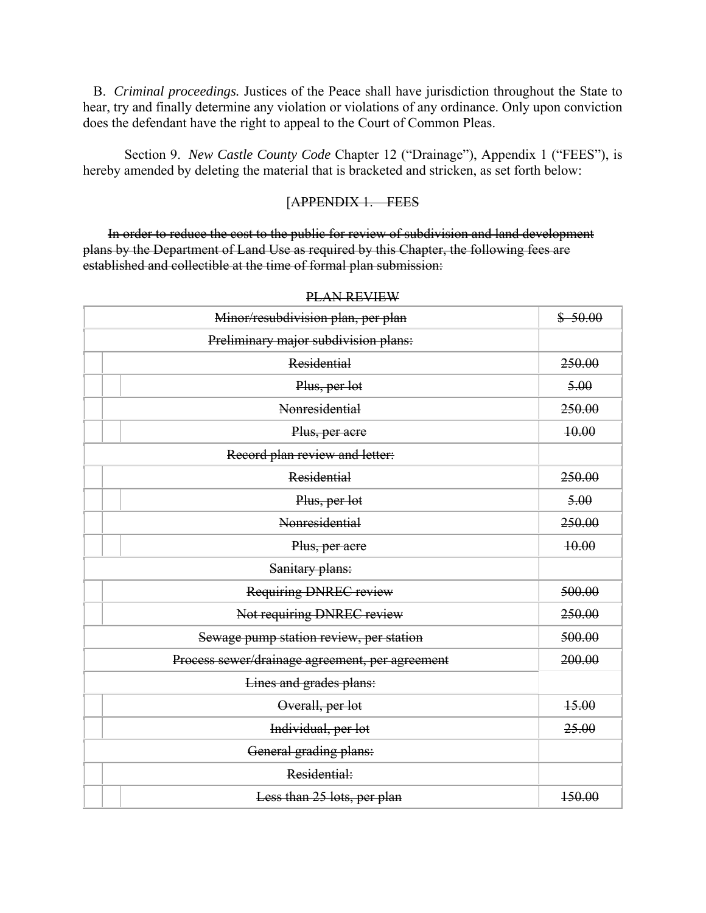B. *Criminal proceedings.* Justices of the Peace shall have jurisdiction throughout the State to hear, try and finally determine any violation or violations of any ordinance. Only upon conviction does the defendant have the right to appeal to the Court of Common Pleas.

Section 9. *New Castle County Code* Chapter 12 ("Drainage"), Appendix 1 ("FEES"), is hereby amended by deleting the material that is bracketed and stricken, as set forth below:

[~~APPENDIX 1. FEES~~

~~In order to reduce the cost to the public for review of subdivision and land development plans by the Department of Land Use as required by this Chapter, the following fees are established and collectible at the time of formal plan submission:~~

~~PLAN REVIEW~~

| | |
|---|---|
| ~~Minor/resubdivision plan, per plan~~ | ~~$ 50.00~~ |
| ~~Preliminary major subdivision plans:~~ | |
| ~~Residential~~ | ~~250.00~~ |
| ~~Plus, per lot~~ | ~~5.00~~ |
| ~~Nonresidential~~ | ~~250.00~~ |
| ~~Plus, per acre~~ | ~~10.00~~ |
| ~~Record plan review and letter:~~ | |
| ~~Residential~~ | ~~250.00~~ |
| ~~Plus, per lot~~ | ~~5.00~~ |
| ~~Nonresidential~~ | ~~250.00~~ |
| ~~Plus, per acre~~ | ~~10.00~~ |
| ~~Sanitary plans:~~ | |
| ~~Requiring DNREC review~~ | ~~500.00~~ |
| ~~Not requiring DNREC review~~ | ~~250.00~~ |
| ~~Sewage pump station review, per station~~ | ~~500.00~~ |
| ~~Process sewer/drainage agreement, per agreement~~ | ~~200.00~~ |
| ~~Lines and grades plans:~~ | |
| ~~Overall, per lot~~ | ~~15.00~~ |
| ~~Individual, per lot~~ | ~~25.00~~ |
| ~~General grading plans:~~ | |
| ~~Residential:~~ | |
| ~~Less than 25 lots, per plan~~ | ~~150.00~~ |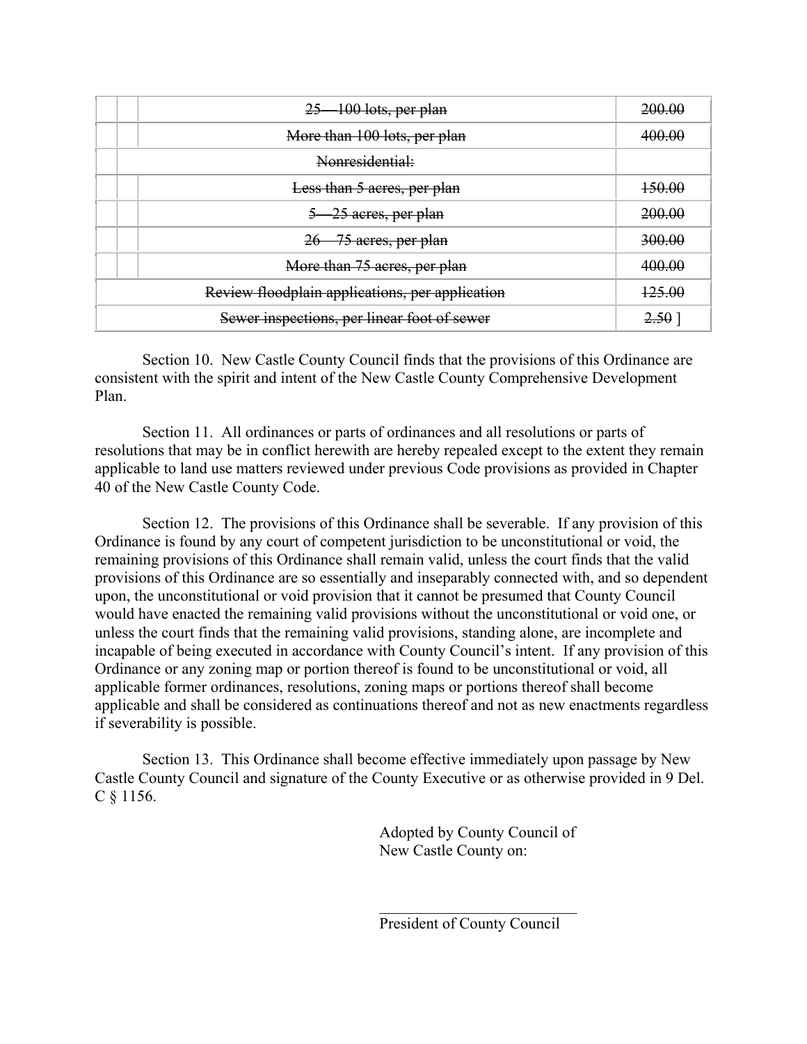| | | | |
|---|---|---|---|
| | | ~~25—100 lots, per plan~~ | ~~200.00~~ |
| | | ~~More than 100 lots, per plan~~ | ~~400.00~~ |
| | ~~Nonresidential:~~ | | |
| | | ~~Less than 5 acres, per plan~~ | ~~150.00~~ |
| | | ~~5—25 acres, per plan~~ | ~~200.00~~ |
| | | ~~26—75 acres, per plan~~ | ~~300.00~~ |
| | | ~~More than 75 acres, per plan~~ | ~~400.00~~ |
| ~~Review floodplain applications, per application~~ | | | ~~125.00~~ |
| ~~Sewer inspections, per linear foot of sewer~~ | | | ~~2.50~~ ] |

Section 10. New Castle County Council finds that the provisions of this Ordinance are consistent with the spirit and intent of the New Castle County Comprehensive Development Plan.

Section 11. All ordinances or parts of ordinances and all resolutions or parts of resolutions that may be in conflict herewith are hereby repealed except to the extent they remain applicable to land use matters reviewed under previous Code provisions as provided in Chapter 40 of the New Castle County Code.

Section 12. The provisions of this Ordinance shall be severable. If any provision of this Ordinance is found by any court of competent jurisdiction to be unconstitutional or void, the remaining provisions of this Ordinance shall remain valid, unless the court finds that the valid provisions of this Ordinance are so essentially and inseparably connected with, and so dependent upon, the unconstitutional or void provision that it cannot be presumed that County Council would have enacted the remaining valid provisions without the unconstitutional or void one, or unless the court finds that the remaining valid provisions, standing alone, are incomplete and incapable of being executed in accordance with County Council's intent. If any provision of this Ordinance or any zoning map or portion thereof is found to be unconstitutional or void, all applicable former ordinances, resolutions, zoning maps or portions thereof shall become applicable and shall be considered as continuations thereof and not as new enactments regardless if severability is possible.

Section 13. This Ordinance shall become effective immediately upon passage by New Castle County Council and signature of the County Executive or as otherwise provided in 9 Del. C § 1156.

Adopted by County Council of
New Castle County on:

\_\_\_\_\_\_\_\_\_\_\_\_\_\_\_\_\_\_\_\_\_\_\_\_\_\_
President of County Council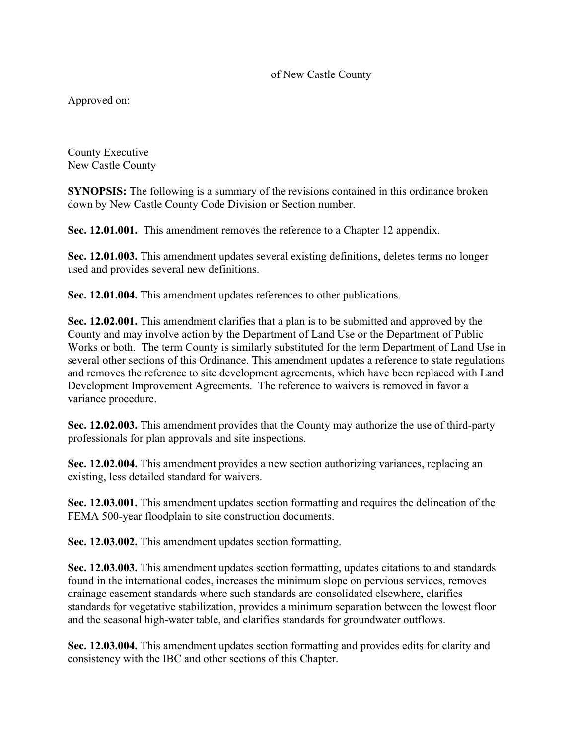of New Castle County

Approved on:

County Executive
New Castle County

**SYNOPSIS:** The following is a summary of the revisions contained in this ordinance broken down by New Castle County Code Division or Section number.

**Sec. 12.01.001.** This amendment removes the reference to a Chapter 12 appendix.

**Sec. 12.01.003.** This amendment updates several existing definitions, deletes terms no longer used and provides several new definitions.

**Sec. 12.01.004.** This amendment updates references to other publications.

**Sec. 12.02.001.** This amendment clarifies that a plan is to be submitted and approved by the County and may involve action by the Department of Land Use or the Department of Public Works or both. The term County is similarly substituted for the term Department of Land Use in several other sections of this Ordinance. This amendment updates a reference to state regulations and removes the reference to site development agreements, which have been replaced with Land Development Improvement Agreements. The reference to waivers is removed in favor a variance procedure.

**Sec. 12.02.003.** This amendment provides that the County may authorize the use of third-party professionals for plan approvals and site inspections.

**Sec. 12.02.004.** This amendment provides a new section authorizing variances, replacing an existing, less detailed standard for waivers.

**Sec. 12.03.001.** This amendment updates section formatting and requires the delineation of the FEMA 500-year floodplain to site construction documents.

**Sec. 12.03.002.** This amendment updates section formatting.

**Sec. 12.03.003.** This amendment updates section formatting, updates citations to and standards found in the international codes, increases the minimum slope on pervious services, removes drainage easement standards where such standards are consolidated elsewhere, clarifies standards for vegetative stabilization, provides a minimum separation between the lowest floor and the seasonal high-water table, and clarifies standards for groundwater outflows.

**Sec. 12.03.004.** This amendment updates section formatting and provides edits for clarity and consistency with the IBC and other sections of this Chapter.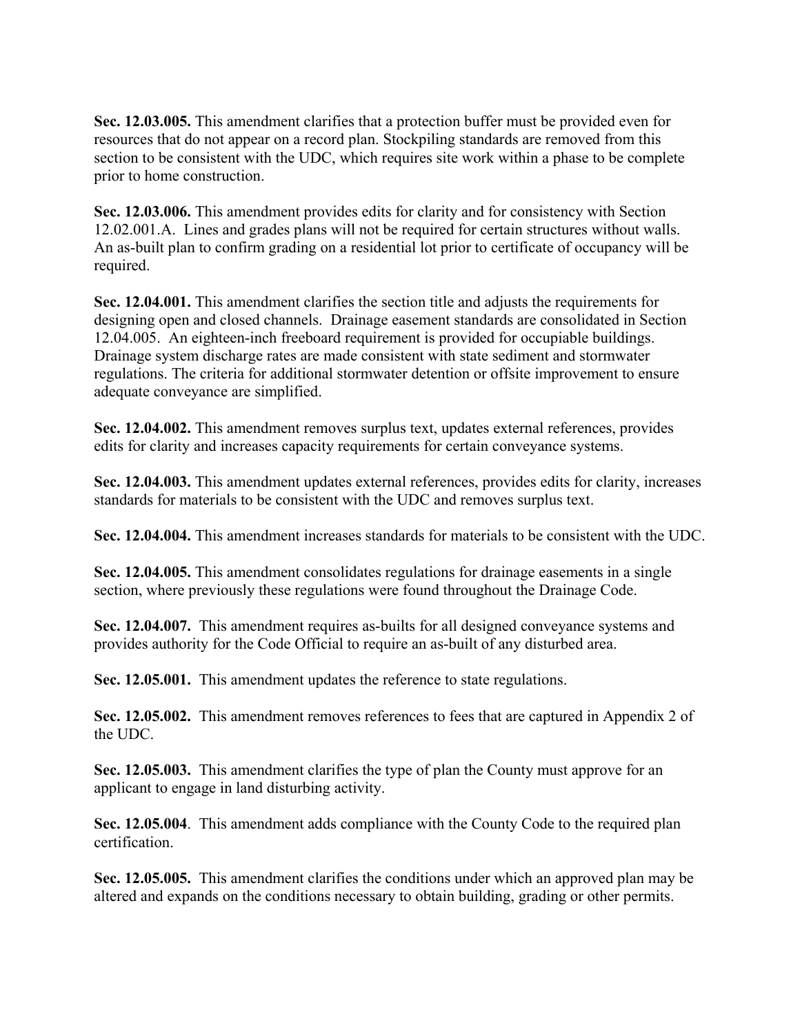**Sec. 12.03.005.** This amendment clarifies that a protection buffer must be provided even for resources that do not appear on a record plan. Stockpiling standards are removed from this section to be consistent with the UDC, which requires site work within a phase to be complete prior to home construction.

**Sec. 12.03.006.** This amendment provides edits for clarity and for consistency with Section 12.02.001.A. Lines and grades plans will not be required for certain structures without walls. An as-built plan to confirm grading on a residential lot prior to certificate of occupancy will be required.

**Sec. 12.04.001.** This amendment clarifies the section title and adjusts the requirements for designing open and closed channels. Drainage easement standards are consolidated in Section 12.04.005. An eighteen-inch freeboard requirement is provided for occupiable buildings. Drainage system discharge rates are made consistent with state sediment and stormwater regulations. The criteria for additional stormwater detention or offsite improvement to ensure adequate conveyance are simplified.

**Sec. 12.04.002.** This amendment removes surplus text, updates external references, provides edits for clarity and increases capacity requirements for certain conveyance systems.

**Sec. 12.04.003.** This amendment updates external references, provides edits for clarity, increases standards for materials to be consistent with the UDC and removes surplus text.

**Sec. 12.04.004.** This amendment increases standards for materials to be consistent with the UDC.

**Sec. 12.04.005.** This amendment consolidates regulations for drainage easements in a single section, where previously these regulations were found throughout the Drainage Code.

**Sec. 12.04.007.** This amendment requires as-builts for all designed conveyance systems and provides authority for the Code Official to require an as-built of any disturbed area.

**Sec. 12.05.001.** This amendment updates the reference to state regulations.

**Sec. 12.05.002.** This amendment removes references to fees that are captured in Appendix 2 of the UDC.

**Sec. 12.05.003.** This amendment clarifies the type of plan the County must approve for an applicant to engage in land disturbing activity.

**Sec. 12.05.004**. This amendment adds compliance with the County Code to the required plan certification.

**Sec. 12.05.005.** This amendment clarifies the conditions under which an approved plan may be altered and expands on the conditions necessary to obtain building, grading or other permits.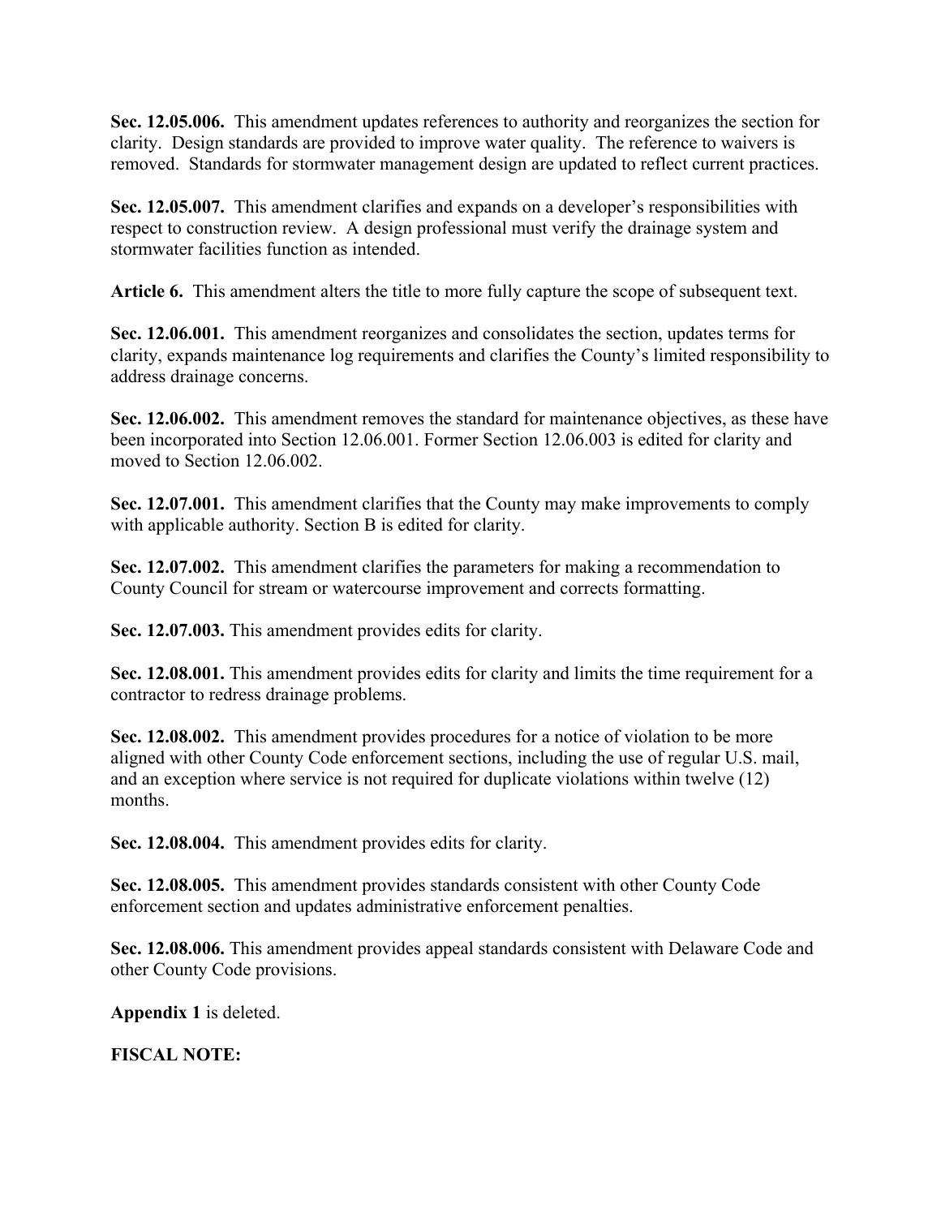**Sec. 12.05.006.** This amendment updates references to authority and reorganizes the section for clarity. Design standards are provided to improve water quality. The reference to waivers is removed. Standards for stormwater management design are updated to reflect current practices.

**Sec. 12.05.007.** This amendment clarifies and expands on a developer's responsibilities with respect to construction review. A design professional must verify the drainage system and stormwater facilities function as intended.

**Article 6.** This amendment alters the title to more fully capture the scope of subsequent text.

**Sec. 12.06.001.** This amendment reorganizes and consolidates the section, updates terms for clarity, expands maintenance log requirements and clarifies the County's limited responsibility to address drainage concerns.

**Sec. 12.06.002.** This amendment removes the standard for maintenance objectives, as these have been incorporated into Section 12.06.001. Former Section 12.06.003 is edited for clarity and moved to Section 12.06.002.

**Sec. 12.07.001.** This amendment clarifies that the County may make improvements to comply with applicable authority. Section B is edited for clarity.

**Sec. 12.07.002.** This amendment clarifies the parameters for making a recommendation to County Council for stream or watercourse improvement and corrects formatting.

**Sec. 12.07.003.** This amendment provides edits for clarity.

**Sec. 12.08.001.** This amendment provides edits for clarity and limits the time requirement for a contractor to redress drainage problems.

**Sec. 12.08.002.** This amendment provides procedures for a notice of violation to be more aligned with other County Code enforcement sections, including the use of regular U.S. mail, and an exception where service is not required for duplicate violations within twelve (12) months.

**Sec. 12.08.004.** This amendment provides edits for clarity.

**Sec. 12.08.005.** This amendment provides standards consistent with other County Code enforcement section and updates administrative enforcement penalties.

**Sec. 12.08.006.** This amendment provides appeal standards consistent with Delaware Code and other County Code provisions.

**Appendix 1** is deleted.

**FISCAL NOTE:**